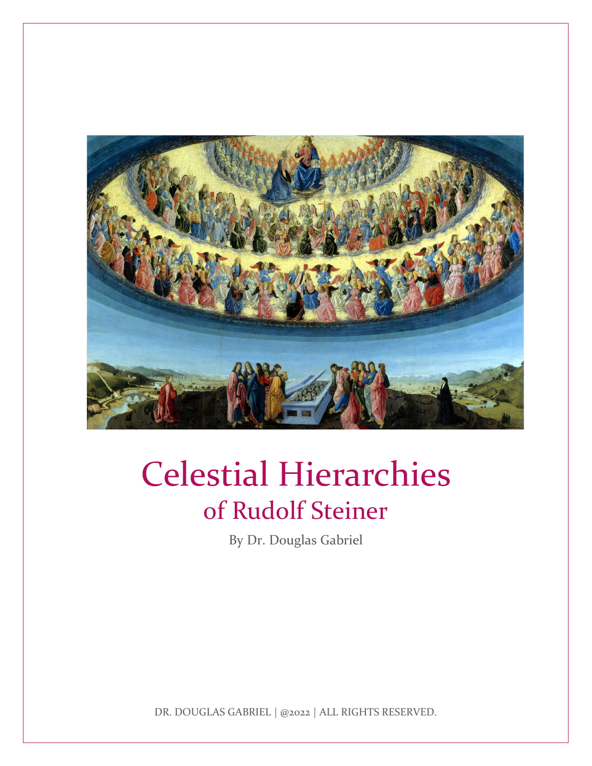# Celestial Hierarchies

## of Rudolf Steiner

By Dr. Douglas Gabriel

DR. DOUGLAS GABRIEL | @2022 | ALL RIGHTS RESERVED.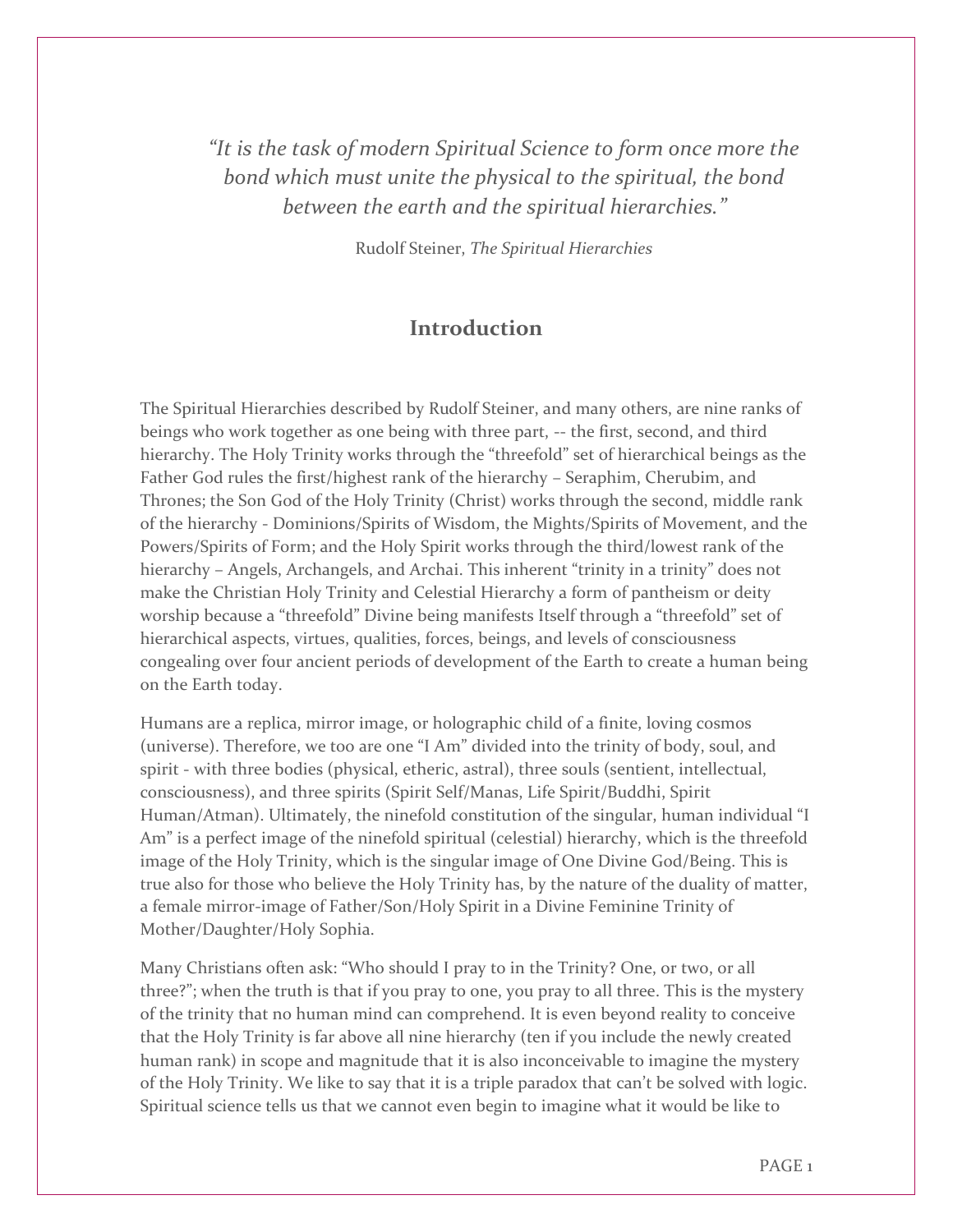*"It is the task of modern Spiritual Science to form once more the bond which must unite the physical to the spiritual, the bond between the earth and the spiritual hierarchies."*

Rudolf Steiner, *The Spiritual Hierarchies*

## Introduction

The Spiritual Hierarchies described by Rudolf Steiner, and many others, are nine ranks of beings who work together as one being with three part, -- the first, second, and third hierarchy. The Holy Trinity works through the "threefold" set of hierarchical beings as the Father God rules the first/highest rank of the hierarchy – Seraphim, Cherubim, and Thrones; the Son God of the Holy Trinity (Christ) works through the second, middle rank of the hierarchy - Dominions/Spirits of Wisdom, the Mights/Spirits of Movement, and the Powers/Spirits of Form; and the Holy Spirit works through the third/lowest rank of the hierarchy – Angels, Archangels, and Archai. This inherent "trinity in a trinity" does not make the Christian Holy Trinity and Celestial Hierarchy a form of pantheism or deity worship because a "threefold" Divine being manifests Itself through a "threefold" set of hierarchical aspects, virtues, qualities, forces, beings, and levels of consciousness congealing over four ancient periods of development of the Earth to create a human being on the Earth today.

Humans are a replica, mirror image, or holographic child of a finite, loving cosmos (universe). Therefore, we too are one "I Am" divided into the trinity of body, soul, and spirit - with three bodies (physical, etheric, astral), three souls (sentient, intellectual, consciousness), and three spirits (Spirit Self/Manas, Life Spirit/Buddhi, Spirit Human/Atman). Ultimately, the ninefold constitution of the singular, human individual "I Am" is a perfect image of the ninefold spiritual (celestial) hierarchy, which is the threefold image of the Holy Trinity, which is the singular image of One Divine God/Being. This is true also for those who believe the Holy Trinity has, by the nature of the duality of matter, a female mirror-image of Father/Son/Holy Spirit in a Divine Feminine Trinity of Mother/Daughter/Holy Sophia.

Many Christians often ask: "Who should I pray to in the Trinity? One, or two, or all three?"; when the truth is that if you pray to one, you pray to all three. This is the mystery of the trinity that no human mind can comprehend. It is even beyond reality to conceive that the Holy Trinity is far above all nine hierarchy (ten if you include the newly created human rank) in scope and magnitude that it is also inconceivable to imagine the mystery of the Holy Trinity. We like to say that it is a triple paradox that can't be solved with logic. Spiritual science tells us that we cannot even begin to imagine what it would be like to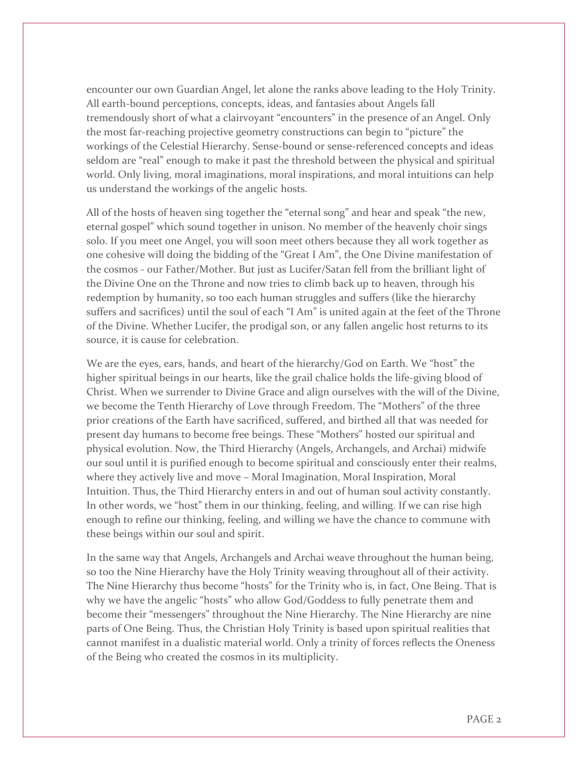encounter our own Guardian Angel, let alone the ranks above leading to the Holy Trinity. All earth-bound perceptions, concepts, ideas, and fantasies about Angels fall tremendously short of what a clairvoyant "encounters" in the presence of an Angel. Only the most far-reaching projective geometry constructions can begin to "picture" the workings of the Celestial Hierarchy. Sense-bound or sense-referenced concepts and ideas seldom are "real" enough to make it past the threshold between the physical and spiritual world. Only living, moral imaginations, moral inspirations, and moral intuitions can help us understand the workings of the angelic hosts.

All of the hosts of heaven sing together the "eternal song" and hear and speak "the new, eternal gospel" which sound together in unison. No member of the heavenly choir sings solo. If you meet one Angel, you will soon meet others because they all work together as one cohesive will doing the bidding of the "Great I Am", the One Divine manifestation of the cosmos - our Father/Mother. But just as Lucifer/Satan fell from the brilliant light of the Divine One on the Throne and now tries to climb back up to heaven, through his redemption by humanity, so too each human struggles and suffers (like the hierarchy suffers and sacrifices) until the soul of each "I Am" is united again at the feet of the Throne of the Divine. Whether Lucifer, the prodigal son, or any fallen angelic host returns to its source, it is cause for celebration.

We are the eyes, ears, hands, and heart of the hierarchy/God on Earth. We "host" the higher spiritual beings in our hearts, like the grail chalice holds the life-giving blood of Christ. When we surrender to Divine Grace and align ourselves with the will of the Divine, we become the Tenth Hierarchy of Love through Freedom. The "Mothers" of the three prior creations of the Earth have sacrificed, suffered, and birthed all that was needed for present day humans to become free beings. These "Mothers" hosted our spiritual and physical evolution. Now, the Third Hierarchy (Angels, Archangels, and Archai) midwife our soul until it is purified enough to become spiritual and consciously enter their realms, where they actively live and move – Moral Imagination, Moral Inspiration, Moral Intuition. Thus, the Third Hierarchy enters in and out of human soul activity constantly. In other words, we "host" them in our thinking, feeling, and willing. If we can rise high enough to refine our thinking, feeling, and willing we have the chance to commune with these beings within our soul and spirit.

In the same way that Angels, Archangels and Archai weave throughout the human being, so too the Nine Hierarchy have the Holy Trinity weaving throughout all of their activity. The Nine Hierarchy thus become "hosts" for the Trinity who is, in fact, One Being. That is why we have the angelic "hosts" who allow God/Goddess to fully penetrate them and become their "messengers" throughout the Nine Hierarchy. The Nine Hierarchy are nine parts of One Being. Thus, the Christian Holy Trinity is based upon spiritual realities that cannot manifest in a dualistic material world. Only a trinity of forces reflects the Oneness of the Being who created the cosmos in its multiplicity.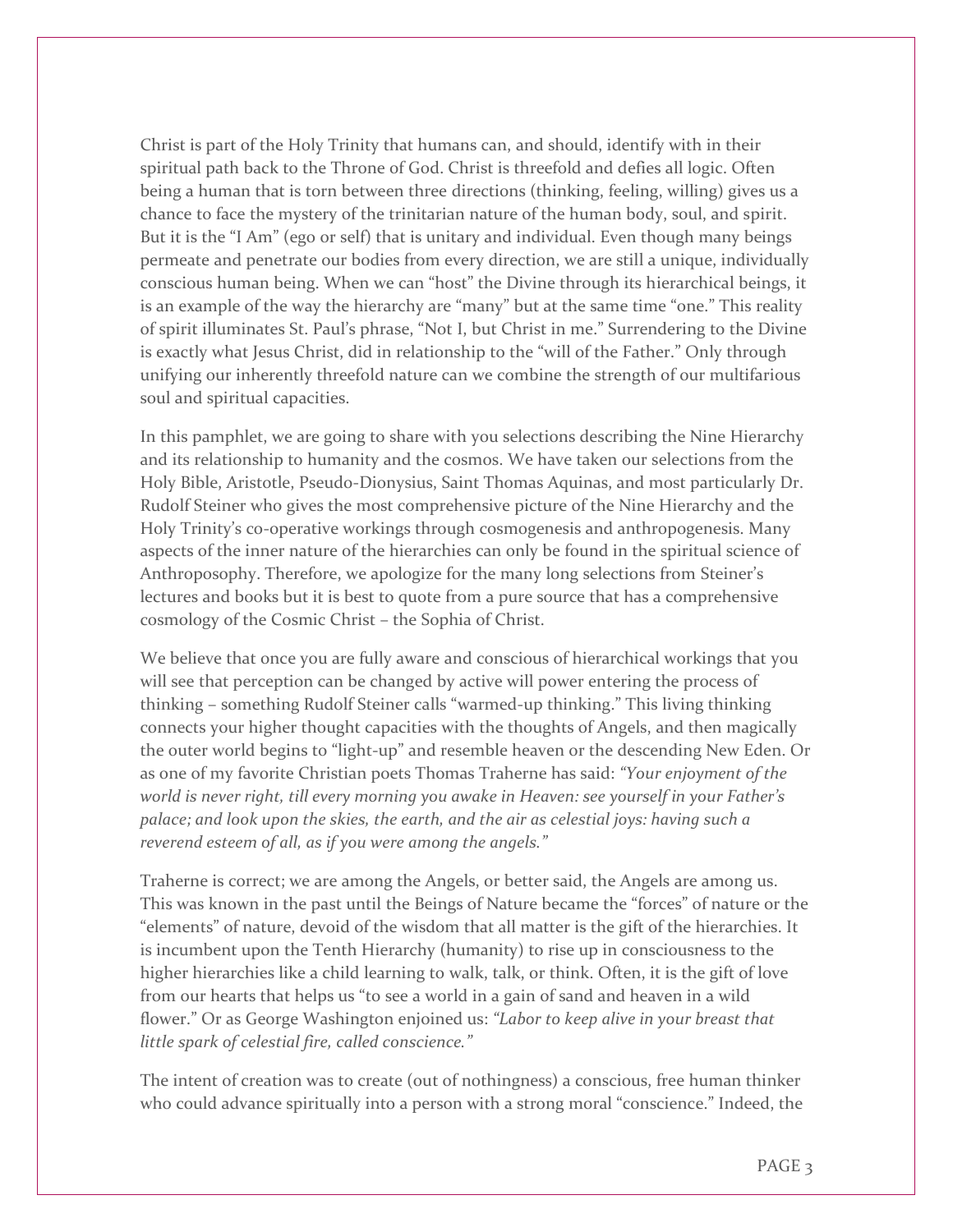Christ is part of the Holy Trinity that humans can, and should, identify with in their spiritual path back to the Throne of God. Christ is threefold and defies all logic. Often being a human that is torn between three directions (thinking, feeling, willing) gives us a chance to face the mystery of the trinitarian nature of the human body, soul, and spirit. But it is the "I Am" (ego or self) that is unitary and individual. Even though many beings permeate and penetrate our bodies from every direction, we are still a unique, individually conscious human being. When we can "host" the Divine through its hierarchical beings, it is an example of the way the hierarchy are "many" but at the same time "one." This reality of spirit illuminates St. Paul's phrase, "Not I, but Christ in me." Surrendering to the Divine is exactly what Jesus Christ, did in relationship to the "will of the Father." Only through unifying our inherently threefold nature can we combine the strength of our multifarious soul and spiritual capacities.

In this pamphlet, we are going to share with you selections describing the Nine Hierarchy and its relationship to humanity and the cosmos. We have taken our selections from the Holy Bible, Aristotle, Pseudo-Dionysius, Saint Thomas Aquinas, and most particularly Dr. Rudolf Steiner who gives the most comprehensive picture of the Nine Hierarchy and the Holy Trinity's co-operative workings through cosmogenesis and anthropogenesis. Many aspects of the inner nature of the hierarchies can only be found in the spiritual science of Anthroposophy. Therefore, we apologize for the many long selections from Steiner's lectures and books but it is best to quote from a pure source that has a comprehensive cosmology of the Cosmic Christ – the Sophia of Christ.

We believe that once you are fully aware and conscious of hierarchical workings that you will see that perception can be changed by active will power entering the process of thinking – something Rudolf Steiner calls "warmed-up thinking." This living thinking connects your higher thought capacities with the thoughts of Angels, and then magically the outer world begins to "light-up" and resemble heaven or the descending New Eden. Or as one of my favorite Christian poets Thomas Traherne has said: *"Your enjoyment of the world is never right, till every morning you awake in Heaven: see yourself in your Father's palace; and look upon the skies, the earth, and the air as celestial joys: having such a reverend esteem of all, as if you were among the angels."*

Traherne is correct; we are among the Angels, or better said, the Angels are among us. This was known in the past until the Beings of Nature became the "forces" of nature or the "elements" of nature, devoid of the wisdom that all matter is the gift of the hierarchies. It is incumbent upon the Tenth Hierarchy (humanity) to rise up in consciousness to the higher hierarchies like a child learning to walk, talk, or think. Often, it is the gift of love from our hearts that helps us "to see a world in a gain of sand and heaven in a wild flower." Or as George Washington enjoined us: *"Labor to keep alive in your breast that little spark of celestial fire, called conscience."*

The intent of creation was to create (out of nothingness) a conscious, free human thinker who could advance spiritually into a person with a strong moral "conscience." Indeed, the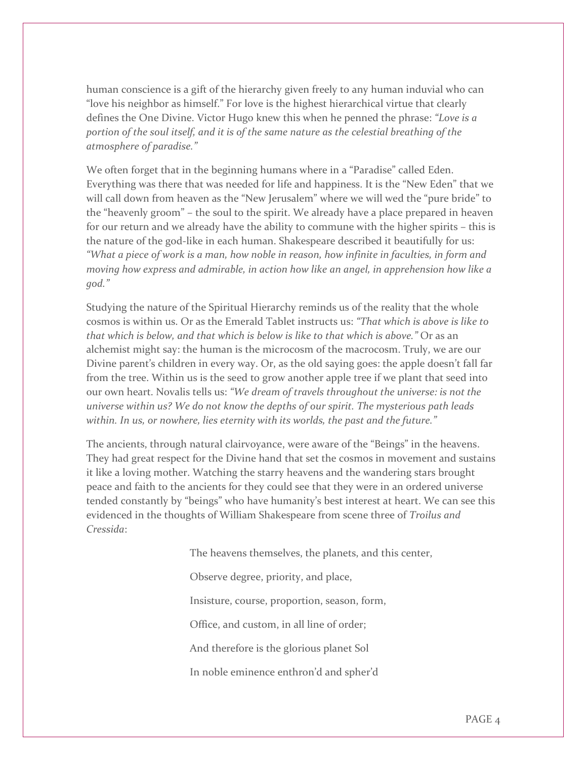human conscience is a gift of the hierarchy given freely to any human induvial who can "love his neighbor as himself." For love is the highest hierarchical virtue that clearly defines the One Divine. Victor Hugo knew this when he penned the phrase: *"Love is a portion of the soul itself, and it is of the same nature as the celestial breathing of the atmosphere of paradise."*

We often forget that in the beginning humans where in a "Paradise" called Eden. Everything was there that was needed for life and happiness. It is the "New Eden" that we will call down from heaven as the "New Jerusalem" where we will wed the "pure bride" to the "heavenly groom" – the soul to the spirit. We already have a place prepared in heaven for our return and we already have the ability to commune with the higher spirits – this is the nature of the god-like in each human. Shakespeare described it beautifully for us: *"What a piece of work is a man, how noble in reason, how infinite in faculties, in form and moving how express and admirable, in action how like an angel, in apprehension how like a god."*

Studying the nature of the Spiritual Hierarchy reminds us of the reality that the whole cosmos is within us. Or as the Emerald Tablet instructs us: *"That which is above is like to that which is below, and that which is below is like to that which is above."* Or as an alchemist might say: the human is the microcosm of the macrocosm. Truly, we are our Divine parent's children in every way. Or, as the old saying goes: the apple doesn't fall far from the tree. Within us is the seed to grow another apple tree if we plant that seed into our own heart. Novalis tells us: *"We dream of travels throughout the universe: is not the universe within us? We do not know the depths of our spirit. The mysterious path leads within. In us, or nowhere, lies eternity with its worlds, the past and the future."*

The ancients, through natural clairvoyance, were aware of the "Beings" in the heavens. They had great respect for the Divine hand that set the cosmos in movement and sustains it like a loving mother. Watching the starry heavens and the wandering stars brought peace and faith to the ancients for they could see that they were in an ordered universe tended constantly by "beings" who have humanity's best interest at heart. We can see this evidenced in the thoughts of William Shakespeare from scene three of *Troilus and Cressida*:

> The heavens themselves, the planets, and this center,
>
> Observe degree, priority, and place,
>
> Insisture, course, proportion, season, form,
>
> Office, and custom, in all line of order;
>
> And therefore is the glorious planet Sol
>
> In noble eminence enthron'd and spher'd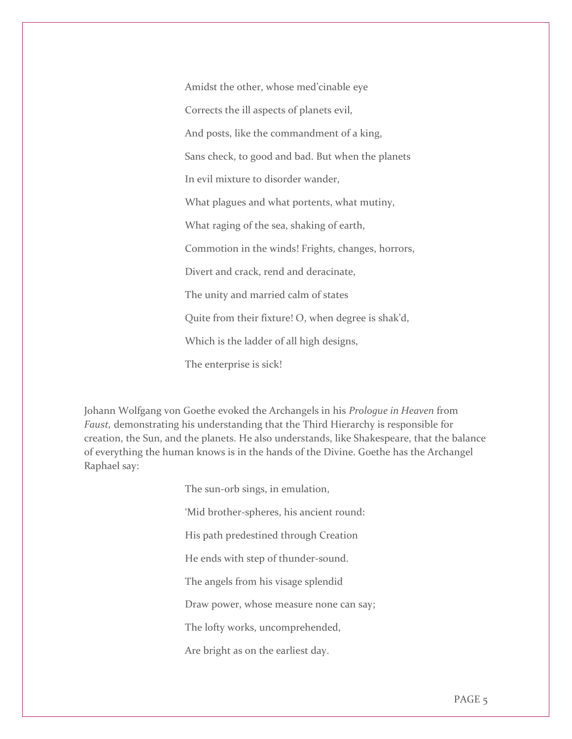Amidst the other, whose med'cinable eye  
Corrects the ill aspects of planets evil,  
And posts, like the commandment of a king,  
Sans check, to good and bad. But when the planets  
In evil mixture to disorder wander,  
What plagues and what portents, what mutiny,  
What raging of the sea, shaking of earth,  
Commotion in the winds! Frights, changes, horrors,  
Divert and crack, rend and deracinate,  
The unity and married calm of states  
Quite from their fixture! O, when degree is shak'd,  
Which is the ladder of all high designs,  
The enterprise is sick!

Johann Wolfgang von Goethe evoked the Archangels in his *Prologue in Heaven* from *Faust,* demonstrating his understanding that the Third Hierarchy is responsible for creation, the Sun, and the planets. He also understands, like Shakespeare, that the balance of everything the human knows is in the hands of the Divine. Goethe has the Archangel Raphael say:

The sun-orb sings, in emulation,  
'Mid brother-spheres, his ancient round:  
His path predestined through Creation  
He ends with step of thunder-sound.  
The angels from his visage splendid  
Draw power, whose measure none can say;  
The lofty works, uncomprehended,  
Are bright as on the earliest day.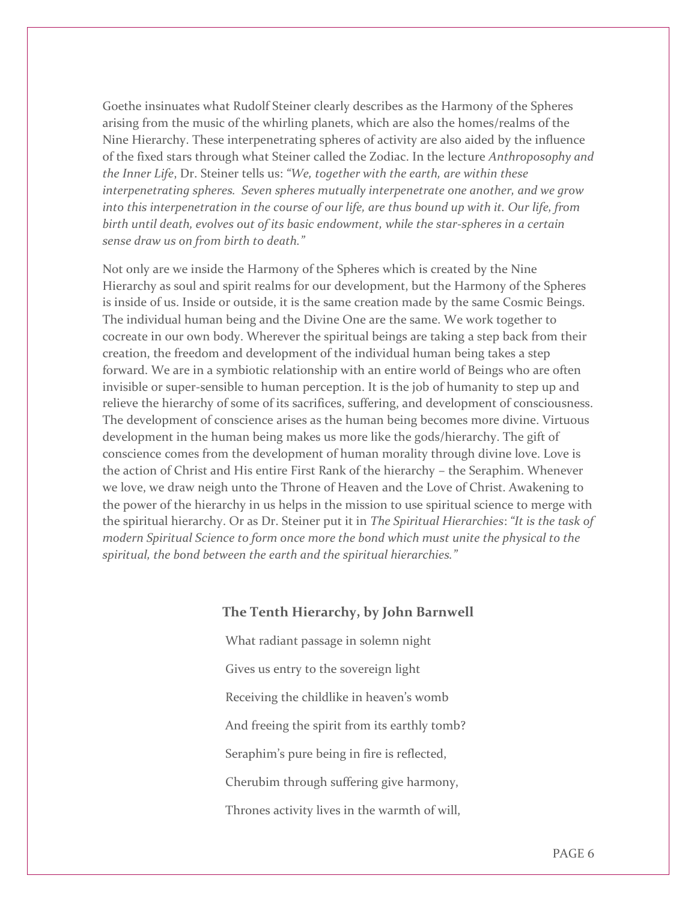Goethe insinuates what Rudolf Steiner clearly describes as the Harmony of the Spheres arising from the music of the whirling planets, which are also the homes/realms of the Nine Hierarchy. These interpenetrating spheres of activity are also aided by the influence of the fixed stars through what Steiner called the Zodiac. In the lecture *Anthroposophy and the Inner Life*, Dr. Steiner tells us: *"We, together with the earth, are within these interpenetrating spheres. Seven spheres mutually interpenetrate one another, and we grow into this interpenetration in the course of our life, are thus bound up with it. Our life, from birth until death, evolves out of its basic endowment, while the star-spheres in a certain sense draw us on from birth to death."*

Not only are we inside the Harmony of the Spheres which is created by the Nine Hierarchy as soul and spirit realms for our development, but the Harmony of the Spheres is inside of us. Inside or outside, it is the same creation made by the same Cosmic Beings. The individual human being and the Divine One are the same. We work together to cocreate in our own body. Wherever the spiritual beings are taking a step back from their creation, the freedom and development of the individual human being takes a step forward. We are in a symbiotic relationship with an entire world of Beings who are often invisible or super-sensible to human perception. It is the job of humanity to step up and relieve the hierarchy of some of its sacrifices, suffering, and development of consciousness. The development of conscience arises as the human being becomes more divine. Virtuous development in the human being makes us more like the gods/hierarchy. The gift of conscience comes from the development of human morality through divine love. Love is the action of Christ and His entire First Rank of the hierarchy – the Seraphim. Whenever we love, we draw neigh unto the Throne of Heaven and the Love of Christ. Awakening to the power of the hierarchy in us helps in the mission to use spiritual science to merge with the spiritual hierarchy. Or as Dr. Steiner put it in *The Spiritual Hierarchies*: *"It is the task of modern Spiritual Science to form once more the bond which must unite the physical to the spiritual, the bond between the earth and the spiritual hierarchies."*

### The Tenth Hierarchy, by John Barnwell

What radiant passage in solemn night

Gives us entry to the sovereign light

Receiving the childlike in heaven's womb

And freeing the spirit from its earthly tomb?

Seraphim's pure being in fire is reflected,

Cherubim through suffering give harmony,

Thrones activity lives in the warmth of will,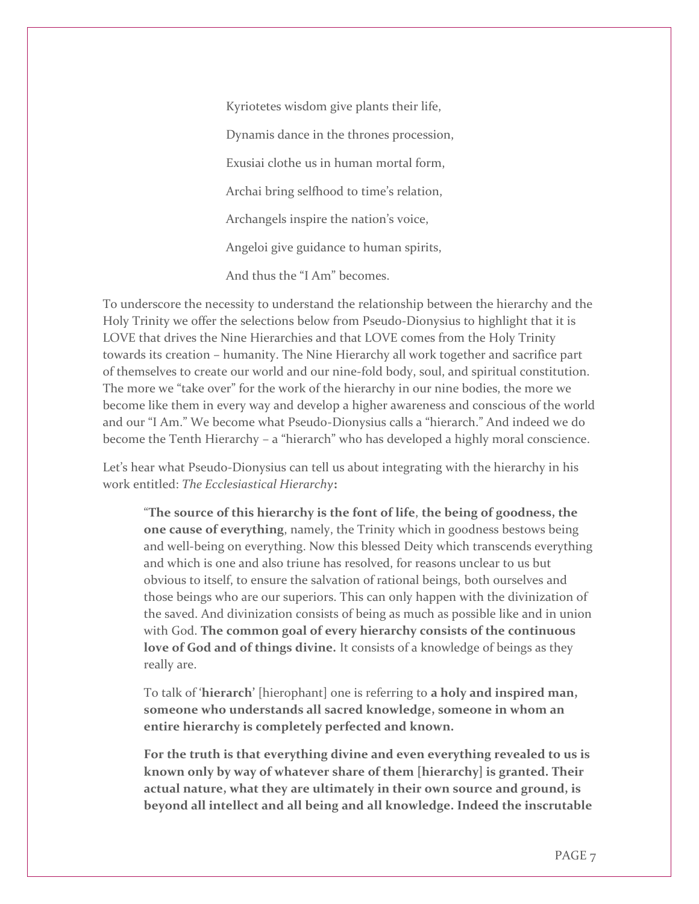Kyriotetes wisdom give plants their life,

Dynamis dance in the thrones procession,

Exusiai clothe us in human mortal form,

Archai bring selfhood to time's relation,

Archangels inspire the nation's voice,

Angeloi give guidance to human spirits,

And thus the "I Am" becomes.

To underscore the necessity to understand the relationship between the hierarchy and the Holy Trinity we offer the selections below from Pseudo-Dionysius to highlight that it is LOVE that drives the Nine Hierarchies and that LOVE comes from the Holy Trinity towards its creation – humanity. The Nine Hierarchy all work together and sacrifice part of themselves to create our world and our nine-fold body, soul, and spiritual constitution. The more we "take over" for the work of the hierarchy in our nine bodies, the more we become like them in every way and develop a higher awareness and conscious of the world and our "I Am." We become what Pseudo-Dionysius calls a "hierarch." And indeed we do become the Tenth Hierarchy – a "hierarch" who has developed a highly moral conscience.

Let's hear what Pseudo-Dionysius can tell us about integrating with the hierarchy in his work entitled: *The Ecclesiastical Hierarchy*:

> "**The source of this hierarchy is the font of life**, **the being of goodness, the one cause of everything**, namely, the Trinity which in goodness bestows being and well-being on everything. Now this blessed Deity which transcends everything and which is one and also triune has resolved, for reasons unclear to us but obvious to itself, to ensure the salvation of rational beings, both ourselves and those beings who are our superiors. This can only happen with the divinization of the saved. And divinization consists of being as much as possible like and in union with God. **The common goal of every hierarchy consists of the continuous love of God and of things divine.** It consists of a knowledge of beings as they really are.
>
> To talk of '**hierarch**' [hierophant] one is referring to **a holy and inspired man, someone who understands all sacred knowledge, someone in whom an entire hierarchy is completely perfected and known.**
>
> **For the truth is that everything divine and even everything revealed to us is known only by way of whatever share of them [hierarchy] is granted. Their actual nature, what they are ultimately in their own source and ground, is beyond all intellect and all being and all knowledge. Indeed the inscrutable**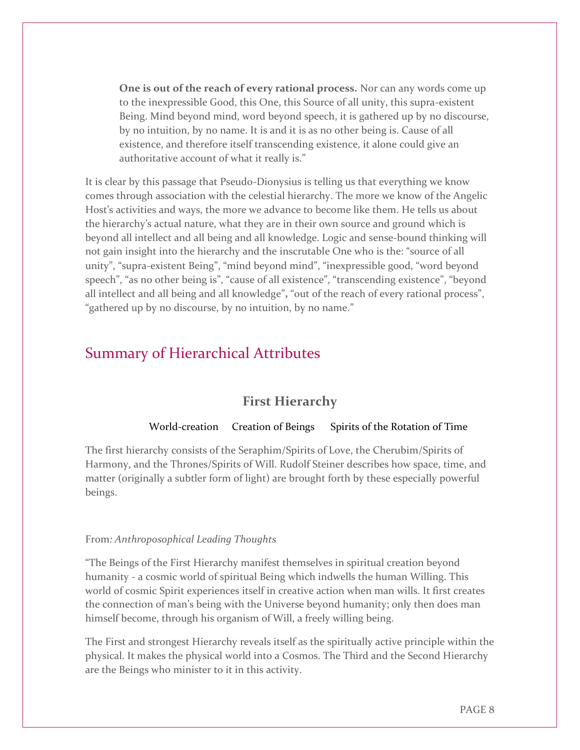> **One is out of the reach of every rational process.** Nor can any words come up to the inexpressible Good, this One, this Source of all unity, this supra-existent Being. Mind beyond mind, word beyond speech, it is gathered up by no discourse, by no intuition, by no name. It is and it is as no other being is. Cause of all existence, and therefore itself transcending existence, it alone could give an authoritative account of what it really is."

It is clear by this passage that Pseudo-Dionysius is telling us that everything we know comes through association with the celestial hierarchy. The more we know of the Angelic Host's activities and ways, the more we advance to become like them. He tells us about the hierarchy's actual nature, what they are in their own source and ground which is beyond all intellect and all being and all knowledge. Logic and sense-bound thinking will not gain insight into the hierarchy and the inscrutable One who is the: "source of all unity", "supra-existent Being", "mind beyond mind", "inexpressible good, "word beyond speech", "as no other being is", "cause of all existence", "transcending existence", "beyond all intellect and all being and all knowledge", "out of the reach of every rational process", "gathered up by no discourse, by no intuition, by no name."

## Summary of Hierarchical Attributes

### First Hierarchy

World-creation     Creation of Beings     Spirits of the Rotation of Time

The first hierarchy consists of the Seraphim/Spirits of Love, the Cherubim/Spirits of Harmony, and the Thrones/Spirits of Will. Rudolf Steiner describes how space, time, and matter (originally a subtler form of light) are brought forth by these especially powerful beings.

From*: Anthroposophical Leading Thoughts*

"The Beings of the First Hierarchy manifest themselves in spiritual creation beyond humanity - a cosmic world of spiritual Being which indwells the human Willing. This world of cosmic Spirit experiences itself in creative action when man wills. It first creates the connection of man's being with the Universe beyond humanity; only then does man himself become, through his organism of Will, a freely willing being.

The First and strongest Hierarchy reveals itself as the spiritually active principle within the physical. It makes the physical world into a Cosmos. The Third and the Second Hierarchy are the Beings who minister to it in this activity.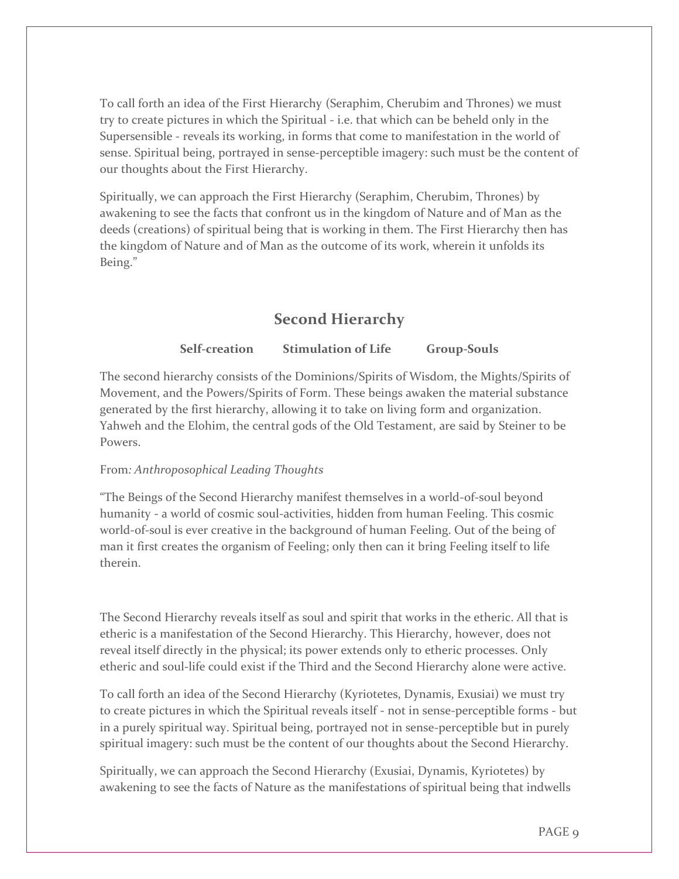To call forth an idea of the First Hierarchy (Seraphim, Cherubim and Thrones) we must try to create pictures in which the Spiritual - i.e. that which can be beheld only in the Supersensible - reveals its working, in forms that come to manifestation in the world of sense. Spiritual being, portrayed in sense-perceptible imagery: such must be the content of our thoughts about the First Hierarchy.

Spiritually, we can approach the First Hierarchy (Seraphim, Cherubim, Thrones) by awakening to see the facts that confront us in the kingdom of Nature and of Man as the deeds (creations) of spiritual being that is working in them. The First Hierarchy then has the kingdom of Nature and of Man as the outcome of its work, wherein it unfolds its Being."

## Second Hierarchy

**Self-creation      Stimulation of Life      Group-Souls**

The second hierarchy consists of the Dominions/Spirits of Wisdom, the Mights/Spirits of Movement, and the Powers/Spirits of Form. These beings awaken the material substance generated by the first hierarchy, allowing it to take on living form and organization. Yahweh and the Elohim, the central gods of the Old Testament, are said by Steiner to be Powers.

From*: Anthroposophical Leading Thoughts*

"The Beings of the Second Hierarchy manifest themselves in a world-of-soul beyond humanity - a world of cosmic soul-activities, hidden from human Feeling. This cosmic world-of-soul is ever creative in the background of human Feeling. Out of the being of man it first creates the organism of Feeling; only then can it bring Feeling itself to life therein.

The Second Hierarchy reveals itself as soul and spirit that works in the etheric. All that is etheric is a manifestation of the Second Hierarchy. This Hierarchy, however, does not reveal itself directly in the physical; its power extends only to etheric processes. Only etheric and soul-life could exist if the Third and the Second Hierarchy alone were active.

To call forth an idea of the Second Hierarchy (Kyriotetes, Dynamis, Exusiai) we must try to create pictures in which the Spiritual reveals itself - not in sense-perceptible forms - but in a purely spiritual way. Spiritual being, portrayed not in sense-perceptible but in purely spiritual imagery: such must be the content of our thoughts about the Second Hierarchy.

Spiritually, we can approach the Second Hierarchy (Exusiai, Dynamis, Kyriotetes) by awakening to see the facts of Nature as the manifestations of spiritual being that indwells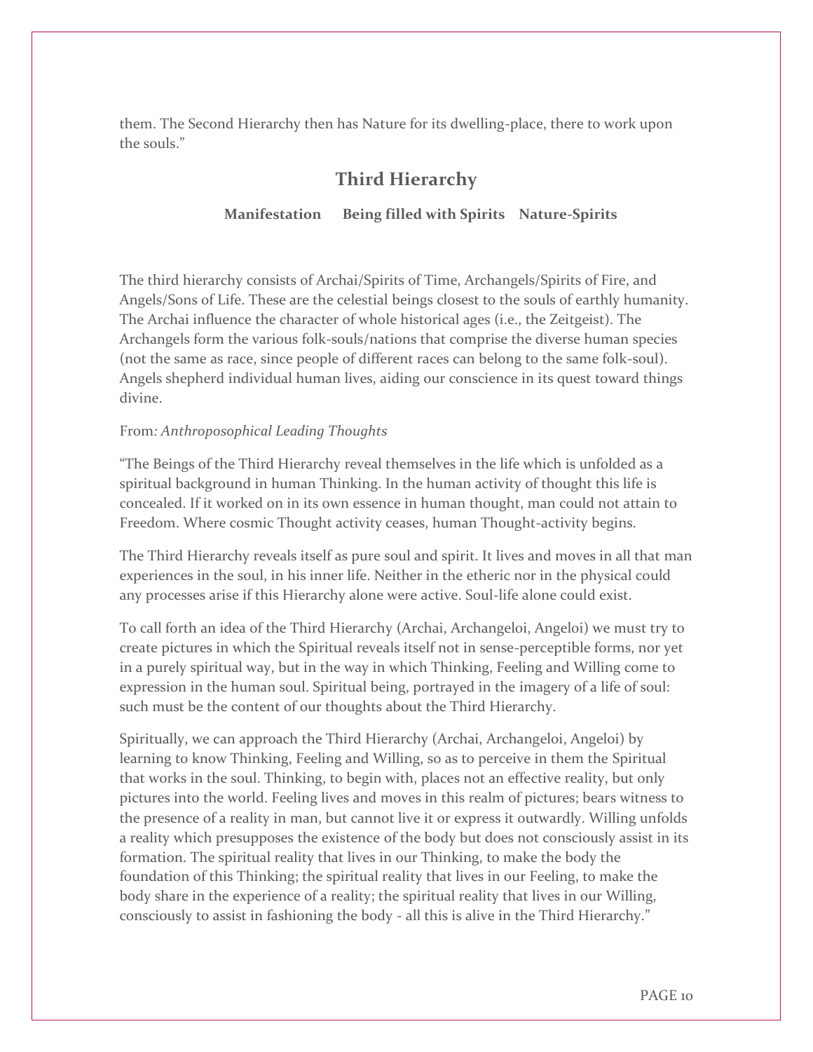them. The Second Hierarchy then has Nature for its dwelling-place, there to work upon the souls."

## Third Hierarchy

**Manifestation Being filled with Spirits Nature-Spirits**

The third hierarchy consists of Archai/Spirits of Time, Archangels/Spirits of Fire, and Angels/Sons of Life. These are the celestial beings closest to the souls of earthly humanity. The Archai influence the character of whole historical ages (i.e., the Zeitgeist). The Archangels form the various folk-souls/nations that comprise the diverse human species (not the same as race, since people of different races can belong to the same folk-soul). Angels shepherd individual human lives, aiding our conscience in its quest toward things divine.

From*: Anthroposophical Leading Thoughts*

"The Beings of the Third Hierarchy reveal themselves in the life which is unfolded as a spiritual background in human Thinking. In the human activity of thought this life is concealed. If it worked on in its own essence in human thought, man could not attain to Freedom. Where cosmic Thought activity ceases, human Thought-activity begins.

The Third Hierarchy reveals itself as pure soul and spirit. It lives and moves in all that man experiences in the soul, in his inner life. Neither in the etheric nor in the physical could any processes arise if this Hierarchy alone were active. Soul-life alone could exist.

To call forth an idea of the Third Hierarchy (Archai, Archangeloi, Angeloi) we must try to create pictures in which the Spiritual reveals itself not in sense-perceptible forms, nor yet in a purely spiritual way, but in the way in which Thinking, Feeling and Willing come to expression in the human soul. Spiritual being, portrayed in the imagery of a life of soul: such must be the content of our thoughts about the Third Hierarchy.

Spiritually, we can approach the Third Hierarchy (Archai, Archangeloi, Angeloi) by learning to know Thinking, Feeling and Willing, so as to perceive in them the Spiritual that works in the soul. Thinking, to begin with, places not an effective reality, but only pictures into the world. Feeling lives and moves in this realm of pictures; bears witness to the presence of a reality in man, but cannot live it or express it outwardly. Willing unfolds a reality which presupposes the existence of the body but does not consciously assist in its formation. The spiritual reality that lives in our Thinking, to make the body the foundation of this Thinking; the spiritual reality that lives in our Feeling, to make the body share in the experience of a reality; the spiritual reality that lives in our Willing, consciously to assist in fashioning the body - all this is alive in the Third Hierarchy."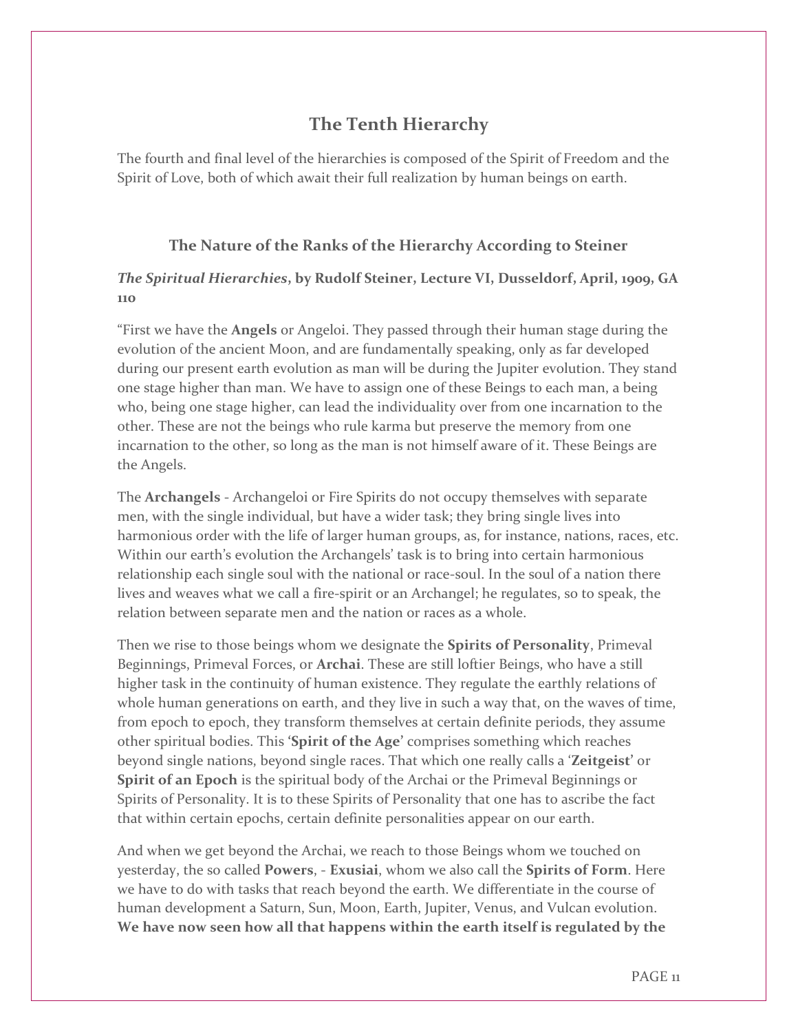## The Tenth Hierarchy

The fourth and final level of the hierarchies is composed of the Spirit of Freedom and the Spirit of Love, both of which await their full realization by human beings on earth.

### The Nature of the Ranks of the Hierarchy According to Steiner

#### *The Spiritual Hierarchies*, by Rudolf Steiner, Lecture VI, Dusseldorf, April, 1909, GA 110

"First we have the **Angels** or Angeloi. They passed through their human stage during the evolution of the ancient Moon, and are fundamentally speaking, only as far developed during our present earth evolution as man will be during the Jupiter evolution. They stand one stage higher than man. We have to assign one of these Beings to each man, a being who, being one stage higher, can lead the individuality over from one incarnation to the other. These are not the beings who rule karma but preserve the memory from one incarnation to the other, so long as the man is not himself aware of it. These Beings are the Angels.

The **Archangels** - Archangeloi or Fire Spirits do not occupy themselves with separate men, with the single individual, but have a wider task; they bring single lives into harmonious order with the life of larger human groups, as, for instance, nations, races, etc. Within our earth's evolution the Archangels' task is to bring into certain harmonious relationship each single soul with the national or race-soul. In the soul of a nation there lives and weaves what we call a fire-spirit or an Archangel; he regulates, so to speak, the relation between separate men and the nation or races as a whole.

Then we rise to those beings whom we designate the **Spirits of Personality**, Primeval Beginnings, Primeval Forces, or **Archai**. These are still loftier Beings, who have a still higher task in the continuity of human existence. They regulate the earthly relations of whole human generations on earth, and they live in such a way that, on the waves of time, from epoch to epoch, they transform themselves at certain definite periods, they assume other spiritual bodies. This '**Spirit of the Age**' comprises something which reaches beyond single nations, beyond single races. That which one really calls a '**Zeitgeist**' or **Spirit of an Epoch** is the spiritual body of the Archai or the Primeval Beginnings or Spirits of Personality. It is to these Spirits of Personality that one has to ascribe the fact that within certain epochs, certain definite personalities appear on our earth.

And when we get beyond the Archai, we reach to those Beings whom we touched on yesterday, the so called **Powers**, - **Exusiai**, whom we also call the **Spirits of Form**. Here we have to do with tasks that reach beyond the earth. We differentiate in the course of human development a Saturn, Sun, Moon, Earth, Jupiter, Venus, and Vulcan evolution. **We have now seen how all that happens within the earth itself is regulated by the**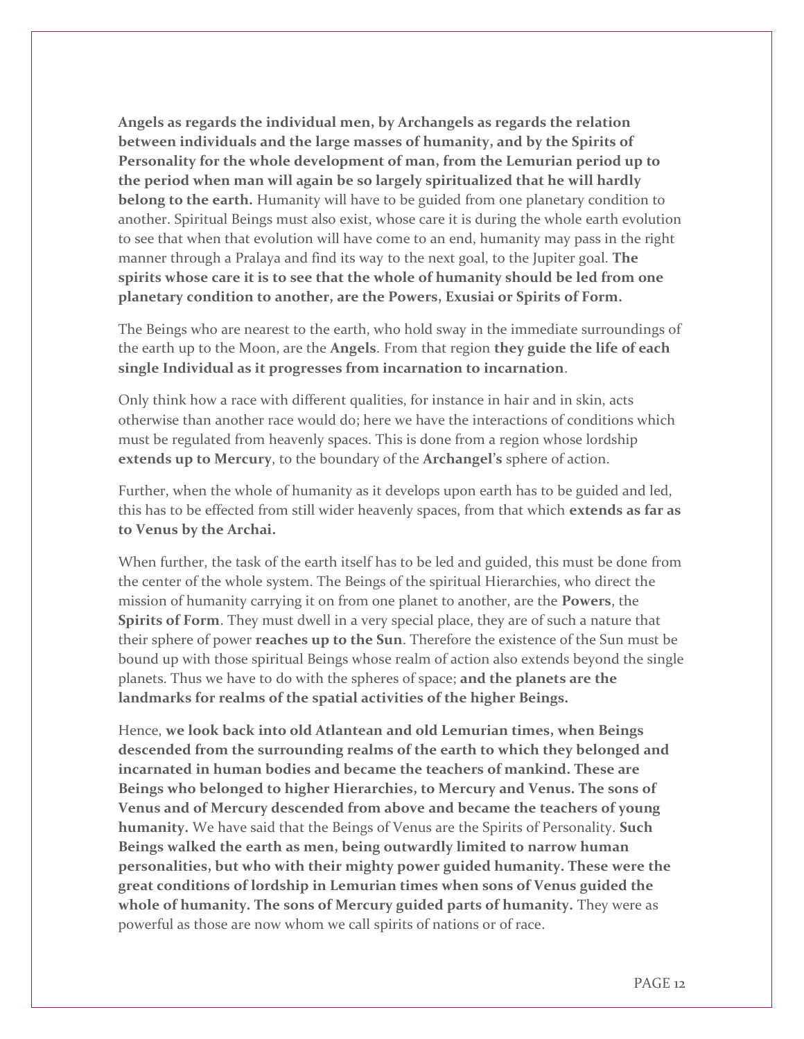**Angels as regards the individual men, by Archangels as regards the relation between individuals and the large masses of humanity, and by the Spirits of Personality for the whole development of man, from the Lemurian period up to the period when man will again be so largely spiritualized that he will hardly belong to the earth.** Humanity will have to be guided from one planetary condition to another. Spiritual Beings must also exist, whose care it is during the whole earth evolution to see that when that evolution will have come to an end, humanity may pass in the right manner through a Pralaya and find its way to the next goal, to the Jupiter goal. **The spirits whose care it is to see that the whole of humanity should be led from one planetary condition to another, are the Powers, Exusiai or Spirits of Form.**

The Beings who are nearest to the earth, who hold sway in the immediate surroundings of the earth up to the Moon, are the **Angels**. From that region **they guide the life of each single Individual as it progresses from incarnation to incarnation**.

Only think how a race with different qualities, for instance in hair and in skin, acts otherwise than another race would do; here we have the interactions of conditions which must be regulated from heavenly spaces. This is done from a region whose lordship **extends up to Mercury**, to the boundary of the **Archangel's** sphere of action.

Further, when the whole of humanity as it develops upon earth has to be guided and led, this has to be effected from still wider heavenly spaces, from that which **extends as far as to Venus by the Archai.**

When further, the task of the earth itself has to be led and guided, this must be done from the center of the whole system. The Beings of the spiritual Hierarchies, who direct the mission of humanity carrying it on from one planet to another, are the **Powers**, the **Spirits of Form**. They must dwell in a very special place, they are of such a nature that their sphere of power **reaches up to the Sun**. Therefore the existence of the Sun must be bound up with those spiritual Beings whose realm of action also extends beyond the single planets. Thus we have to do with the spheres of space; **and the planets are the landmarks for realms of the spatial activities of the higher Beings.**

Hence, **we look back into old Atlantean and old Lemurian times, when Beings descended from the surrounding realms of the earth to which they belonged and incarnated in human bodies and became the teachers of mankind. These are Beings who belonged to higher Hierarchies, to Mercury and Venus. The sons of Venus and of Mercury descended from above and became the teachers of young humanity.** We have said that the Beings of Venus are the Spirits of Personality. **Such Beings walked the earth as men, being outwardly limited to narrow human personalities, but who with their mighty power guided humanity. These were the great conditions of lordship in Lemurian times when sons of Venus guided the whole of humanity. The sons of Mercury guided parts of humanity.** They were as powerful as those are now whom we call spirits of nations or of race.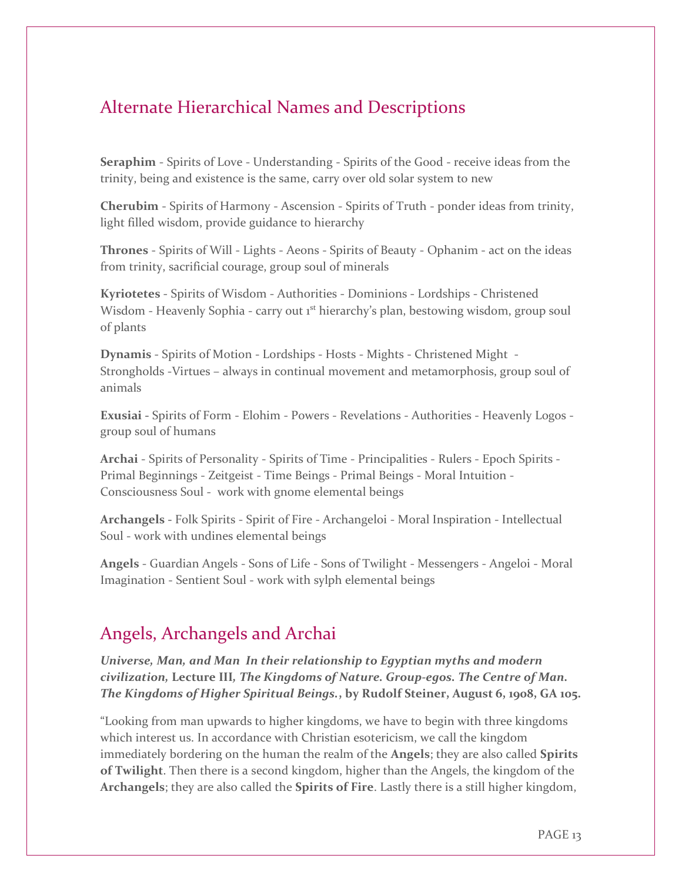## Alternate Hierarchical Names and Descriptions

**Seraphim** - Spirits of Love - Understanding - Spirits of the Good - receive ideas from the trinity, being and existence is the same, carry over old solar system to new

**Cherubim** - Spirits of Harmony - Ascension - Spirits of Truth - ponder ideas from trinity, light filled wisdom, provide guidance to hierarchy

**Thrones** - Spirits of Will - Lights - Aeons - Spirits of Beauty - Ophanim - act on the ideas from trinity, sacrificial courage, group soul of minerals

**Kyriotetes** - Spirits of Wisdom - Authorities - Dominions - Lordships - Christened Wisdom - Heavenly Sophia - carry out 1st hierarchy's plan, bestowing wisdom, group soul of plants

**Dynamis** - Spirits of Motion - Lordships - Hosts - Mights - Christened Might - Strongholds -Virtues – always in continual movement and metamorphosis, group soul of animals

**Exusiai** - Spirits of Form - Elohim - Powers - Revelations - Authorities - Heavenly Logos - group soul of humans

**Archai** - Spirits of Personality - Spirits of Time - Principalities - Rulers - Epoch Spirits - Primal Beginnings - Zeitgeist - Time Beings - Primal Beings - Moral Intuition - Consciousness Soul - work with gnome elemental beings

**Archangels** - Folk Spirits - Spirit of Fire - Archangeloi - Moral Inspiration - Intellectual Soul - work with undines elemental beings

**Angels** - Guardian Angels - Sons of Life - Sons of Twilight - Messengers - Angeloi - Moral Imagination - Sentient Soul - work with sylph elemental beings

## Angels, Archangels and Archai

***Universe, Man, and Man In their relationship to Egyptian myths and modern civilization,* Lecture III, *The Kingdoms of Nature. Group-egos. The Centre of Man. The Kingdoms of Higher Spiritual Beings.*, by Rudolf Steiner, August 6, 1908, GA 105.**

"Looking from man upwards to higher kingdoms, we have to begin with three kingdoms which interest us. In accordance with Christian esotericism, we call the kingdom immediately bordering on the human the realm of the **Angels**; they are also called **Spirits of Twilight**. Then there is a second kingdom, higher than the Angels, the kingdom of the **Archangels**; they are also called the **Spirits of Fire**. Lastly there is a still higher kingdom,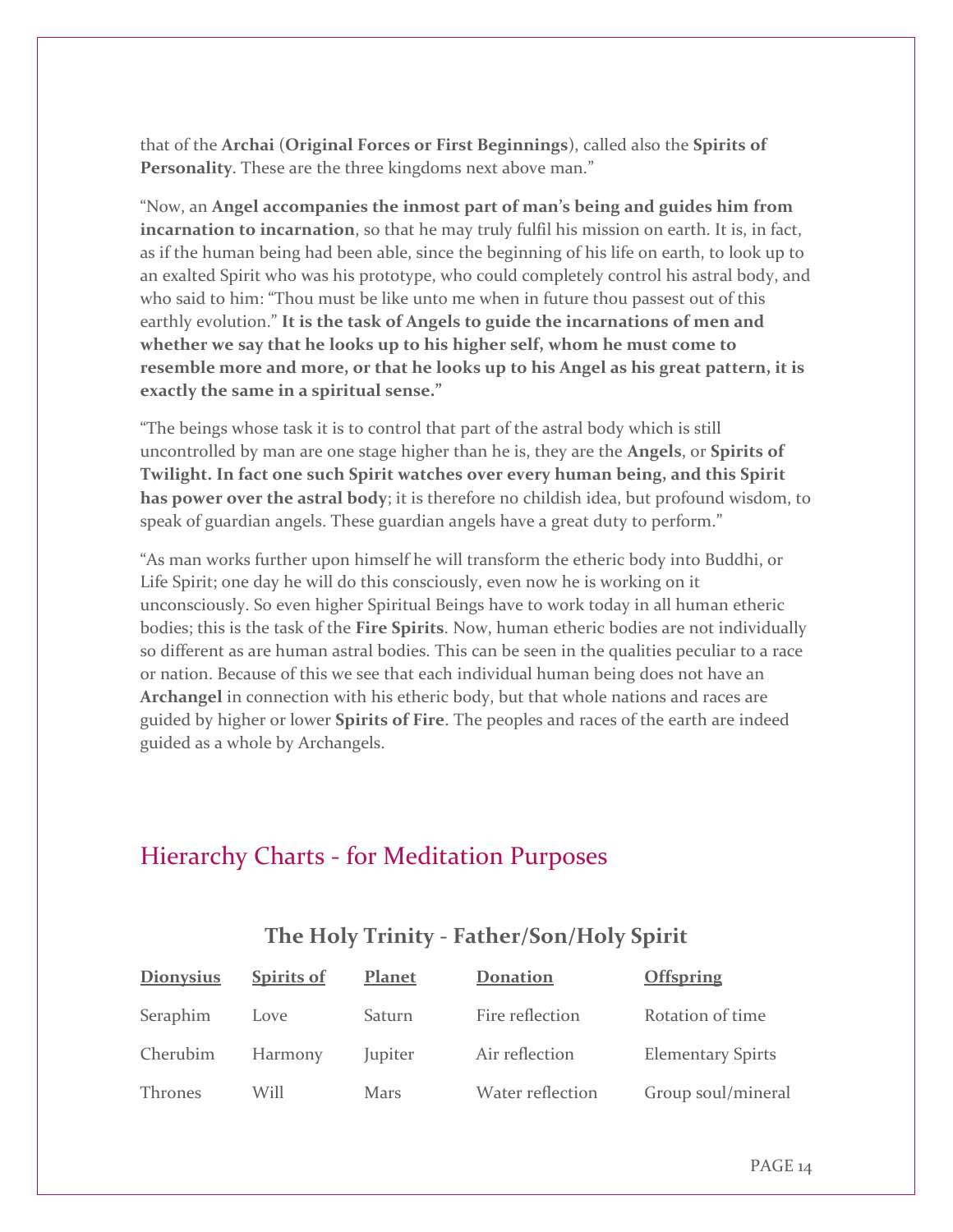that of the **Archai** (**Original Forces or First Beginnings**), called also the **Spirits of Personality**. These are the three kingdoms next above man."

"Now, an **Angel accompanies the inmost part of man's being and guides him from incarnation to incarnation**, so that he may truly fulfil his mission on earth. It is, in fact, as if the human being had been able, since the beginning of his life on earth, to look up to an exalted Spirit who was his prototype, who could completely control his astral body, and who said to him: "Thou must be like unto me when in future thou passest out of this earthly evolution." **It is the task of Angels to guide the incarnations of men and whether we say that he looks up to his higher self, whom he must come to resemble more and more, or that he looks up to his Angel as his great pattern, it is exactly the same in a spiritual sense.**"

"The beings whose task it is to control that part of the astral body which is still uncontrolled by man are one stage higher than he is, they are the **Angels**, or **Spirits of Twilight. In fact one such Spirit watches over every human being, and this Spirit has power over the astral body**; it is therefore no childish idea, but profound wisdom, to speak of guardian angels. These guardian angels have a great duty to perform."

"As man works further upon himself he will transform the etheric body into Buddhi, or Life Spirit; one day he will do this consciously, even now he is working on it unconsciously. So even higher Spiritual Beings have to work today in all human etheric bodies; this is the task of the **Fire Spirits**. Now, human etheric bodies are not individually so different as are human astral bodies. This can be seen in the qualities peculiar to a race or nation. Because of this we see that each individual human being does not have an **Archangel** in connection with his etheric body, but that whole nations and races are guided by higher or lower **Spirits of Fire**. The peoples and races of the earth are indeed guided as a whole by Archangels.

## Hierarchy Charts - for Meditation Purposes

### The Holy Trinity - Father/Son/Holy Spirit

| Dionysius | Spirits of | Planet | Donation | Offspring |
|---|---|---|---|---|
| Seraphim | Love | Saturn | Fire reflection | Rotation of time |
| Cherubim | Harmony | Jupiter | Air reflection | Elementary Spirts |
| Thrones | Will | Mars | Water reflection | Group soul/mineral |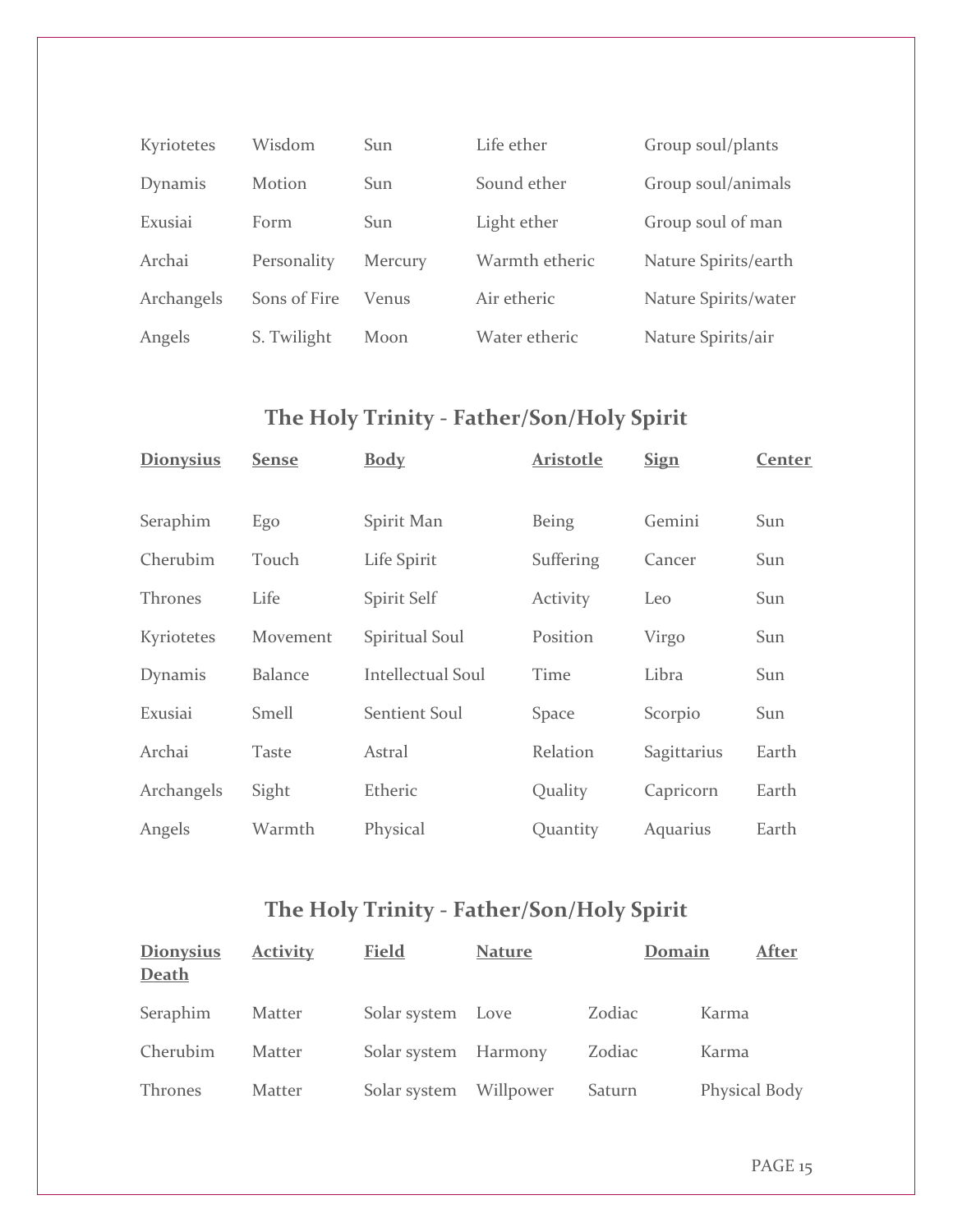| | | | | |
|---|---|---|---|---|
| Kyriotetes | Wisdom | Sun | Life ether | Group soul/plants |
| Dynamis | Motion | Sun | Sound ether | Group soul/animals |
| Exusiai | Form | Sun | Light ether | Group soul of man |
| Archai | Personality | Mercury | Warmth etheric | Nature Spirits/earth |
| Archangels | Sons of Fire | Venus | Air etheric | Nature Spirits/water |
| Angels | S. Twilight | Moon | Water etheric | Nature Spirits/air |

## The Holy Trinity - Father/Son/Holy Spirit

| Dionysius | Sense | Body | Aristotle | Sign | Center |
|---|---|---|---|---|---|
| Seraphim | Ego | Spirit Man | Being | Gemini | Sun |
| Cherubim | Touch | Life Spirit | Suffering | Cancer | Sun |
| Thrones | Life | Spirit Self | Activity | Leo | Sun |
| Kyriotetes | Movement | Spiritual Soul | Position | Virgo | Sun |
| Dynamis | Balance | Intellectual Soul | Time | Libra | Sun |
| Exusiai | Smell | Sentient Soul | Space | Scorpio | Sun |
| Archai | Taste | Astral | Relation | Sagittarius | Earth |
| Archangels | Sight | Etheric | Quality | Capricorn | Earth |
| Angels | Warmth | Physical | Quantity | Aquarius | Earth |

## The Holy Trinity - Father/Son/Holy Spirit

| Dionysius Death | Activity | Field | Nature | Domain | After |
|---|---|---|---|---|---|
| Seraphim | Matter | Solar system | Love | Zodiac | Karma |
| Cherubim | Matter | Solar system | Harmony | Zodiac | Karma |
| Thrones | Matter | Solar system | Willpower | Saturn | Physical Body |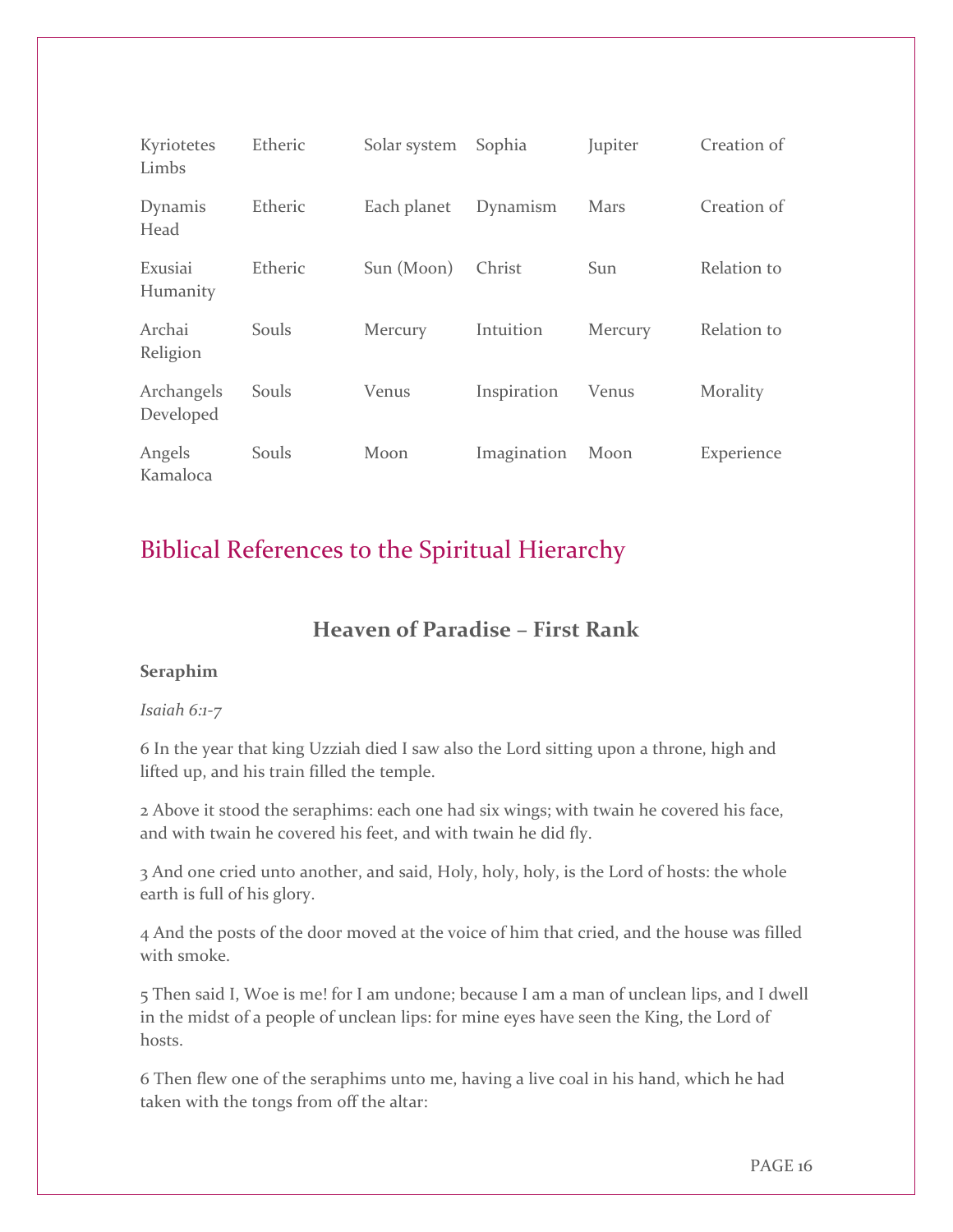| Kyriotetes Limbs | Etheric | Solar system | Sophia | Jupiter | Creation of |
|---|---|---|---|---|---|
| Dynamis Head | Etheric | Each planet | Dynamism | Mars | Creation of |
| Exusiai Humanity | Etheric | Sun (Moon) | Christ | Sun | Relation to |
| Archai Religion | Souls | Mercury | Intuition | Mercury | Relation to |
| Archangels Developed | Souls | Venus | Inspiration | Venus | Morality |
| Angels Kamaloca | Souls | Moon | Imagination | Moon | Experience |

## Biblical References to the Spiritual Hierarchy

### Heaven of Paradise – First Rank

**Seraphim**

*Isaiah 6:1-7*

6 In the year that king Uzziah died I saw also the Lord sitting upon a throne, high and lifted up, and his train filled the temple.

2 Above it stood the seraphims: each one had six wings; with twain he covered his face, and with twain he covered his feet, and with twain he did fly.

3 And one cried unto another, and said, Holy, holy, holy, is the Lord of hosts: the whole earth is full of his glory.

4 And the posts of the door moved at the voice of him that cried, and the house was filled with smoke.

5 Then said I, Woe is me! for I am undone; because I am a man of unclean lips, and I dwell in the midst of a people of unclean lips: for mine eyes have seen the King, the Lord of hosts.

6 Then flew one of the seraphims unto me, having a live coal in his hand, which he had taken with the tongs from off the altar: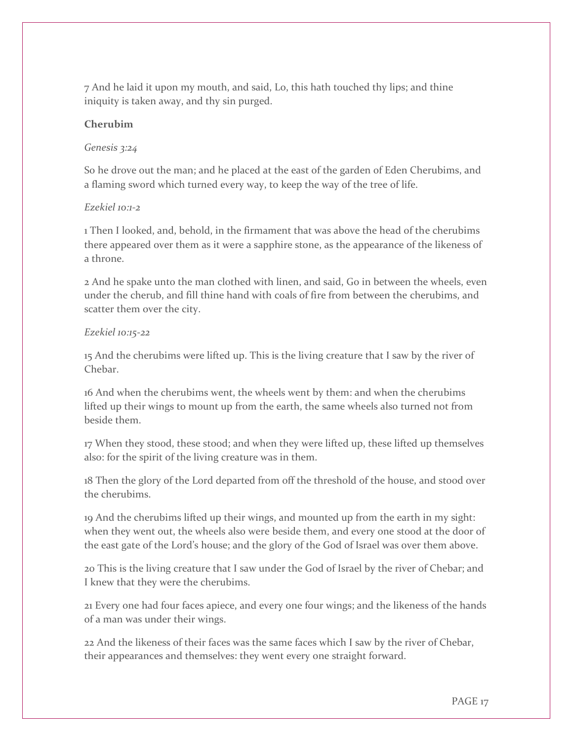7 And he laid it upon my mouth, and said, Lo, this hath touched thy lips; and thine iniquity is taken away, and thy sin purged.

**Cherubim**

*Genesis 3:24*

So he drove out the man; and he placed at the east of the garden of Eden Cherubims, and a flaming sword which turned every way, to keep the way of the tree of life.

*Ezekiel 10:1-2*

1 Then I looked, and, behold, in the firmament that was above the head of the cherubims there appeared over them as it were a sapphire stone, as the appearance of the likeness of a throne.

2 And he spake unto the man clothed with linen, and said, Go in between the wheels, even under the cherub, and fill thine hand with coals of fire from between the cherubims, and scatter them over the city.

*Ezekiel 10:15-22*

15 And the cherubims were lifted up. This is the living creature that I saw by the river of Chebar.

16 And when the cherubims went, the wheels went by them: and when the cherubims lifted up their wings to mount up from the earth, the same wheels also turned not from beside them.

17 When they stood, these stood; and when they were lifted up, these lifted up themselves also: for the spirit of the living creature was in them.

18 Then the glory of the Lord departed from off the threshold of the house, and stood over the cherubims.

19 And the cherubims lifted up their wings, and mounted up from the earth in my sight: when they went out, the wheels also were beside them, and every one stood at the door of the east gate of the Lord's house; and the glory of the God of Israel was over them above.

20 This is the living creature that I saw under the God of Israel by the river of Chebar; and I knew that they were the cherubims.

21 Every one had four faces apiece, and every one four wings; and the likeness of the hands of a man was under their wings.

22 And the likeness of their faces was the same faces which I saw by the river of Chebar, their appearances and themselves: they went every one straight forward.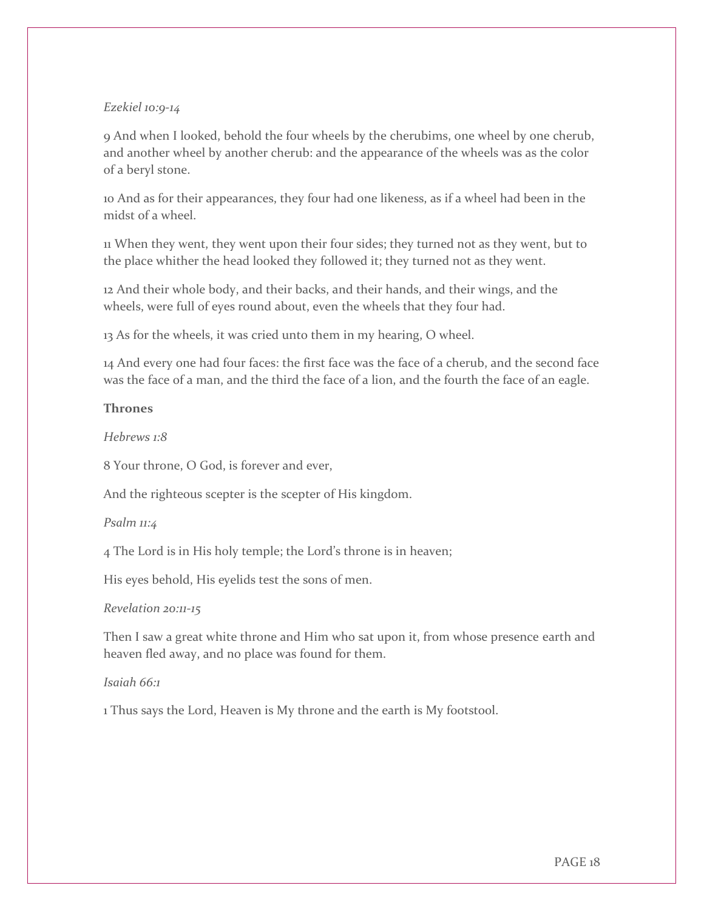*Ezekiel 10:9-14*

9 And when I looked, behold the four wheels by the cherubims, one wheel by one cherub, and another wheel by another cherub: and the appearance of the wheels was as the color of a beryl stone.

10 And as for their appearances, they four had one likeness, as if a wheel had been in the midst of a wheel.

11 When they went, they went upon their four sides; they turned not as they went, but to the place whither the head looked they followed it; they turned not as they went.

12 And their whole body, and their backs, and their hands, and their wings, and the wheels, were full of eyes round about, even the wheels that they four had.

13 As for the wheels, it was cried unto them in my hearing, O wheel.

14 And every one had four faces: the first face was the face of a cherub, and the second face was the face of a man, and the third the face of a lion, and the fourth the face of an eagle.

**Thrones**

*Hebrews 1:8*

8 Your throne, O God, is forever and ever,

And the righteous scepter is the scepter of His kingdom.

*Psalm 11:4*

4 The Lord is in His holy temple; the Lord's throne is in heaven;

His eyes behold, His eyelids test the sons of men.

*Revelation 20:11-15*

Then I saw a great white throne and Him who sat upon it, from whose presence earth and heaven fled away, and no place was found for them.

*Isaiah 66:1*

1 Thus says the Lord, Heaven is My throne and the earth is My footstool.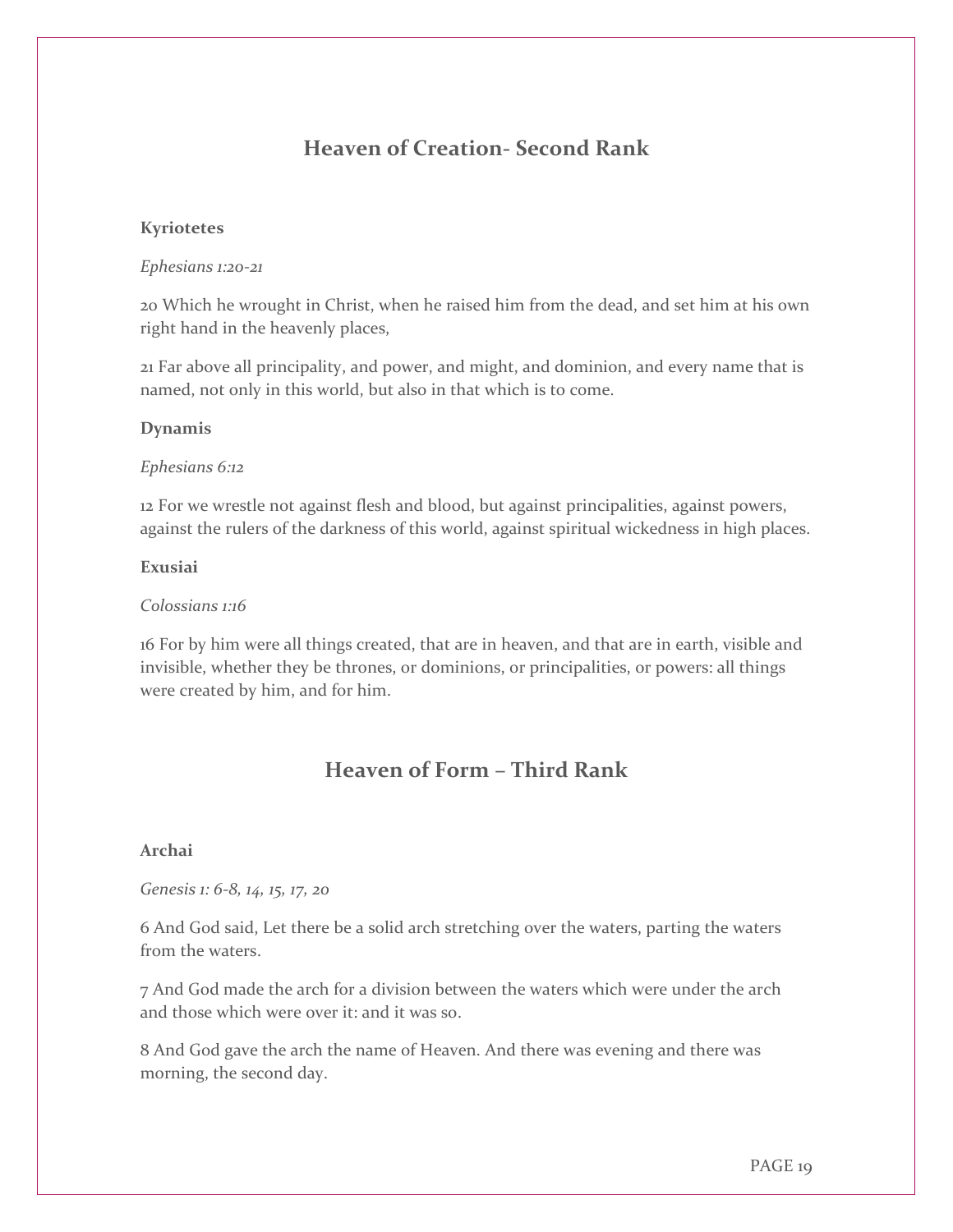## Heaven of Creation- Second Rank

**Kyriotetes**

*Ephesians 1:20-21*

20 Which he wrought in Christ, when he raised him from the dead, and set him at his own right hand in the heavenly places,

21 Far above all principality, and power, and might, and dominion, and every name that is named, not only in this world, but also in that which is to come.

**Dynamis**

*Ephesians 6:12*

12 For we wrestle not against flesh and blood, but against principalities, against powers, against the rulers of the darkness of this world, against spiritual wickedness in high places.

**Exusiai**

*Colossians 1:16*

16 For by him were all things created, that are in heaven, and that are in earth, visible and invisible, whether they be thrones, or dominions, or principalities, or powers: all things were created by him, and for him.

## Heaven of Form – Third Rank

**Archai**

*Genesis 1: 6-8, 14, 15, 17, 20*

6 And God said, Let there be a solid arch stretching over the waters, parting the waters from the waters.

7 And God made the arch for a division between the waters which were under the arch and those which were over it: and it was so.

8 And God gave the arch the name of Heaven. And there was evening and there was morning, the second day.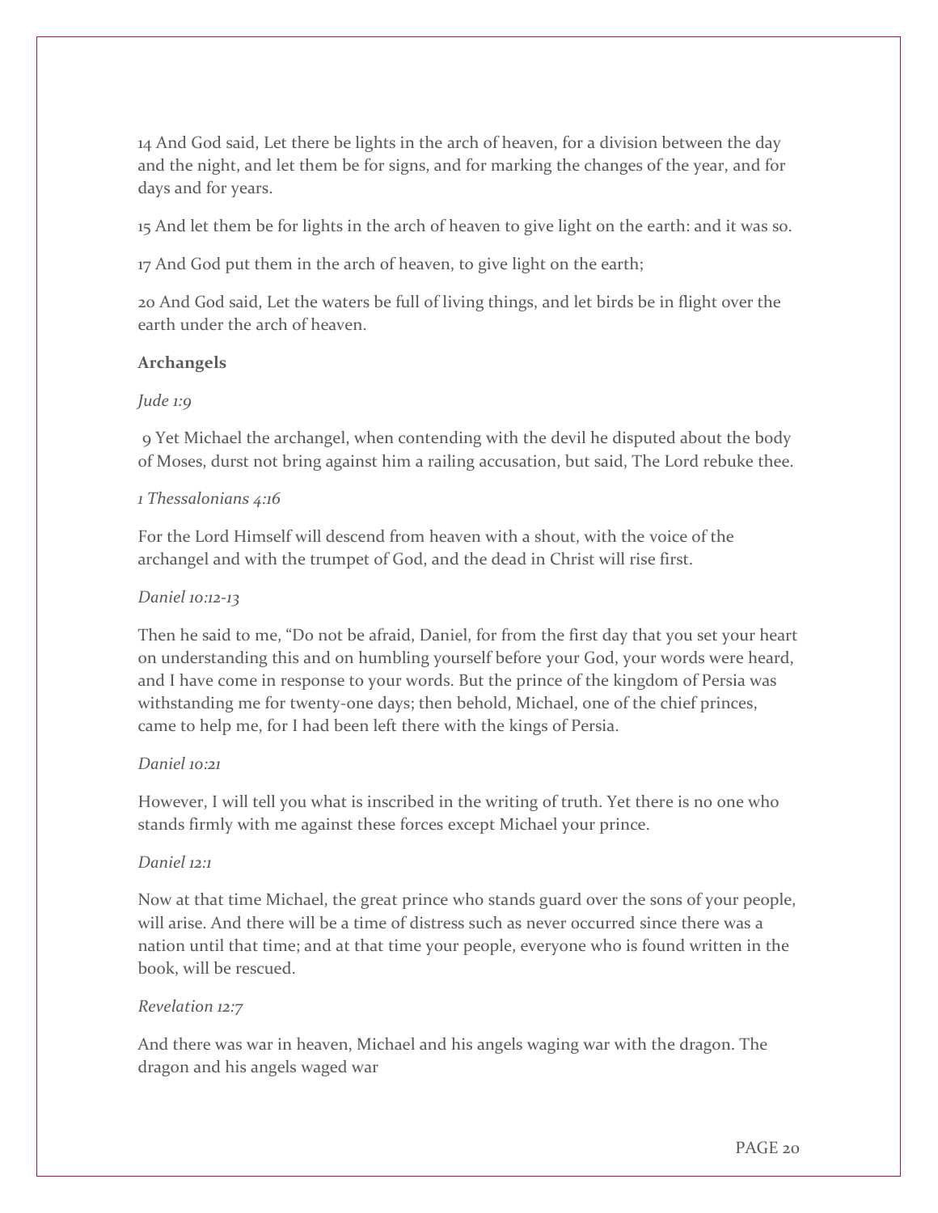14 And God said, Let there be lights in the arch of heaven, for a division between the day and the night, and let them be for signs, and for marking the changes of the year, and for days and for years.

15 And let them be for lights in the arch of heaven to give light on the earth: and it was so.

17 And God put them in the arch of heaven, to give light on the earth;

20 And God said, Let the waters be full of living things, and let birds be in flight over the earth under the arch of heaven.

**Archangels**

*Jude 1:9*

9 Yet Michael the archangel, when contending with the devil he disputed about the body of Moses, durst not bring against him a railing accusation, but said, The Lord rebuke thee.

*1 Thessalonians 4:16*

For the Lord Himself will descend from heaven with a shout, with the voice of the archangel and with the trumpet of God, and the dead in Christ will rise first.

*Daniel 10:12-13*

Then he said to me, "Do not be afraid, Daniel, for from the first day that you set your heart on understanding this and on humbling yourself before your God, your words were heard, and I have come in response to your words. But the prince of the kingdom of Persia was withstanding me for twenty-one days; then behold, Michael, one of the chief princes, came to help me, for I had been left there with the kings of Persia.

*Daniel 10:21*

However, I will tell you what is inscribed in the writing of truth. Yet there is no one who stands firmly with me against these forces except Michael your prince.

*Daniel 12:1*

Now at that time Michael, the great prince who stands guard over the sons of your people, will arise. And there will be a time of distress such as never occurred since there was a nation until that time; and at that time your people, everyone who is found written in the book, will be rescued.

*Revelation 12:7*

And there was war in heaven, Michael and his angels waging war with the dragon. The dragon and his angels waged war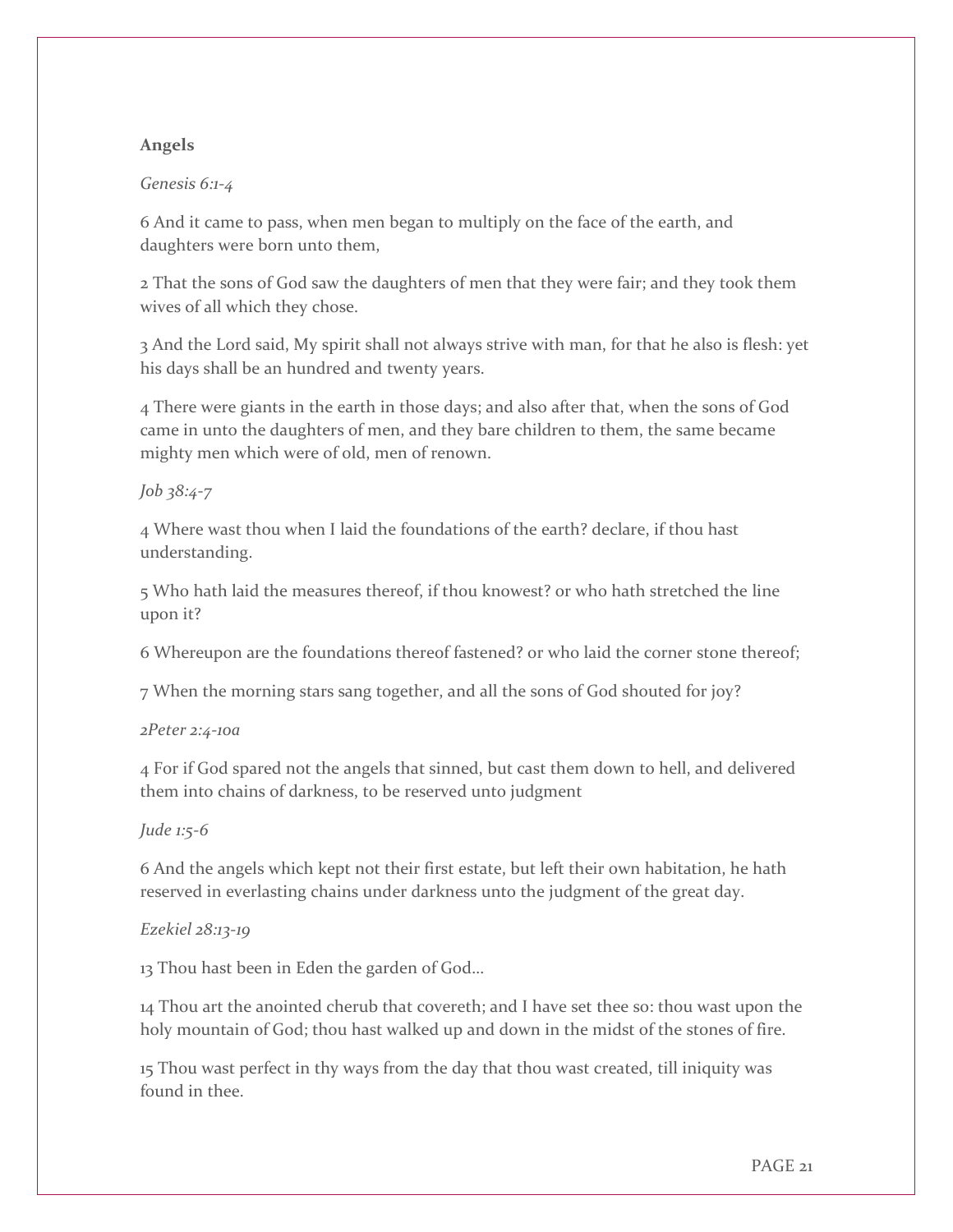**Angels**

*Genesis 6:1-4*

6 And it came to pass, when men began to multiply on the face of the earth, and daughters were born unto them,

2 That the sons of God saw the daughters of men that they were fair; and they took them wives of all which they chose.

3 And the Lord said, My spirit shall not always strive with man, for that he also is flesh: yet his days shall be an hundred and twenty years.

4 There were giants in the earth in those days; and also after that, when the sons of God came in unto the daughters of men, and they bare children to them, the same became mighty men which were of old, men of renown.

*Job 38:4-7*

4 Where wast thou when I laid the foundations of the earth? declare, if thou hast understanding.

5 Who hath laid the measures thereof, if thou knowest? or who hath stretched the line upon it?

6 Whereupon are the foundations thereof fastened? or who laid the corner stone thereof;

7 When the morning stars sang together, and all the sons of God shouted for joy?

*2Peter 2:4-10a*

4 For if God spared not the angels that sinned, but cast them down to hell, and delivered them into chains of darkness, to be reserved unto judgment

*Jude 1:5-6*

6 And the angels which kept not their first estate, but left their own habitation, he hath reserved in everlasting chains under darkness unto the judgment of the great day.

*Ezekiel 28:13-19*

13 Thou hast been in Eden the garden of God…

14 Thou art the anointed cherub that covereth; and I have set thee so: thou wast upon the holy mountain of God; thou hast walked up and down in the midst of the stones of fire.

15 Thou wast perfect in thy ways from the day that thou wast created, till iniquity was found in thee.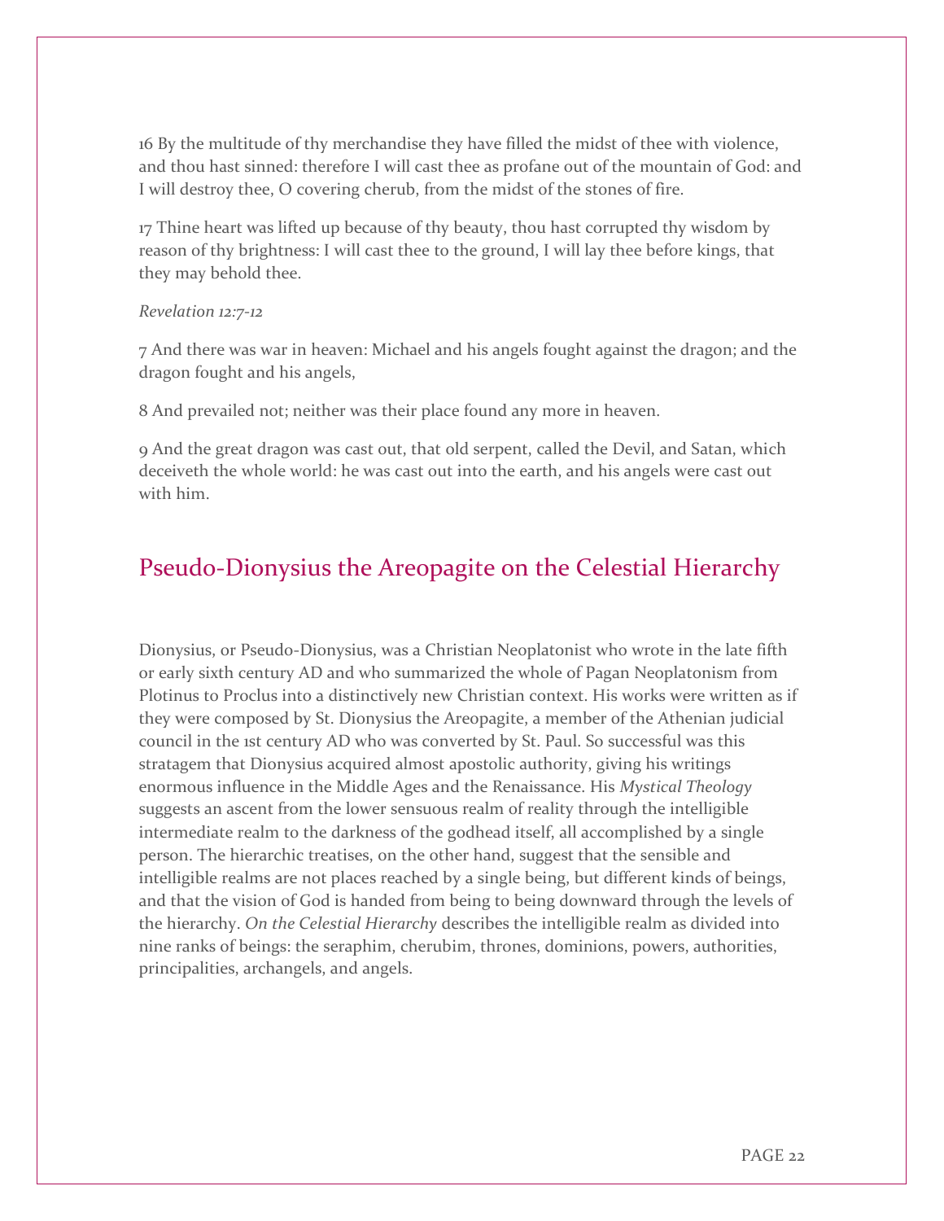16 By the multitude of thy merchandise they have filled the midst of thee with violence, and thou hast sinned: therefore I will cast thee as profane out of the mountain of God: and I will destroy thee, O covering cherub, from the midst of the stones of fire.

17 Thine heart was lifted up because of thy beauty, thou hast corrupted thy wisdom by reason of thy brightness: I will cast thee to the ground, I will lay thee before kings, that they may behold thee.

*Revelation 12:7-12*

7 And there was war in heaven: Michael and his angels fought against the dragon; and the dragon fought and his angels,

8 And prevailed not; neither was their place found any more in heaven.

9 And the great dragon was cast out, that old serpent, called the Devil, and Satan, which deceiveth the whole world: he was cast out into the earth, and his angels were cast out with him.

## Pseudo-Dionysius the Areopagite on the Celestial Hierarchy

Dionysius, or Pseudo-Dionysius, was a Christian Neoplatonist who wrote in the late fifth or early sixth century AD and who summarized the whole of Pagan Neoplatonism from Plotinus to Proclus into a distinctively new Christian context. His works were written as if they were composed by St. Dionysius the Areopagite, a member of the Athenian judicial council in the 1st century AD who was converted by St. Paul. So successful was this stratagem that Dionysius acquired almost apostolic authority, giving his writings enormous influence in the Middle Ages and the Renaissance. His *Mystical Theology* suggests an ascent from the lower sensuous realm of reality through the intelligible intermediate realm to the darkness of the godhead itself, all accomplished by a single person. The hierarchic treatises, on the other hand, suggest that the sensible and intelligible realms are not places reached by a single being, but different kinds of beings, and that the vision of God is handed from being to being downward through the levels of the hierarchy. *On the Celestial Hierarchy* describes the intelligible realm as divided into nine ranks of beings: the seraphim, cherubim, thrones, dominions, powers, authorities, principalities, archangels, and angels.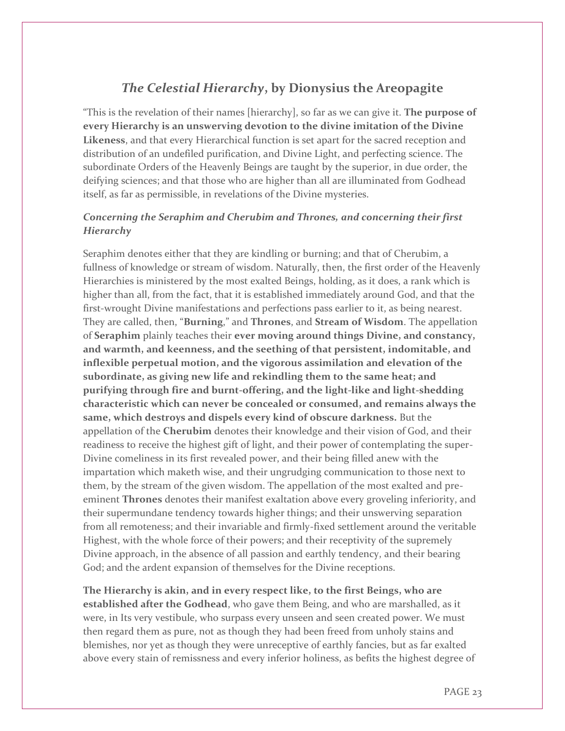## *The Celestial Hierarchy*, by Dionysius the Areopagite

"This is the revelation of their names [hierarchy], so far as we can give it. **The purpose of every Hierarchy is an unswerving devotion to the divine imitation of the Divine Likeness**, and that every Hierarchical function is set apart for the sacred reception and distribution of an undefiled purification, and Divine Light, and perfecting science. The subordinate Orders of the Heavenly Beings are taught by the superior, in due order, the deifying sciences; and that those who are higher than all are illuminated from Godhead itself, as far as permissible, in revelations of the Divine mysteries.

### *Concerning the Seraphim and Cherubim and Thrones, and concerning their first Hierarchy*

Seraphim denotes either that they are kindling or burning; and that of Cherubim, a fullness of knowledge or stream of wisdom. Naturally, then, the first order of the Heavenly Hierarchies is ministered by the most exalted Beings, holding, as it does, a rank which is higher than all, from the fact, that it is established immediately around God, and that the first-wrought Divine manifestations and perfections pass earlier to it, as being nearest. They are called, then, "**Burning**," and **Thrones**, and **Stream of Wisdom**. The appellation of **Seraphim** plainly teaches their **ever moving around things Divine, and constancy, and warmth, and keenness, and the seething of that persistent, indomitable, and inflexible perpetual motion, and the vigorous assimilation and elevation of the subordinate, as giving new life and rekindling them to the same heat; and purifying through fire and burnt-offering, and the light-like and light-shedding characteristic which can never be concealed or consumed, and remains always the same, which destroys and dispels every kind of obscure darkness.** But the appellation of the **Cherubim** denotes their knowledge and their vision of God, and their readiness to receive the highest gift of light, and their power of contemplating the super-Divine comeliness in its first revealed power, and their being filled anew with the impartation which maketh wise, and their ungrudging communication to those next to them, by the stream of the given wisdom. The appellation of the most exalted and pre-eminent **Thrones** denotes their manifest exaltation above every groveling inferiority, and their supermundane tendency towards higher things; and their unswerving separation from all remoteness; and their invariable and firmly-fixed settlement around the veritable Highest, with the whole force of their powers; and their receptivity of the supremely Divine approach, in the absence of all passion and earthly tendency, and their bearing God; and the ardent expansion of themselves for the Divine receptions.

**The Hierarchy is akin, and in every respect like, to the first Beings, who are established after the Godhead**, who gave them Being, and who are marshalled, as it were, in Its very vestibule, who surpass every unseen and seen created power. We must then regard them as pure, not as though they had been freed from unholy stains and blemishes, nor yet as though they were unreceptive of earthly fancies, but as far exalted above every stain of remissness and every inferior holiness, as befits the highest degree of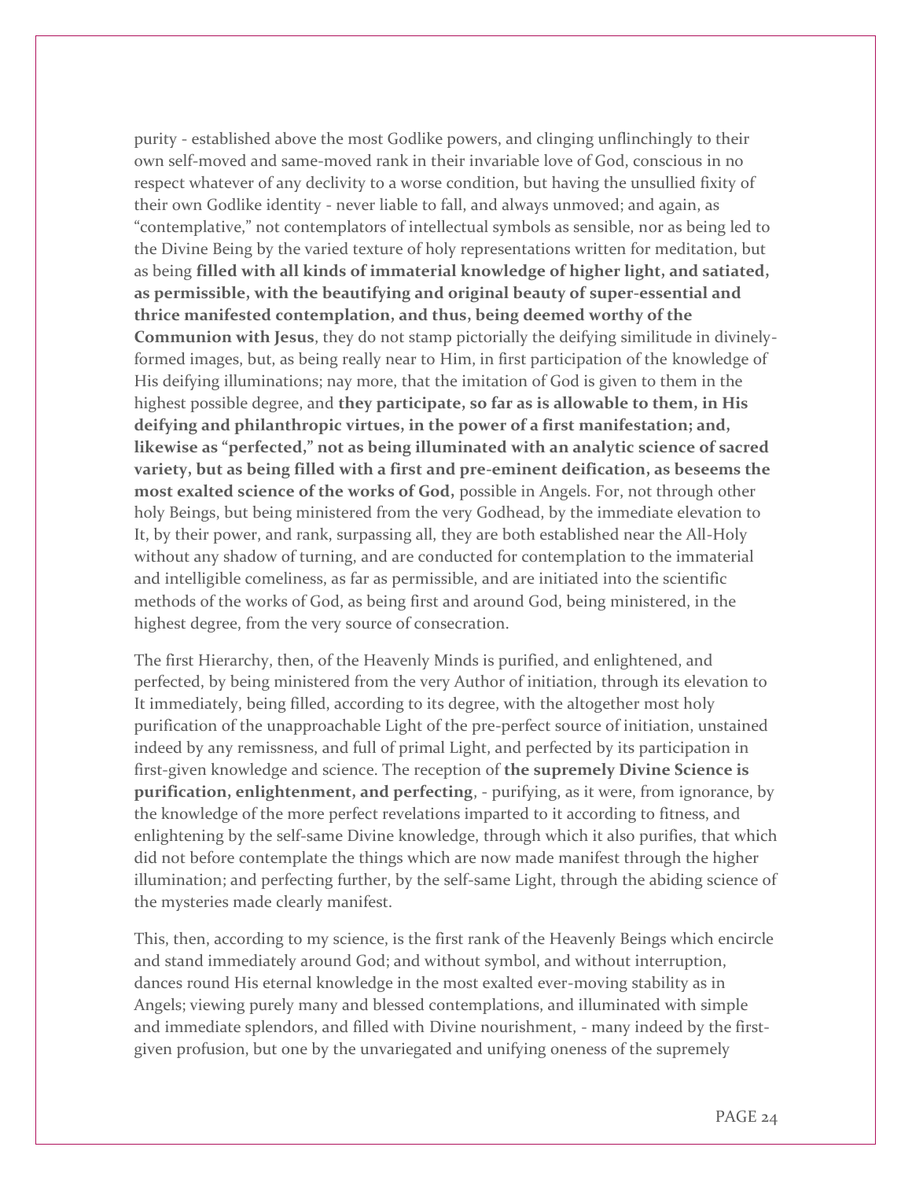purity - established above the most Godlike powers, and clinging unflinchingly to their own self-moved and same-moved rank in their invariable love of God, conscious in no respect whatever of any declivity to a worse condition, but having the unsullied fixity of their own Godlike identity - never liable to fall, and always unmoved; and again, as "contemplative," not contemplators of intellectual symbols as sensible, nor as being led to the Divine Being by the varied texture of holy representations written for meditation, but as being **filled with all kinds of immaterial knowledge of higher light, and satiated, as permissible, with the beautifying and original beauty of super-essential and thrice manifested contemplation, and thus, being deemed worthy of the Communion with Jesus**, they do not stamp pictorially the deifying similitude in divinely-formed images, but, as being really near to Him, in first participation of the knowledge of His deifying illuminations; nay more, that the imitation of God is given to them in the highest possible degree, and **they participate, so far as is allowable to them, in His deifying and philanthropic virtues, in the power of a first manifestation; and, likewise as "perfected," not as being illuminated with an analytic science of sacred variety, but as being filled with a first and pre-eminent deification, as beseems the most exalted science of the works of God,** possible in Angels. For, not through other holy Beings, but being ministered from the very Godhead, by the immediate elevation to It, by their power, and rank, surpassing all, they are both established near the All-Holy without any shadow of turning, and are conducted for contemplation to the immaterial and intelligible comeliness, as far as permissible, and are initiated into the scientific methods of the works of God, as being first and around God, being ministered, in the highest degree, from the very source of consecration.

The first Hierarchy, then, of the Heavenly Minds is purified, and enlightened, and perfected, by being ministered from the very Author of initiation, through its elevation to It immediately, being filled, according to its degree, with the altogether most holy purification of the unapproachable Light of the pre-perfect source of initiation, unstained indeed by any remissness, and full of primal Light, and perfected by its participation in first-given knowledge and science. The reception of **the supremely Divine Science is purification, enlightenment, and perfecting**, - purifying, as it were, from ignorance, by the knowledge of the more perfect revelations imparted to it according to fitness, and enlightening by the self-same Divine knowledge, through which it also purifies, that which did not before contemplate the things which are now made manifest through the higher illumination; and perfecting further, by the self-same Light, through the abiding science of the mysteries made clearly manifest.

This, then, according to my science, is the first rank of the Heavenly Beings which encircle and stand immediately around God; and without symbol, and without interruption, dances round His eternal knowledge in the most exalted ever-moving stability as in Angels; viewing purely many and blessed contemplations, and illuminated with simple and immediate splendors, and filled with Divine nourishment, - many indeed by the first-given profusion, but one by the unvariegated and unifying oneness of the supremely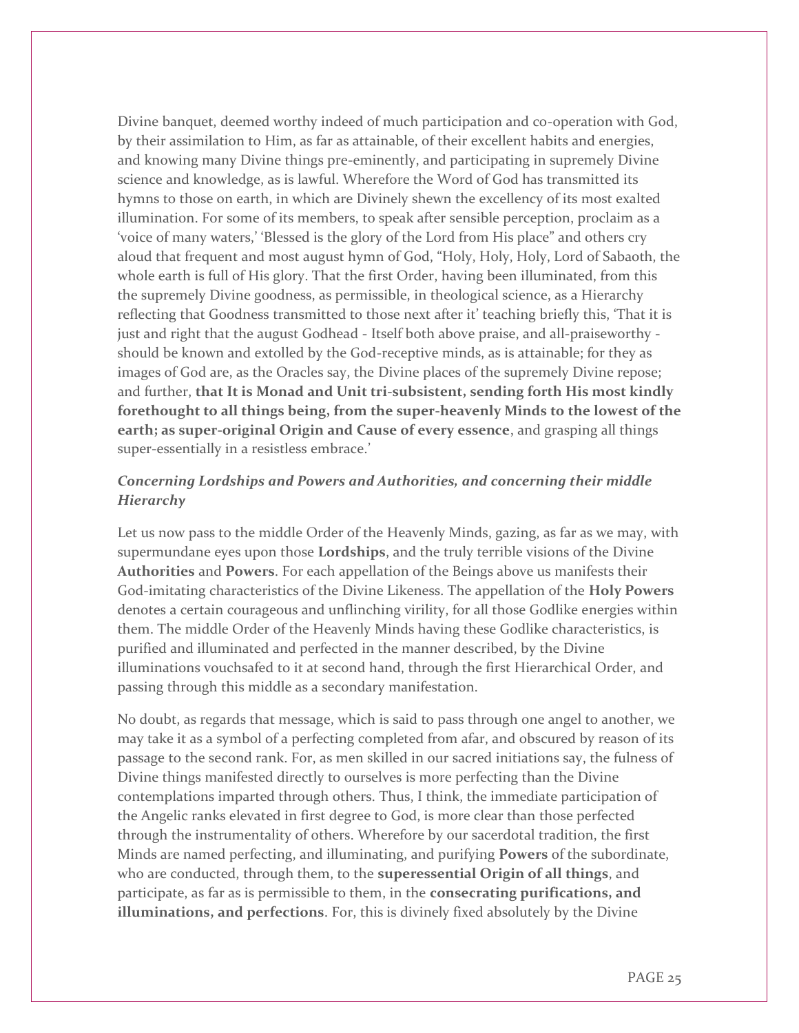Divine banquet, deemed worthy indeed of much participation and co-operation with God, by their assimilation to Him, as far as attainable, of their excellent habits and energies, and knowing many Divine things pre-eminently, and participating in supremely Divine science and knowledge, as is lawful. Wherefore the Word of God has transmitted its hymns to those on earth, in which are Divinely shewn the excellency of its most exalted illumination. For some of its members, to speak after sensible perception, proclaim as a 'voice of many waters,' 'Blessed is the glory of the Lord from His place" and others cry aloud that frequent and most august hymn of God, "Holy, Holy, Holy, Lord of Sabaoth, the whole earth is full of His glory. That the first Order, having been illuminated, from this the supremely Divine goodness, as permissible, in theological science, as a Hierarchy reflecting that Goodness transmitted to those next after it' teaching briefly this, 'That it is just and right that the august Godhead - Itself both above praise, and all-praiseworthy - should be known and extolled by the God-receptive minds, as is attainable; for they as images of God are, as the Oracles say, the Divine places of the supremely Divine repose; and further, **that It is Monad and Unit tri-subsistent, sending forth His most kindly forethought to all things being, from the super-heavenly Minds to the lowest of the earth; as super-original Origin and Cause of every essence**, and grasping all things super-essentially in a resistless embrace.'

### *Concerning Lordships and Powers and Authorities, and concerning their middle Hierarchy*

Let us now pass to the middle Order of the Heavenly Minds, gazing, as far as we may, with supermundane eyes upon those **Lordships**, and the truly terrible visions of the Divine **Authorities** and **Powers**. For each appellation of the Beings above us manifests their God-imitating characteristics of the Divine Likeness. The appellation of the **Holy Powers** denotes a certain courageous and unflinching virility, for all those Godlike energies within them. The middle Order of the Heavenly Minds having these Godlike characteristics, is purified and illuminated and perfected in the manner described, by the Divine illuminations vouchsafed to it at second hand, through the first Hierarchical Order, and passing through this middle as a secondary manifestation.

No doubt, as regards that message, which is said to pass through one angel to another, we may take it as a symbol of a perfecting completed from afar, and obscured by reason of its passage to the second rank. For, as men skilled in our sacred initiations say, the fulness of Divine things manifested directly to ourselves is more perfecting than the Divine contemplations imparted through others. Thus, I think, the immediate participation of the Angelic ranks elevated in first degree to God, is more clear than those perfected through the instrumentality of others. Wherefore by our sacerdotal tradition, the first Minds are named perfecting, and illuminating, and purifying **Powers** of the subordinate, who are conducted, through them, to the **superessential Origin of all things**, and participate, as far as is permissible to them, in the **consecrating purifications, and illuminations, and perfections**. For, this is divinely fixed absolutely by the Divine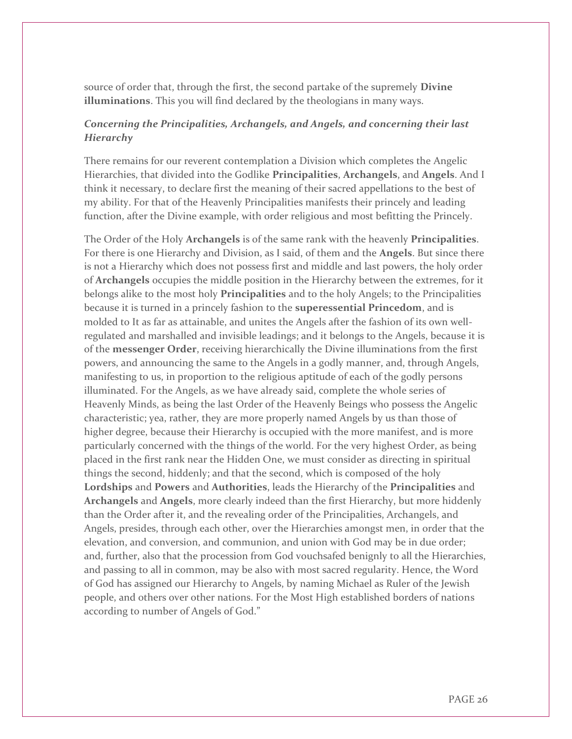source of order that, through the first, the second partake of the supremely **Divine illuminations**. This you will find declared by the theologians in many ways.

### *Concerning the Principalities, Archangels, and Angels, and concerning their last Hierarchy*

There remains for our reverent contemplation a Division which completes the Angelic Hierarchies, that divided into the Godlike **Principalities**, **Archangels**, and **Angels**. And I think it necessary, to declare first the meaning of their sacred appellations to the best of my ability. For that of the Heavenly Principalities manifests their princely and leading function, after the Divine example, with order religious and most befitting the Princely.

The Order of the Holy **Archangels** is of the same rank with the heavenly **Principalities**. For there is one Hierarchy and Division, as I said, of them and the **Angels**. But since there is not a Hierarchy which does not possess first and middle and last powers, the holy order of **Archangels** occupies the middle position in the Hierarchy between the extremes, for it belongs alike to the most holy **Principalities** and to the holy Angels; to the Principalities because it is turned in a princely fashion to the **superessential Princedom**, and is molded to It as far as attainable, and unites the Angels after the fashion of its own well-regulated and marshalled and invisible leadings; and it belongs to the Angels, because it is of the **messenger Order**, receiving hierarchically the Divine illuminations from the first powers, and announcing the same to the Angels in a godly manner, and, through Angels, manifesting to us, in proportion to the religious aptitude of each of the godly persons illuminated. For the Angels, as we have already said, complete the whole series of Heavenly Minds, as being the last Order of the Heavenly Beings who possess the Angelic characteristic; yea, rather, they are more properly named Angels by us than those of higher degree, because their Hierarchy is occupied with the more manifest, and is more particularly concerned with the things of the world. For the very highest Order, as being placed in the first rank near the Hidden One, we must consider as directing in spiritual things the second, hiddenly; and that the second, which is composed of the holy **Lordships** and **Powers** and **Authorities**, leads the Hierarchy of the **Principalities** and **Archangels** and **Angels**, more clearly indeed than the first Hierarchy, but more hiddenly than the Order after it, and the revealing order of the Principalities, Archangels, and Angels, presides, through each other, over the Hierarchies amongst men, in order that the elevation, and conversion, and communion, and union with God may be in due order; and, further, also that the procession from God vouchsafed benignly to all the Hierarchies, and passing to all in common, may be also with most sacred regularity. Hence, the Word of God has assigned our Hierarchy to Angels, by naming Michael as Ruler of the Jewish people, and others over other nations. For the Most High established borders of nations according to number of Angels of God."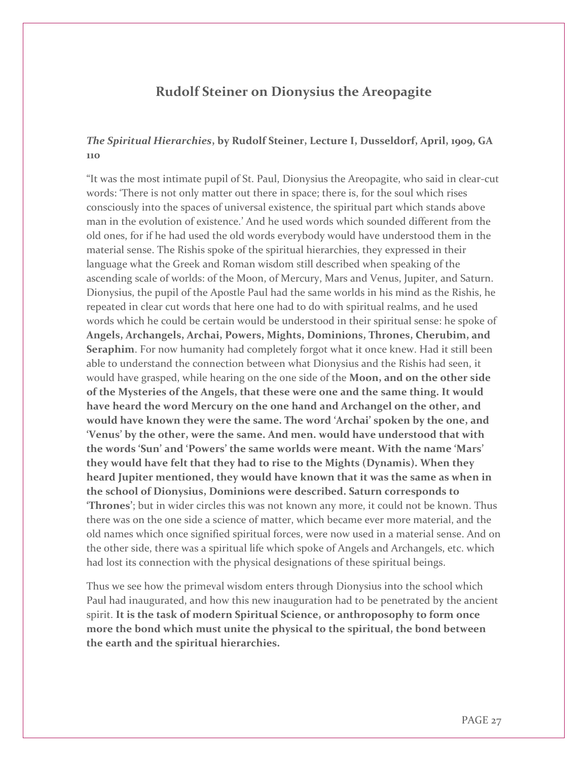## Rudolf Steiner on Dionysius the Areopagite

### *The Spiritual Hierarchies*, by Rudolf Steiner, Lecture I, Dusseldorf, April, 1909, GA 110

"It was the most intimate pupil of St. Paul, Dionysius the Areopagite, who said in clear-cut words: 'There is not only matter out there in space; there is, for the soul which rises consciously into the spaces of universal existence, the spiritual part which stands above man in the evolution of existence.' And he used words which sounded different from the old ones, for if he had used the old words everybody would have understood them in the material sense. The Rishis spoke of the spiritual hierarchies, they expressed in their language what the Greek and Roman wisdom still described when speaking of the ascending scale of worlds: of the Moon, of Mercury, Mars and Venus, Jupiter, and Saturn. Dionysius, the pupil of the Apostle Paul had the same worlds in his mind as the Rishis, he repeated in clear cut words that here one had to do with spiritual realms, and he used words which he could be certain would be understood in their spiritual sense: he spoke of **Angels, Archangels, Archai, Powers, Mights, Dominions, Thrones, Cherubim, and Seraphim**. For now humanity had completely forgot what it once knew. Had it still been able to understand the connection between what Dionysius and the Rishis had seen, it would have grasped, while hearing on the one side of the **Moon, and on the other side of the Mysteries of the Angels, that these were one and the same thing. It would have heard the word Mercury on the one hand and Archangel on the other, and would have known they were the same. The word 'Archai' spoken by the one, and 'Venus' by the other, were the same. And men. would have understood that with the words 'Sun' and 'Powers' the same worlds were meant. With the name 'Mars' they would have felt that they had to rise to the Mights (Dynamis). When they heard Jupiter mentioned, they would have known that it was the same as when in the school of Dionysius, Dominions were described. Saturn corresponds to 'Thrones'**; but in wider circles this was not known any more, it could not be known. Thus there was on the one side a science of matter, which became ever more material, and the old names which once signified spiritual forces, were now used in a material sense. And on the other side, there was a spiritual life which spoke of Angels and Archangels, etc. which had lost its connection with the physical designations of these spiritual beings.

Thus we see how the primeval wisdom enters through Dionysius into the school which Paul had inaugurated, and how this new inauguration had to be penetrated by the ancient spirit. **It is the task of modern Spiritual Science, or anthroposophy to form once more the bond which must unite the physical to the spiritual, the bond between the earth and the spiritual hierarchies.**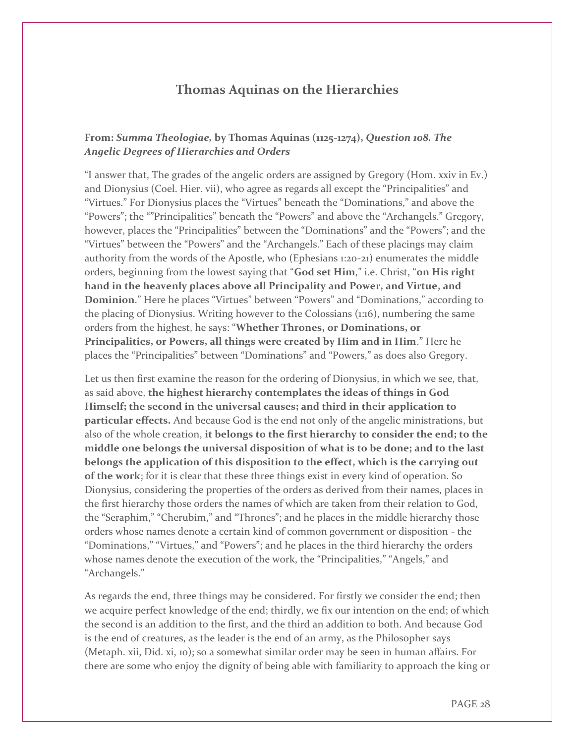## Thomas Aquinas on the Hierarchies

### From: *Summa Theologiae,* by Thomas Aquinas (1125-1274), *Question 108. The Angelic Degrees of Hierarchies and Orders*

"I answer that, The grades of the angelic orders are assigned by Gregory (Hom. xxiv in Ev.) and Dionysius (Coel. Hier. vii), who agree as regards all except the "Principalities" and "Virtues." For Dionysius places the "Virtues" beneath the "Dominations," and above the "Powers"; the ""Principalities" beneath the "Powers" and above the "Archangels." Gregory, however, places the "Principalities" between the "Dominations" and the "Powers"; and the "Virtues" between the "Powers" and the "Archangels." Each of these placings may claim authority from the words of the Apostle, who (Ephesians 1:20-21) enumerates the middle orders, beginning from the lowest saying that "**God set Him**," i.e. Christ, "**on His right hand in the heavenly places above all Principality and Power, and Virtue, and Dominion**." Here he places "Virtues" between "Powers" and "Dominations," according to the placing of Dionysius. Writing however to the Colossians (1:16), numbering the same orders from the highest, he says: "**Whether Thrones, or Dominations, or Principalities, or Powers, all things were created by Him and in Him**." Here he places the "Principalities" between "Dominations" and "Powers," as does also Gregory.

Let us then first examine the reason for the ordering of Dionysius, in which we see, that, as said above, **the highest hierarchy contemplates the ideas of things in God Himself; the second in the universal causes; and third in their application to particular effects.** And because God is the end not only of the angelic ministrations, but also of the whole creation, **it belongs to the first hierarchy to consider the end; to the middle one belongs the universal disposition of what is to be done; and to the last belongs the application of this disposition to the effect, which is the carrying out of the work**; for it is clear that these three things exist in every kind of operation. So Dionysius, considering the properties of the orders as derived from their names, places in the first hierarchy those orders the names of which are taken from their relation to God, the "Seraphim," "Cherubim," and "Thrones"; and he places in the middle hierarchy those orders whose names denote a certain kind of common government or disposition - the "Dominations," "Virtues," and "Powers"; and he places in the third hierarchy the orders whose names denote the execution of the work, the "Principalities," "Angels," and "Archangels."

As regards the end, three things may be considered. For firstly we consider the end; then we acquire perfect knowledge of the end; thirdly, we fix our intention on the end; of which the second is an addition to the first, and the third an addition to both. And because God is the end of creatures, as the leader is the end of an army, as the Philosopher says (Metaph. xii, Did. xi, 10); so a somewhat similar order may be seen in human affairs. For there are some who enjoy the dignity of being able with familiarity to approach the king or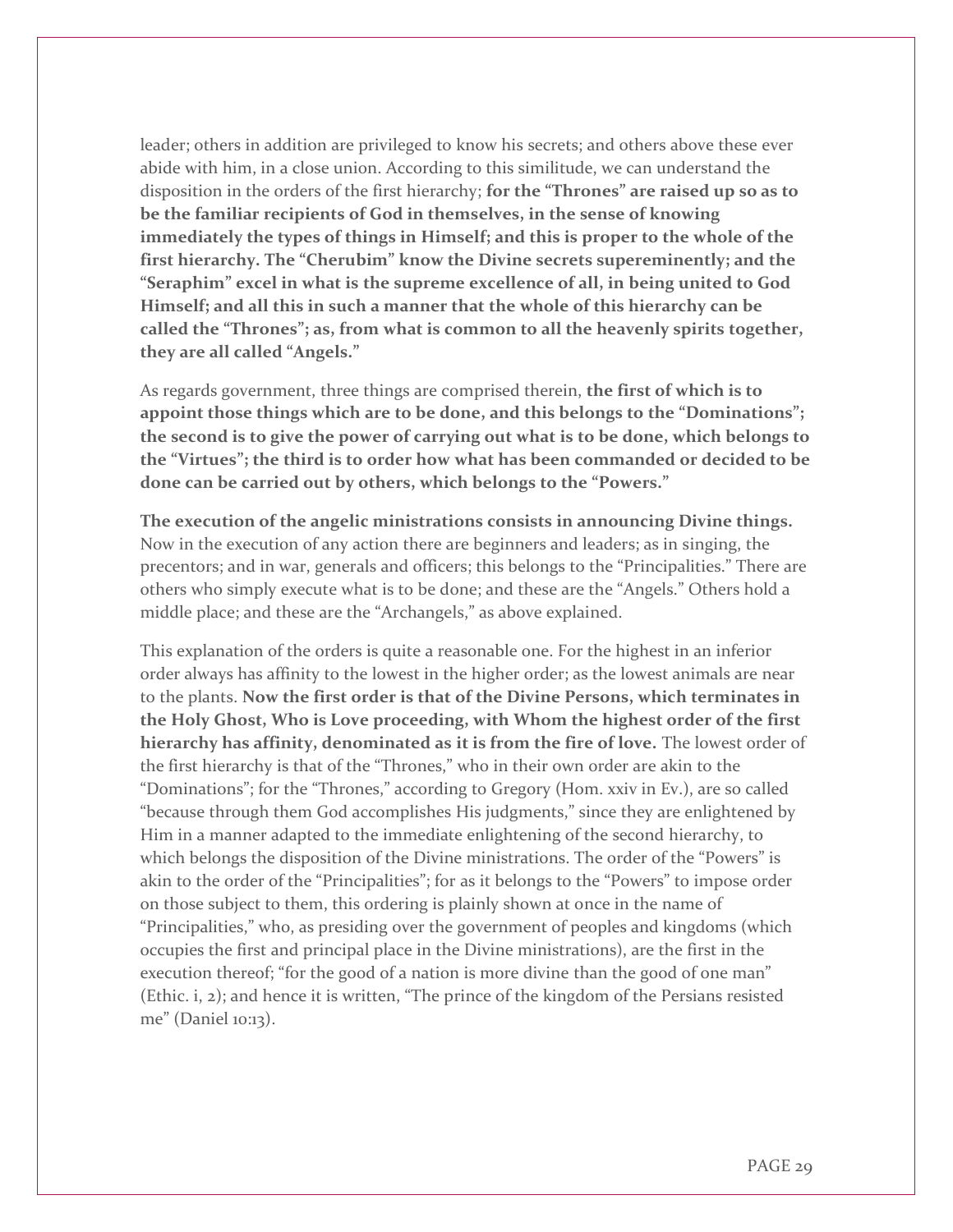leader; others in addition are privileged to know his secrets; and others above these ever abide with him, in a close union. According to this similitude, we can understand the disposition in the orders of the first hierarchy; **for the "Thrones" are raised up so as to be the familiar recipients of God in themselves, in the sense of knowing immediately the types of things in Himself; and this is proper to the whole of the first hierarchy. The "Cherubim" know the Divine secrets supereminently; and the "Seraphim" excel in what is the supreme excellence of all, in being united to God Himself; and all this in such a manner that the whole of this hierarchy can be called the "Thrones"; as, from what is common to all the heavenly spirits together, they are all called "Angels."**

As regards government, three things are comprised therein, **the first of which is to appoint those things which are to be done, and this belongs to the "Dominations"; the second is to give the power of carrying out what is to be done, which belongs to the "Virtues"; the third is to order how what has been commanded or decided to be done can be carried out by others, which belongs to the "Powers."**

**The execution of the angelic ministrations consists in announcing Divine things.** Now in the execution of any action there are beginners and leaders; as in singing, the precentors; and in war, generals and officers; this belongs to the "Principalities." There are others who simply execute what is to be done; and these are the "Angels." Others hold a middle place; and these are the "Archangels," as above explained.

This explanation of the orders is quite a reasonable one. For the highest in an inferior order always has affinity to the lowest in the higher order; as the lowest animals are near to the plants. **Now the first order is that of the Divine Persons, which terminates in the Holy Ghost, Who is Love proceeding, with Whom the highest order of the first hierarchy has affinity, denominated as it is from the fire of love.** The lowest order of the first hierarchy is that of the "Thrones," who in their own order are akin to the "Dominations"; for the "Thrones," according to Gregory (Hom. xxiv in Ev.), are so called "because through them God accomplishes His judgments," since they are enlightened by Him in a manner adapted to the immediate enlightening of the second hierarchy, to which belongs the disposition of the Divine ministrations. The order of the "Powers" is akin to the order of the "Principalities"; for as it belongs to the "Powers" to impose order on those subject to them, this ordering is plainly shown at once in the name of "Principalities," who, as presiding over the government of peoples and kingdoms (which occupies the first and principal place in the Divine ministrations), are the first in the execution thereof; "for the good of a nation is more divine than the good of one man" (Ethic. i, 2); and hence it is written, "The prince of the kingdom of the Persians resisted me" (Daniel 10:13).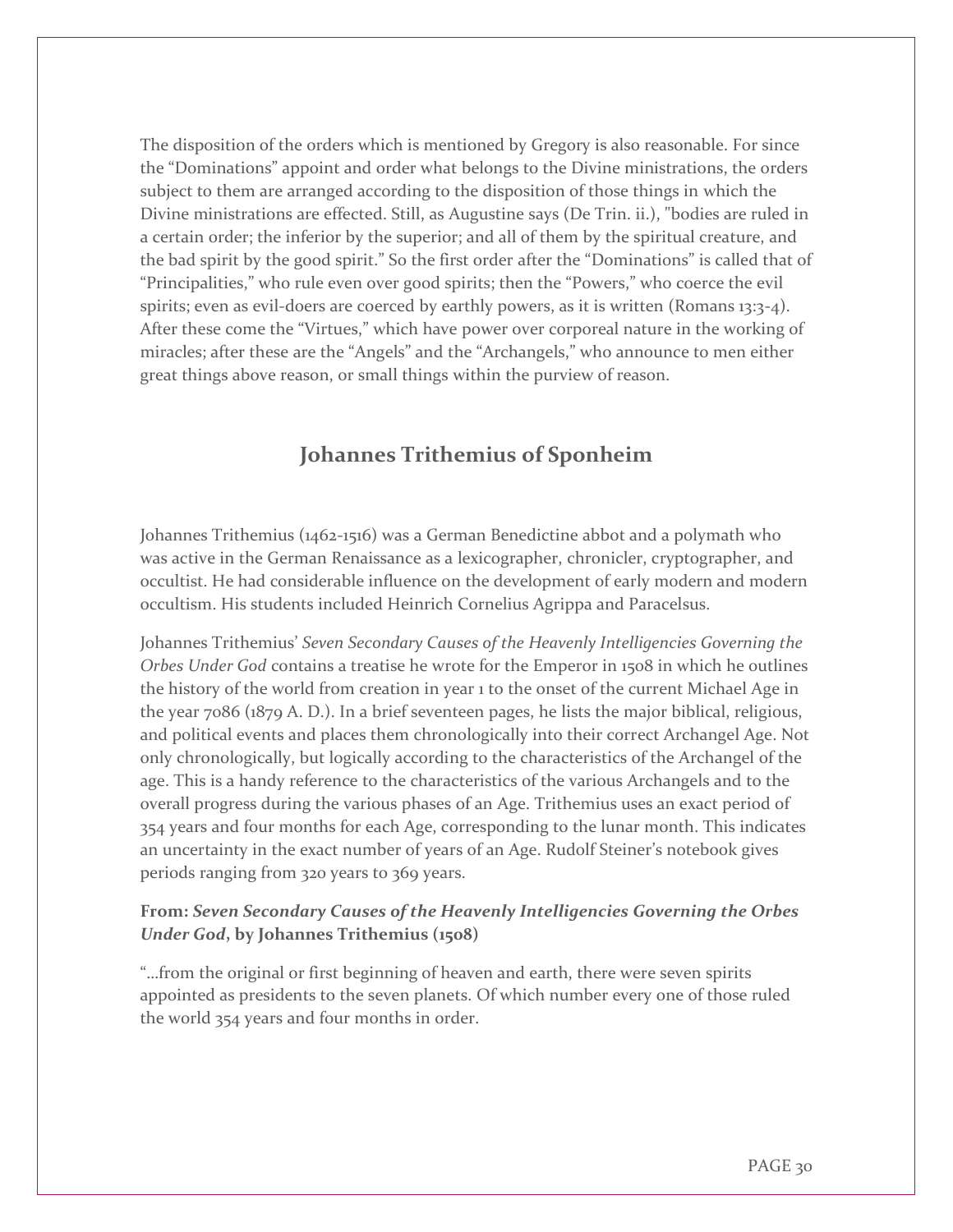The disposition of the orders which is mentioned by Gregory is also reasonable. For since the "Dominations" appoint and order what belongs to the Divine ministrations, the orders subject to them are arranged according to the disposition of those things in which the Divine ministrations are effected. Still, as Augustine says (De Trin. ii.), "bodies are ruled in a certain order; the inferior by the superior; and all of them by the spiritual creature, and the bad spirit by the good spirit." So the first order after the "Dominations" is called that of "Principalities," who rule even over good spirits; then the "Powers," who coerce the evil spirits; even as evil-doers are coerced by earthly powers, as it is written (Romans 13:3-4). After these come the "Virtues," which have power over corporeal nature in the working of miracles; after these are the "Angels" and the "Archangels," who announce to men either great things above reason, or small things within the purview of reason.

## Johannes Trithemius of Sponheim

Johannes Trithemius (1462-1516) was a German Benedictine abbot and a polymath who was active in the German Renaissance as a lexicographer, chronicler, cryptographer, and occultist. He had considerable influence on the development of early modern and modern occultism. His students included Heinrich Cornelius Agrippa and Paracelsus.

Johannes Trithemius' *Seven Secondary Causes of the Heavenly Intelligencies Governing the Orbes Under God* contains a treatise he wrote for the Emperor in 1508 in which he outlines the history of the world from creation in year 1 to the onset of the current Michael Age in the year 7086 (1879 A. D.). In a brief seventeen pages, he lists the major biblical, religious, and political events and places them chronologically into their correct Archangel Age. Not only chronologically, but logically according to the characteristics of the Archangel of the age. This is a handy reference to the characteristics of the various Archangels and to the overall progress during the various phases of an Age. Trithemius uses an exact period of 354 years and four months for each Age, corresponding to the lunar month. This indicates an uncertainty in the exact number of years of an Age. Rudolf Steiner's notebook gives periods ranging from 320 years to 369 years.

**From: *Seven Secondary Causes of the Heavenly Intelligencies Governing the Orbes Under God*, by Johannes Trithemius (1508)**

"…from the original or first beginning of heaven and earth, there were seven spirits appointed as presidents to the seven planets. Of which number every one of those ruled the world 354 years and four months in order.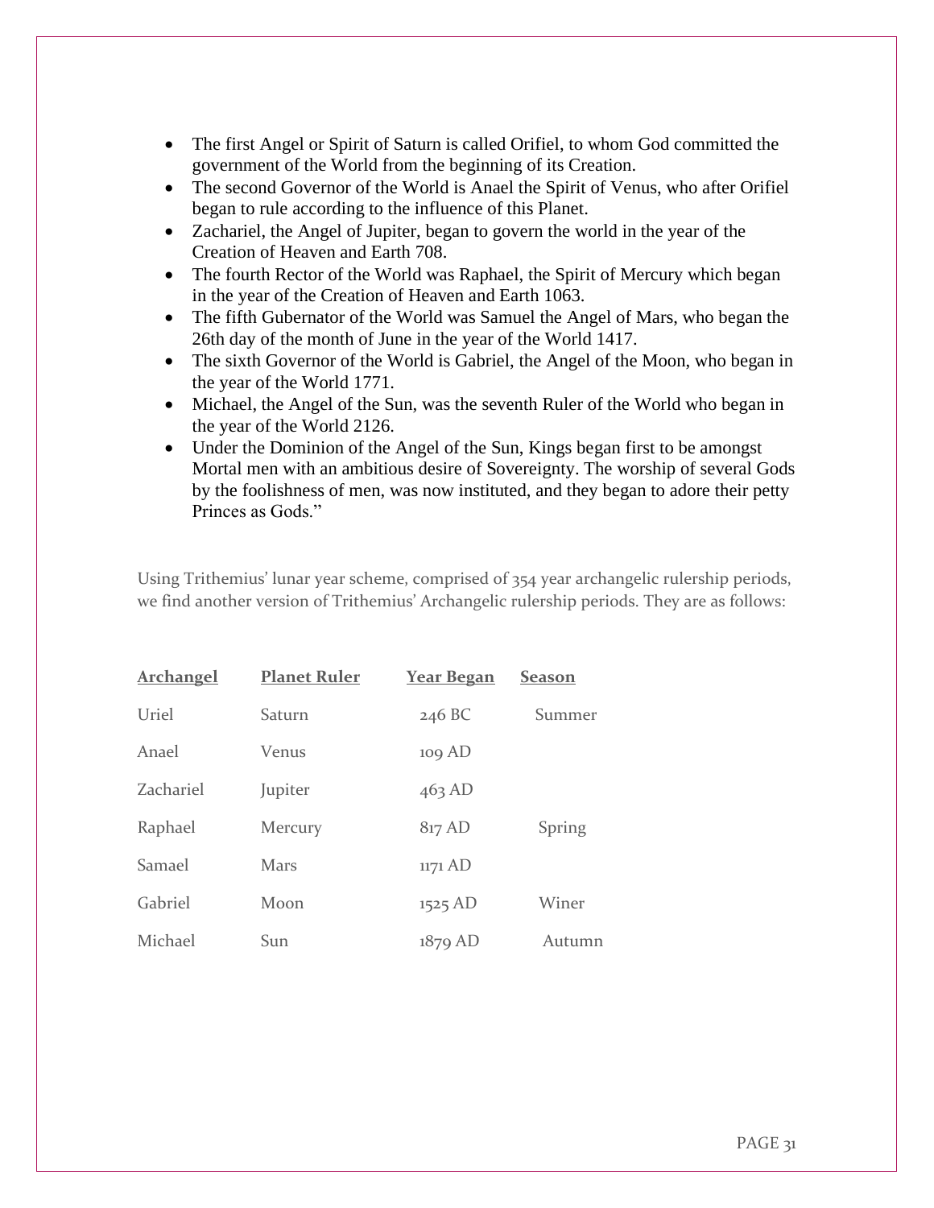- The first Angel or Spirit of Saturn is called Orifiel, to whom God committed the government of the World from the beginning of its Creation.
- The second Governor of the World is Anael the Spirit of Venus, who after Orifiel began to rule according to the influence of this Planet.
- Zachariel, the Angel of Jupiter, began to govern the world in the year of the Creation of Heaven and Earth 708.
- The fourth Rector of the World was Raphael, the Spirit of Mercury which began in the year of the Creation of Heaven and Earth 1063.
- The fifth Gubernator of the World was Samuel the Angel of Mars, who began the 26th day of the month of June in the year of the World 1417.
- The sixth Governor of the World is Gabriel, the Angel of the Moon, who began in the year of the World 1771.
- Michael, the Angel of the Sun, was the seventh Ruler of the World who began in the year of the World 2126.
- Under the Dominion of the Angel of the Sun, Kings began first to be amongst Mortal men with an ambitious desire of Sovereignty. The worship of several Gods by the foolishness of men, was now instituted, and they began to adore their petty Princes as Gods."

Using Trithemius' lunar year scheme, comprised of 354 year archangelic rulership periods, we find another version of Trithemius' Archangelic rulership periods. They are as follows:

| Archangel | Planet Ruler | Year Began | Season |
|---|---|---|---|
| Uriel | Saturn | 246 BC | Summer |
| Anael | Venus | 109 AD | |
| Zachariel | Jupiter | 463 AD | |
| Raphael | Mercury | 817 AD | Spring |
| Samael | Mars | 1171 AD | |
| Gabriel | Moon | 1525 AD | Winer |
| Michael | Sun | 1879 AD | Autumn |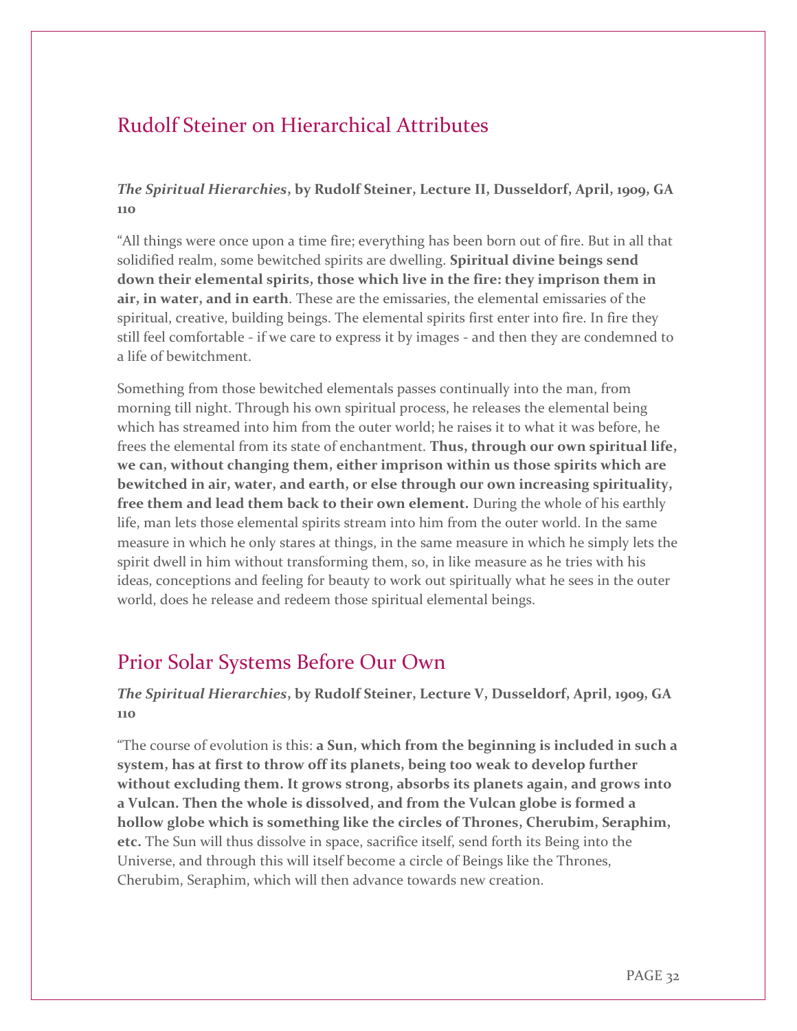## Rudolf Steiner on Hierarchical Attributes

***The Spiritual Hierarchies*, by Rudolf Steiner, Lecture II, Dusseldorf, April, 1909, GA 110**

"All things were once upon a time fire; everything has been born out of fire. But in all that solidified realm, some bewitched spirits are dwelling. **Spiritual divine beings send down their elemental spirits, those which live in the fire: they imprison them in air, in water, and in earth**. These are the emissaries, the elemental emissaries of the spiritual, creative, building beings. The elemental spirits first enter into fire. In fire they still feel comfortable - if we care to express it by images - and then they are condemned to a life of bewitchment.

Something from those bewitched elementals passes continually into the man, from morning till night. Through his own spiritual process, he releases the elemental being which has streamed into him from the outer world; he raises it to what it was before, he frees the elemental from its state of enchantment. **Thus, through our own spiritual life, we can, without changing them, either imprison within us those spirits which are bewitched in air, water, and earth, or else through our own increasing spirituality, free them and lead them back to their own element.** During the whole of his earthly life, man lets those elemental spirits stream into him from the outer world. In the same measure in which he only stares at things, in the same measure in which he simply lets the spirit dwell in him without transforming them, so, in like measure as he tries with his ideas, conceptions and feeling for beauty to work out spiritually what he sees in the outer world, does he release and redeem those spiritual elemental beings.

## Prior Solar Systems Before Our Own

***The Spiritual Hierarchies*, by Rudolf Steiner, Lecture V, Dusseldorf, April, 1909, GA 110**

"The course of evolution is this: **a Sun, which from the beginning is included in such a system, has at first to throw off its planets, being too weak to develop further without excluding them. It grows strong, absorbs its planets again, and grows into a Vulcan. Then the whole is dissolved, and from the Vulcan globe is formed a hollow globe which is something like the circles of Thrones, Cherubim, Seraphim, etc.** The Sun will thus dissolve in space, sacrifice itself, send forth its Being into the Universe, and through this will itself become a circle of Beings like the Thrones, Cherubim, Seraphim, which will then advance towards new creation.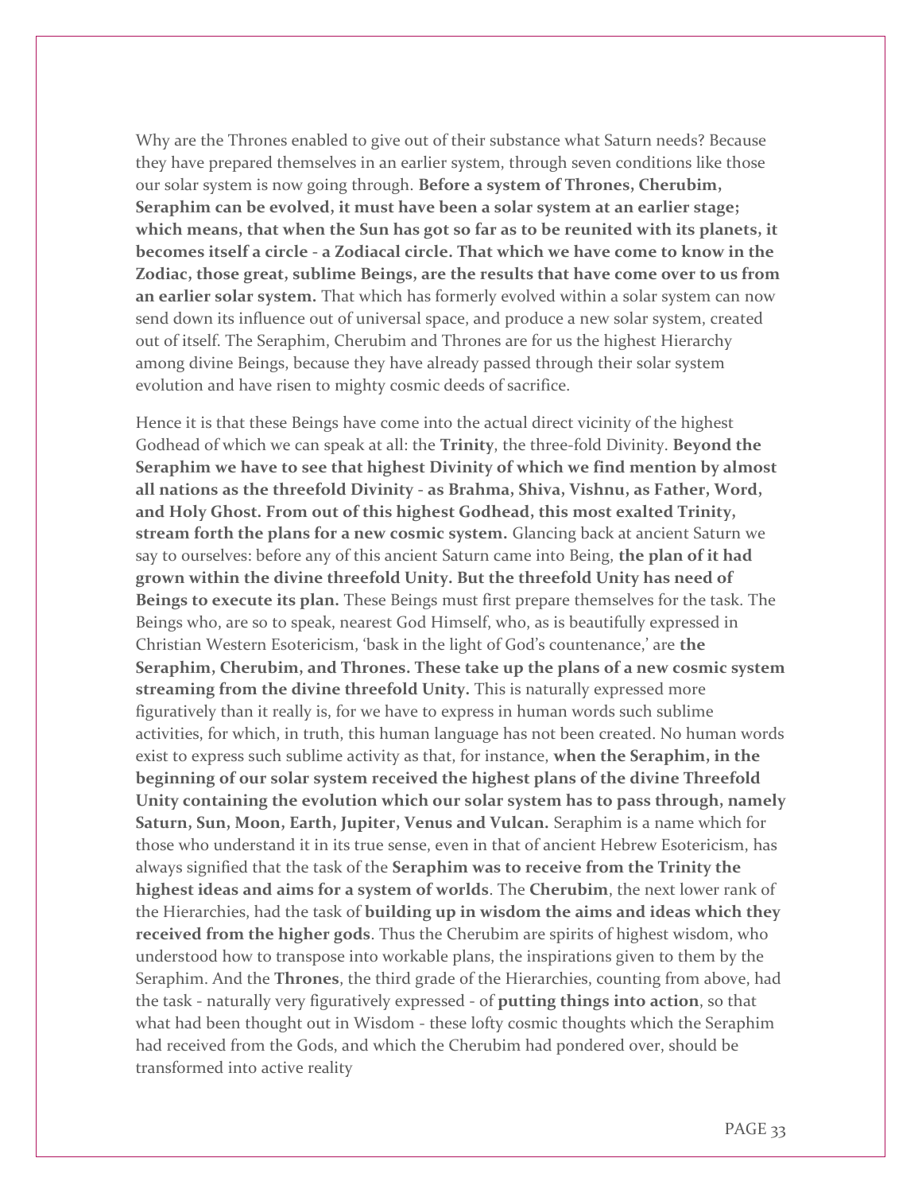Why are the Thrones enabled to give out of their substance what Saturn needs? Because they have prepared themselves in an earlier system, through seven conditions like those our solar system is now going through. **Before a system of Thrones, Cherubim, Seraphim can be evolved, it must have been a solar system at an earlier stage; which means, that when the Sun has got so far as to be reunited with its planets, it becomes itself a circle - a Zodiacal circle. That which we have come to know in the Zodiac, those great, sublime Beings, are the results that have come over to us from an earlier solar system.** That which has formerly evolved within a solar system can now send down its influence out of universal space, and produce a new solar system, created out of itself. The Seraphim, Cherubim and Thrones are for us the highest Hierarchy among divine Beings, because they have already passed through their solar system evolution and have risen to mighty cosmic deeds of sacrifice.

Hence it is that these Beings have come into the actual direct vicinity of the highest Godhead of which we can speak at all: the **Trinity**, the three-fold Divinity. **Beyond the Seraphim we have to see that highest Divinity of which we find mention by almost all nations as the threefold Divinity - as Brahma, Shiva, Vishnu, as Father, Word, and Holy Ghost. From out of this highest Godhead, this most exalted Trinity, stream forth the plans for a new cosmic system.** Glancing back at ancient Saturn we say to ourselves: before any of this ancient Saturn came into Being, **the plan of it had grown within the divine threefold Unity. But the threefold Unity has need of Beings to execute its plan.** These Beings must first prepare themselves for the task. The Beings who, are so to speak, nearest God Himself, who, as is beautifully expressed in Christian Western Esotericism, 'bask in the light of God's countenance,' are **the Seraphim, Cherubim, and Thrones. These take up the plans of a new cosmic system streaming from the divine threefold Unity.** This is naturally expressed more figuratively than it really is, for we have to express in human words such sublime activities, for which, in truth, this human language has not been created. No human words exist to express such sublime activity as that, for instance, **when the Seraphim, in the beginning of our solar system received the highest plans of the divine Threefold Unity containing the evolution which our solar system has to pass through, namely Saturn, Sun, Moon, Earth, Jupiter, Venus and Vulcan.** Seraphim is a name which for those who understand it in its true sense, even in that of ancient Hebrew Esotericism, has always signified that the task of the **Seraphim was to receive from the Trinity the highest ideas and aims for a system of worlds**. The **Cherubim**, the next lower rank of the Hierarchies, had the task of **building up in wisdom the aims and ideas which they received from the higher gods**. Thus the Cherubim are spirits of highest wisdom, who understood how to transpose into workable plans, the inspirations given to them by the Seraphim. And the **Thrones**, the third grade of the Hierarchies, counting from above, had the task - naturally very figuratively expressed - of **putting things into action**, so that what had been thought out in Wisdom - these lofty cosmic thoughts which the Seraphim had received from the Gods, and which the Cherubim had pondered over, should be transformed into active reality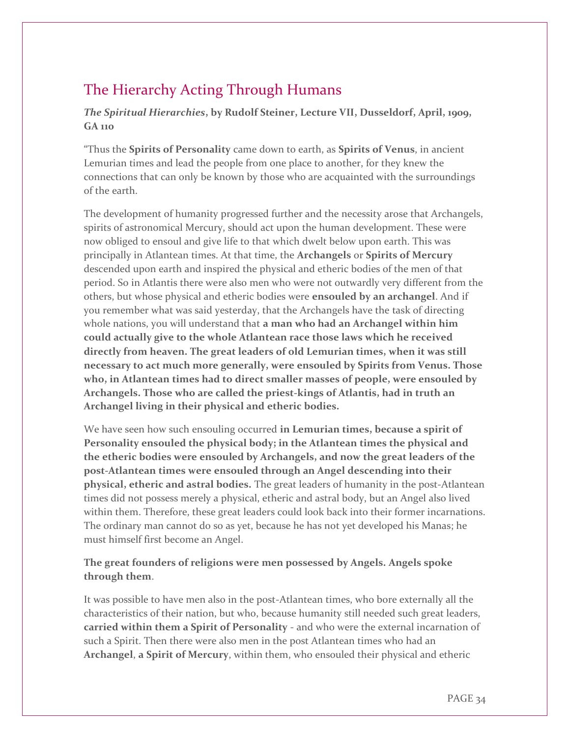## The Hierarchy Acting Through Humans

***The Spiritual Hierarchies*, by Rudolf Steiner, Lecture VII, Dusseldorf, April, 1909, GA 110**

"Thus the **Spirits of Personality** came down to earth, as **Spirits of Venus**, in ancient Lemurian times and lead the people from one place to another, for they knew the connections that can only be known by those who are acquainted with the surroundings of the earth.

The development of humanity progressed further and the necessity arose that Archangels, spirits of astronomical Mercury, should act upon the human development. These were now obliged to ensoul and give life to that which dwelt below upon earth. This was principally in Atlantean times. At that time, the **Archangels** or **Spirits of Mercury** descended upon earth and inspired the physical and etheric bodies of the men of that period. So in Atlantis there were also men who were not outwardly very different from the others, but whose physical and etheric bodies were **ensouled by an archangel**. And if you remember what was said yesterday, that the Archangels have the task of directing whole nations, you will understand that **a man who had an Archangel within him could actually give to the whole Atlantean race those laws which he received directly from heaven. The great leaders of old Lemurian times, when it was still necessary to act much more generally, were ensouled by Spirits from Venus. Those who, in Atlantean times had to direct smaller masses of people, were ensouled by Archangels. Those who are called the priest-kings of Atlantis, had in truth an Archangel living in their physical and etheric bodies.**

We have seen how such ensouling occurred **in Lemurian times, because a spirit of Personality ensouled the physical body; in the Atlantean times the physical and the etheric bodies were ensouled by Archangels, and now the great leaders of the post-Atlantean times were ensouled through an Angel descending into their physical, etheric and astral bodies.** The great leaders of humanity in the post-Atlantean times did not possess merely a physical, etheric and astral body, but an Angel also lived within them. Therefore, these great leaders could look back into their former incarnations. The ordinary man cannot do so as yet, because he has not yet developed his Manas; he must himself first become an Angel.

**The great founders of religions were men possessed by Angels. Angels spoke through them**.

It was possible to have men also in the post-Atlantean times, who bore externally all the characteristics of their nation, but who, because humanity still needed such great leaders, **carried within them a Spirit of Personality** - and who were the external incarnation of such a Spirit. Then there were also men in the post Atlantean times who had an **Archangel**, **a Spirit of Mercury**, within them, who ensouled their physical and etheric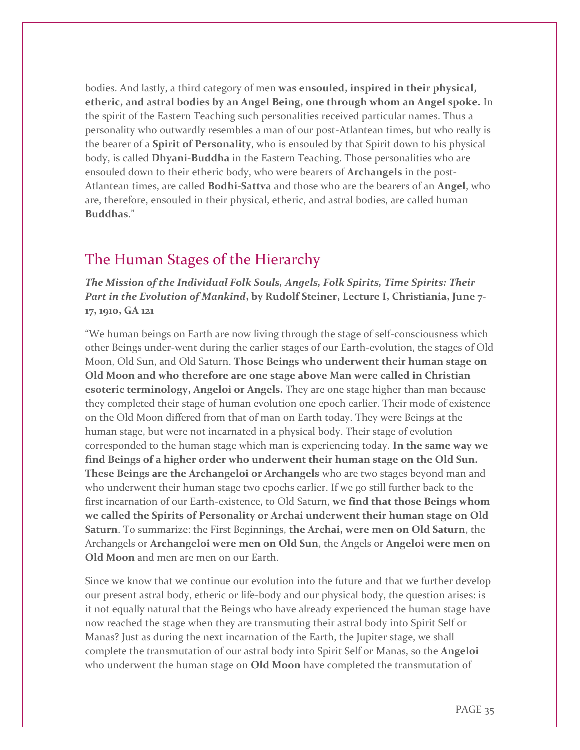bodies. And lastly, a third category of men **was ensouled, inspired in their physical, etheric, and astral bodies by an Angel Being, one through whom an Angel spoke.** In the spirit of the Eastern Teaching such personalities received particular names. Thus a personality who outwardly resembles a man of our post-Atlantean times, but who really is the bearer of a **Spirit of Personality**, who is ensouled by that Spirit down to his physical body, is called **Dhyani-Buddha** in the Eastern Teaching. Those personalities who are ensouled down to their etheric body, who were bearers of **Archangels** in the post-Atlantean times, are called **Bodhi-Sattva** and those who are the bearers of an **Angel**, who are, therefore, ensouled in their physical, etheric, and astral bodies, are called human **Buddhas**."

## The Human Stages of the Hierarchy

***The Mission of the Individual Folk Souls, Angels, Folk Spirits, Time Spirits: Their Part in the Evolution of Mankind*, by Rudolf Steiner, Lecture I, Christiania, June 7-17, 1910, GA 121**

"We human beings on Earth are now living through the stage of self-consciousness which other Beings under-went during the earlier stages of our Earth-evolution, the stages of Old Moon, Old Sun, and Old Saturn. **Those Beings who underwent their human stage on Old Moon and who therefore are one stage above Man were called in Christian esoteric terminology, Angeloi or Angels.** They are one stage higher than man because they completed their stage of human evolution one epoch earlier. Their mode of existence on the Old Moon differed from that of man on Earth today. They were Beings at the human stage, but were not incarnated in a physical body. Their stage of evolution corresponded to the human stage which man is experiencing today. **In the same way we find Beings of a higher order who underwent their human stage on the Old Sun. These Beings are the Archangeloi or Archangels** who are two stages beyond man and who underwent their human stage two epochs earlier. If we go still further back to the first incarnation of our Earth-existence, to Old Saturn, **we find that those Beings whom we called the Spirits of Personality or Archai underwent their human stage on Old Saturn**. To summarize: the First Beginnings, **the Archai, were men on Old Saturn**, the Archangels or **Archangeloi were men on Old Sun**, the Angels or **Angeloi were men on Old Moon** and men are men on our Earth.

Since we know that we continue our evolution into the future and that we further develop our present astral body, etheric or life-body and our physical body, the question arises: is it not equally natural that the Beings who have already experienced the human stage have now reached the stage when they are transmuting their astral body into Spirit Self or Manas? Just as during the next incarnation of the Earth, the Jupiter stage, we shall complete the transmutation of our astral body into Spirit Self or Manas, so the **Angeloi** who underwent the human stage on **Old Moon** have completed the transmutation of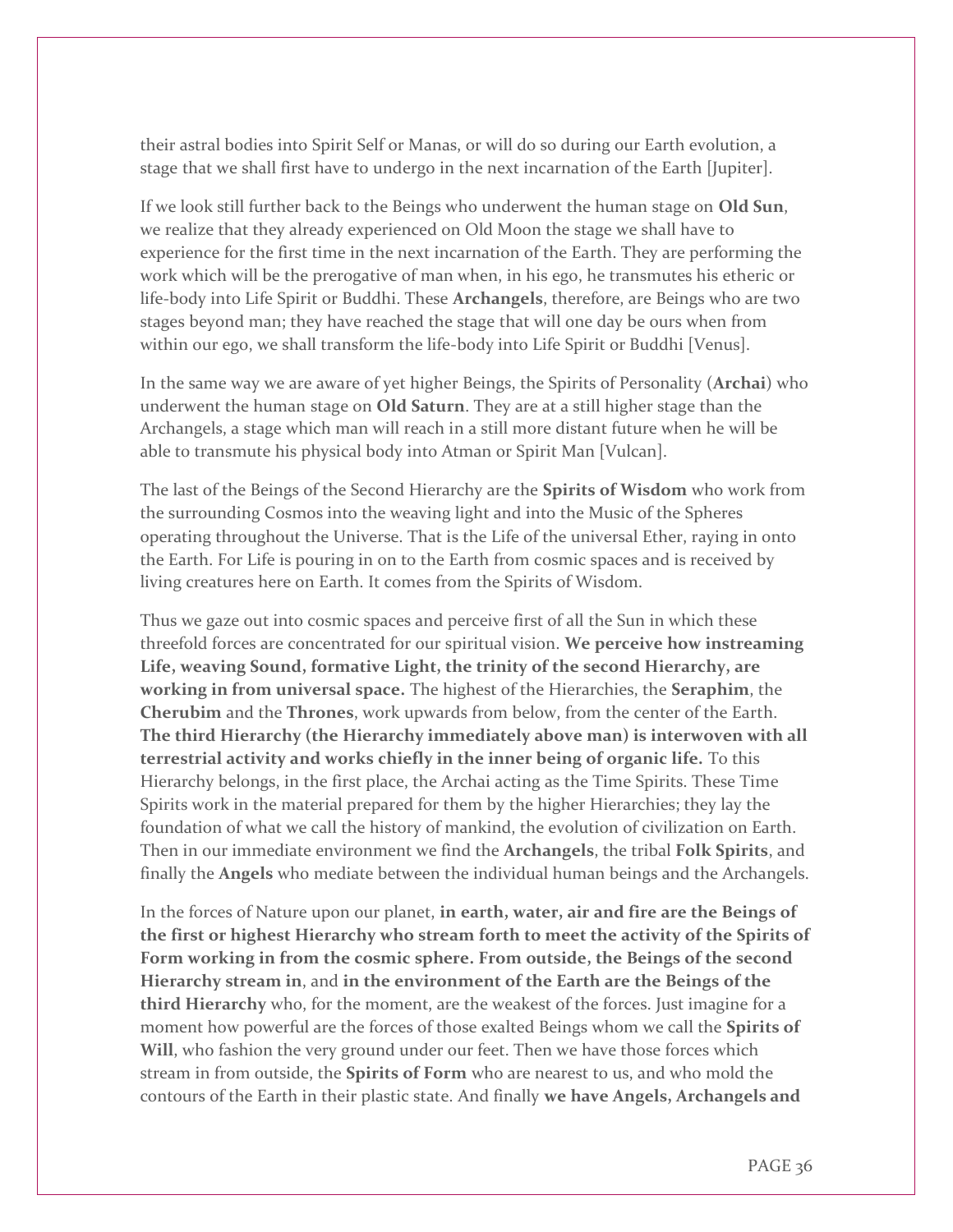their astral bodies into Spirit Self or Manas, or will do so during our Earth evolution, a stage that we shall first have to undergo in the next incarnation of the Earth [Jupiter].

If we look still further back to the Beings who underwent the human stage on **Old Sun**, we realize that they already experienced on Old Moon the stage we shall have to experience for the first time in the next incarnation of the Earth. They are performing the work which will be the prerogative of man when, in his ego, he transmutes his etheric or life-body into Life Spirit or Buddhi. These **Archangels**, therefore, are Beings who are two stages beyond man; they have reached the stage that will one day be ours when from within our ego, we shall transform the life-body into Life Spirit or Buddhi [Venus].

In the same way we are aware of yet higher Beings, the Spirits of Personality (**Archai**) who underwent the human stage on **Old Saturn**. They are at a still higher stage than the Archangels, a stage which man will reach in a still more distant future when he will be able to transmute his physical body into Atman or Spirit Man [Vulcan].

The last of the Beings of the Second Hierarchy are the **Spirits of Wisdom** who work from the surrounding Cosmos into the weaving light and into the Music of the Spheres operating throughout the Universe. That is the Life of the universal Ether, raying in onto the Earth. For Life is pouring in on to the Earth from cosmic spaces and is received by living creatures here on Earth. It comes from the Spirits of Wisdom.

Thus we gaze out into cosmic spaces and perceive first of all the Sun in which these threefold forces are concentrated for our spiritual vision. **We perceive how instreaming Life, weaving Sound, formative Light, the trinity of the second Hierarchy, are working in from universal space.** The highest of the Hierarchies, the **Seraphim**, the **Cherubim** and the **Thrones**, work upwards from below, from the center of the Earth. **The third Hierarchy (the Hierarchy immediately above man) is interwoven with all terrestrial activity and works chiefly in the inner being of organic life.** To this Hierarchy belongs, in the first place, the Archai acting as the Time Spirits. These Time Spirits work in the material prepared for them by the higher Hierarchies; they lay the foundation of what we call the history of mankind, the evolution of civilization on Earth. Then in our immediate environment we find the **Archangels**, the tribal **Folk Spirits**, and finally the **Angels** who mediate between the individual human beings and the Archangels.

In the forces of Nature upon our planet, **in earth, water, air and fire are the Beings of the first or highest Hierarchy who stream forth to meet the activity of the Spirits of Form working in from the cosmic sphere. From outside, the Beings of the second Hierarchy stream in**, and **in the environment of the Earth are the Beings of the third Hierarchy** who, for the moment, are the weakest of the forces. Just imagine for a moment how powerful are the forces of those exalted Beings whom we call the **Spirits of Will**, who fashion the very ground under our feet. Then we have those forces which stream in from outside, the **Spirits of Form** who are nearest to us, and who mold the contours of the Earth in their plastic state. And finally **we have Angels, Archangels and**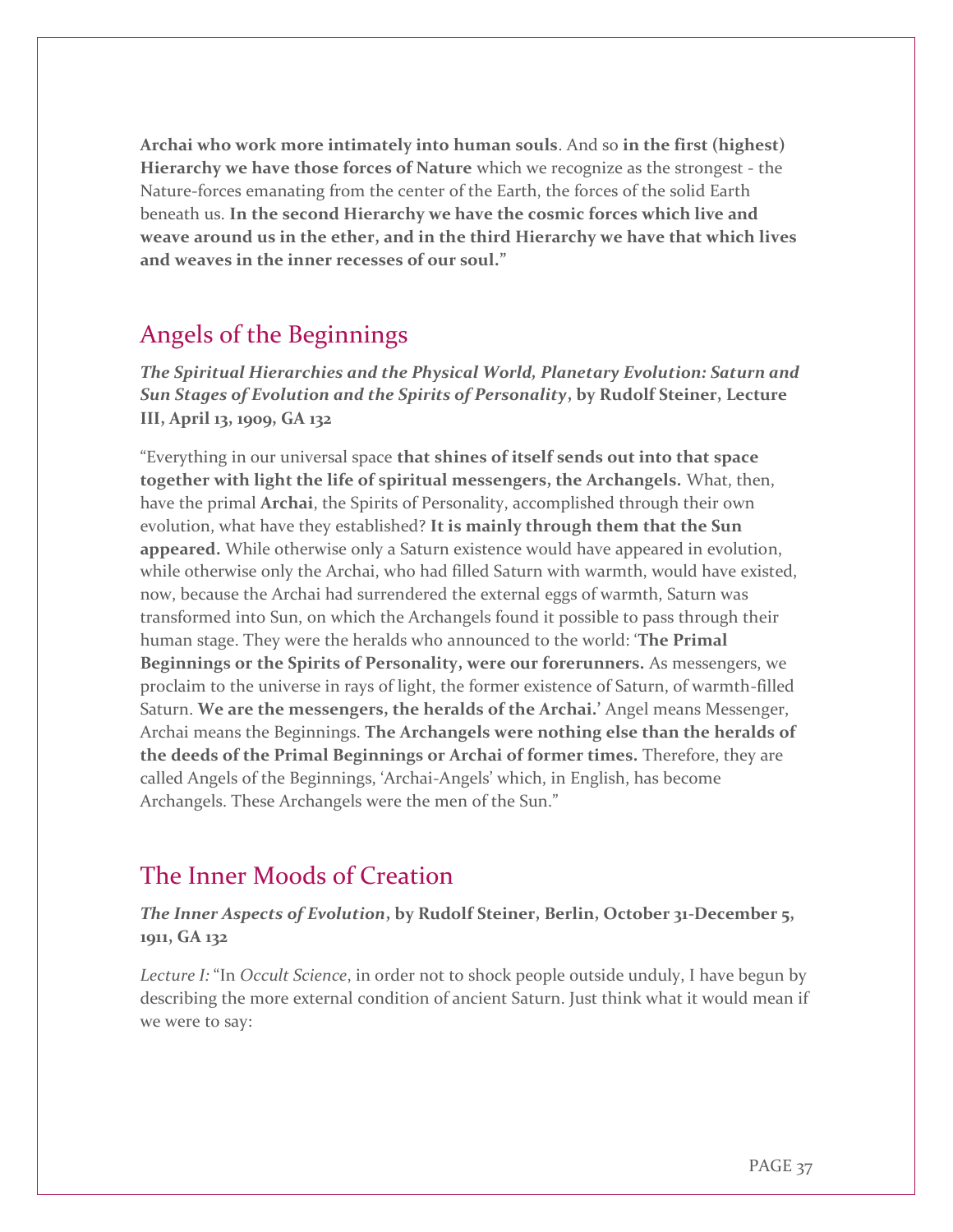**Archai who work more intimately into human souls**. And so **in the first (highest) Hierarchy we have those forces of Nature** which we recognize as the strongest - the Nature-forces emanating from the center of the Earth, the forces of the solid Earth beneath us. **In the second Hierarchy we have the cosmic forces which live and weave around us in the ether, and in the third Hierarchy we have that which lives and weaves in the inner recesses of our soul."**

## Angels of the Beginnings

***The Spiritual Hierarchies and the Physical World, Planetary Evolution: Saturn and Sun Stages of Evolution and the Spirits of Personality*, by Rudolf Steiner, Lecture III, April 13, 1909, GA 132**

"Everything in our universal space **that shines of itself sends out into that space together with light the life of spiritual messengers, the Archangels.** What, then, have the primal **Archai**, the Spirits of Personality, accomplished through their own evolution, what have they established? **It is mainly through them that the Sun appeared.** While otherwise only a Saturn existence would have appeared in evolution, while otherwise only the Archai, who had filled Saturn with warmth, would have existed, now, because the Archai had surrendered the external eggs of warmth, Saturn was transformed into Sun, on which the Archangels found it possible to pass through their human stage. They were the heralds who announced to the world: '**The Primal Beginnings or the Spirits of Personality, were our forerunners.** As messengers, we proclaim to the universe in rays of light, the former existence of Saturn, of warmth-filled Saturn. **We are the messengers, the heralds of the Archai.**' Angel means Messenger, Archai means the Beginnings. **The Archangels were nothing else than the heralds of the deeds of the Primal Beginnings or Archai of former times.** Therefore, they are called Angels of the Beginnings, 'Archai-Angels' which, in English, has become Archangels. These Archangels were the men of the Sun."

## The Inner Moods of Creation

***The Inner Aspects of Evolution*, by Rudolf Steiner, Berlin, October 31-December 5, 1911, GA 132**

*Lecture I:* "In *Occult Science*, in order not to shock people outside unduly, I have begun by describing the more external condition of ancient Saturn. Just think what it would mean if we were to say: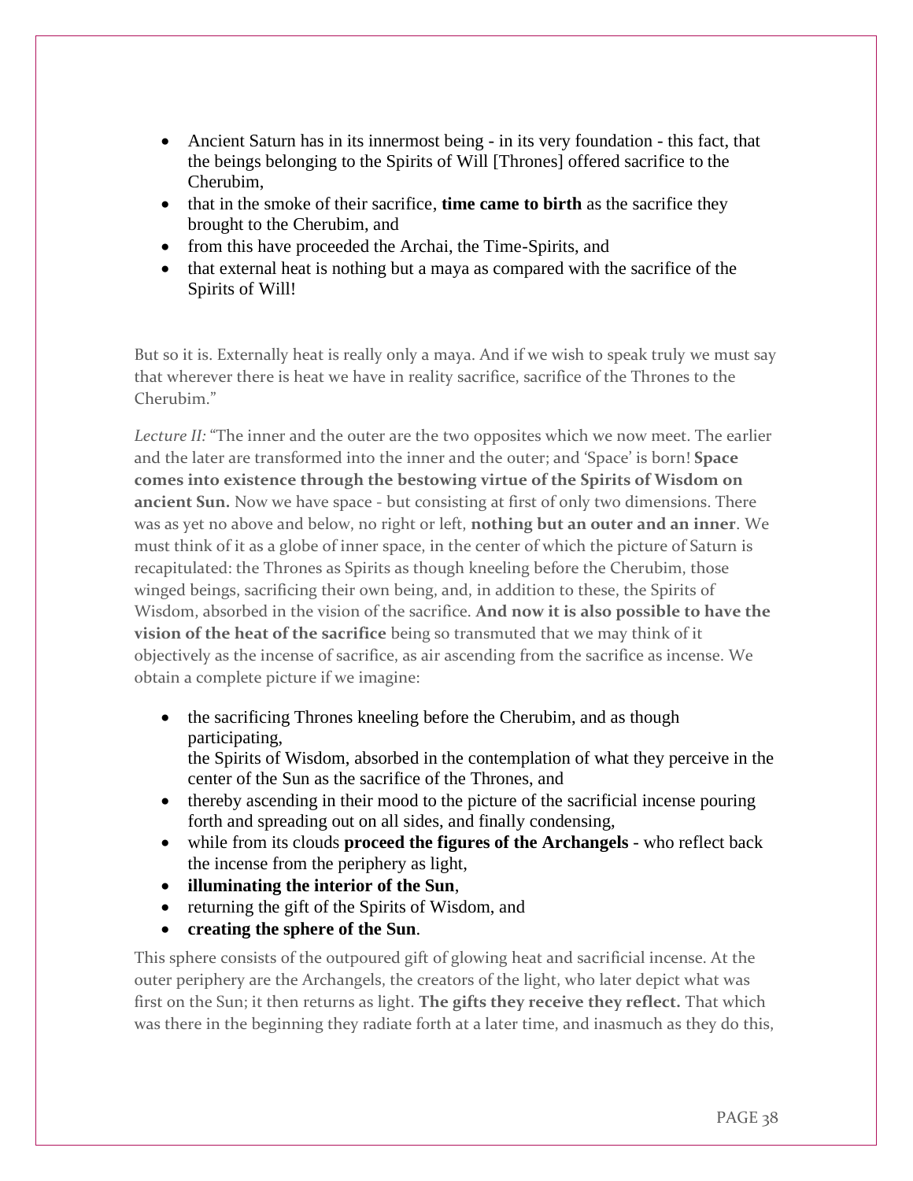- Ancient Saturn has in its innermost being - in its very foundation - this fact, that the beings belonging to the Spirits of Will [Thrones] offered sacrifice to the Cherubim,
- that in the smoke of their sacrifice, **time came to birth** as the sacrifice they brought to the Cherubim, and
- from this have proceeded the Archai, the Time-Spirits, and
- that external heat is nothing but a maya as compared with the sacrifice of the Spirits of Will!

But so it is. Externally heat is really only a maya. And if we wish to speak truly we must say that wherever there is heat we have in reality sacrifice, sacrifice of the Thrones to the Cherubim."

*Lecture II:* "The inner and the outer are the two opposites which we now meet. The earlier and the later are transformed into the inner and the outer; and 'Space' is born! **Space comes into existence through the bestowing virtue of the Spirits of Wisdom on ancient Sun.** Now we have space - but consisting at first of only two dimensions. There was as yet no above and below, no right or left, **nothing but an outer and an inner**. We must think of it as a globe of inner space, in the center of which the picture of Saturn is recapitulated: the Thrones as Spirits as though kneeling before the Cherubim, those winged beings, sacrificing their own being, and, in addition to these, the Spirits of Wisdom, absorbed in the vision of the sacrifice. **And now it is also possible to have the vision of the heat of the sacrifice** being so transmuted that we may think of it objectively as the incense of sacrifice, as air ascending from the sacrifice as incense. We obtain a complete picture if we imagine:

- the sacrificing Thrones kneeling before the Cherubim, and as though participating,
  the Spirits of Wisdom, absorbed in the contemplation of what they perceive in the center of the Sun as the sacrifice of the Thrones, and
- thereby ascending in their mood to the picture of the sacrificial incense pouring forth and spreading out on all sides, and finally condensing,
- while from its clouds **proceed the figures of the Archangels** - who reflect back the incense from the periphery as light,
- **illuminating the interior of the Sun**,
- returning the gift of the Spirits of Wisdom, and
- **creating the sphere of the Sun**.

This sphere consists of the outpoured gift of glowing heat and sacrificial incense. At the outer periphery are the Archangels, the creators of the light, who later depict what was first on the Sun; it then returns as light. **The gifts they receive they reflect.** That which was there in the beginning they radiate forth at a later time, and inasmuch as they do this,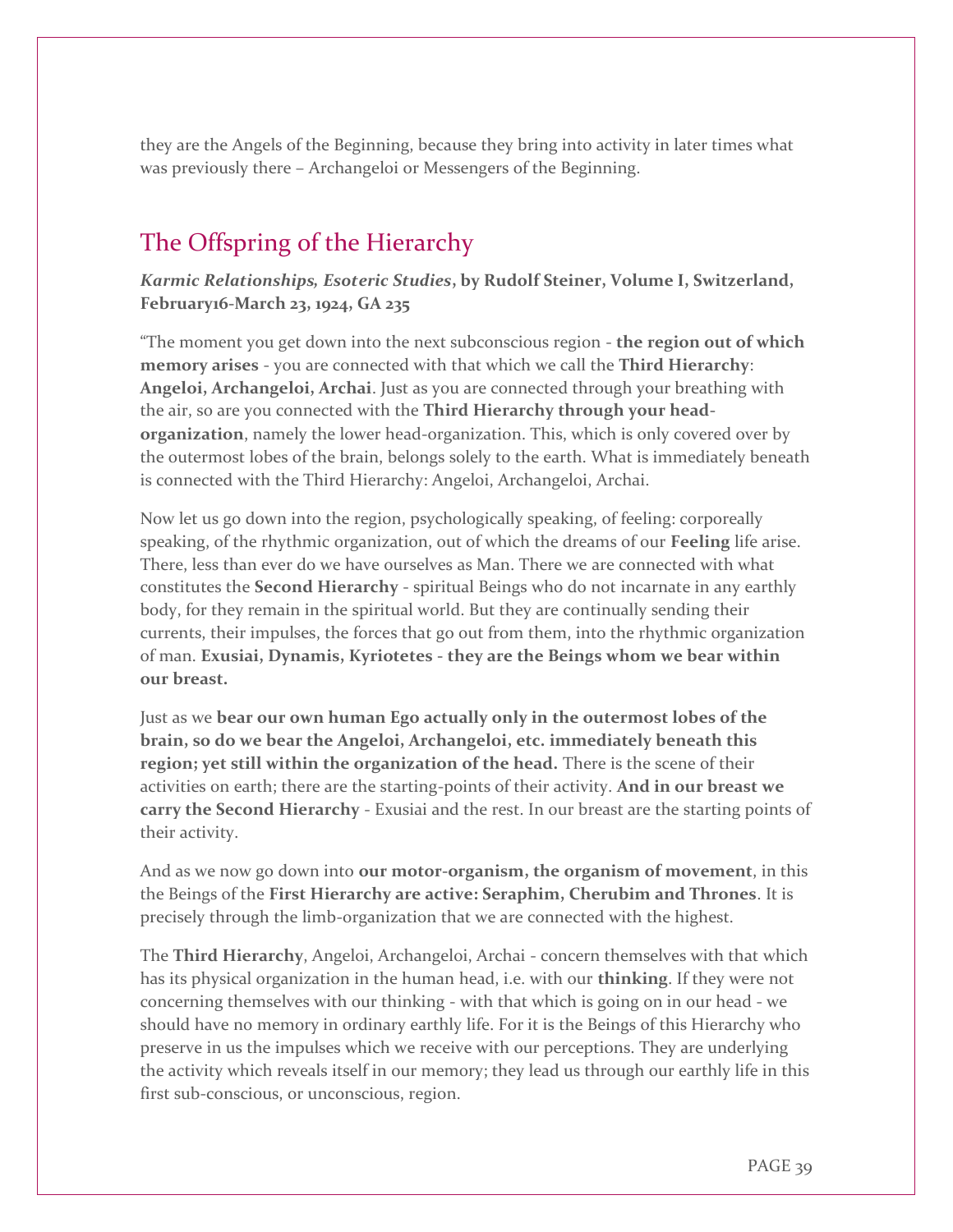they are the Angels of the Beginning, because they bring into activity in later times what was previously there – Archangeloi or Messengers of the Beginning.

## The Offspring of the Hierarchy

***Karmic Relationships, Esoteric Studies*, by Rudolf Steiner, Volume I, Switzerland, February16-March 23, 1924, GA 235**

"The moment you get down into the next subconscious region - **the region out of which memory arises** - you are connected with that which we call the **Third Hierarchy**: **Angeloi, Archangeloi, Archai**. Just as you are connected through your breathing with the air, so are you connected with the **Third Hierarchy through your head-organization**, namely the lower head-organization. This, which is only covered over by the outermost lobes of the brain, belongs solely to the earth. What is immediately beneath is connected with the Third Hierarchy: Angeloi, Archangeloi, Archai.

Now let us go down into the region, psychologically speaking, of feeling: corporeally speaking, of the rhythmic organization, out of which the dreams of our **Feeling** life arise. There, less than ever do we have ourselves as Man. There we are connected with what constitutes the **Second Hierarchy** - spiritual Beings who do not incarnate in any earthly body, for they remain in the spiritual world. But they are continually sending their currents, their impulses, the forces that go out from them, into the rhythmic organization of man. **Exusiai, Dynamis, Kyriotetes - they are the Beings whom we bear within our breast.**

Just as we **bear our own human Ego actually only in the outermost lobes of the brain, so do we bear the Angeloi, Archangeloi, etc. immediately beneath this region; yet still within the organization of the head.** There is the scene of their activities on earth; there are the starting-points of their activity. **And in our breast we carry the Second Hierarchy** - Exusiai and the rest. In our breast are the starting points of their activity.

And as we now go down into **our motor-organism, the organism of movement**, in this the Beings of the **First Hierarchy are active: Seraphim, Cherubim and Thrones**. It is precisely through the limb-organization that we are connected with the highest.

The **Third Hierarchy**, Angeloi, Archangeloi, Archai - concern themselves with that which has its physical organization in the human head, i.e. with our **thinking**. If they were not concerning themselves with our thinking - with that which is going on in our head - we should have no memory in ordinary earthly life. For it is the Beings of this Hierarchy who preserve in us the impulses which we receive with our perceptions. They are underlying the activity which reveals itself in our memory; they lead us through our earthly life in this first sub-conscious, or unconscious, region.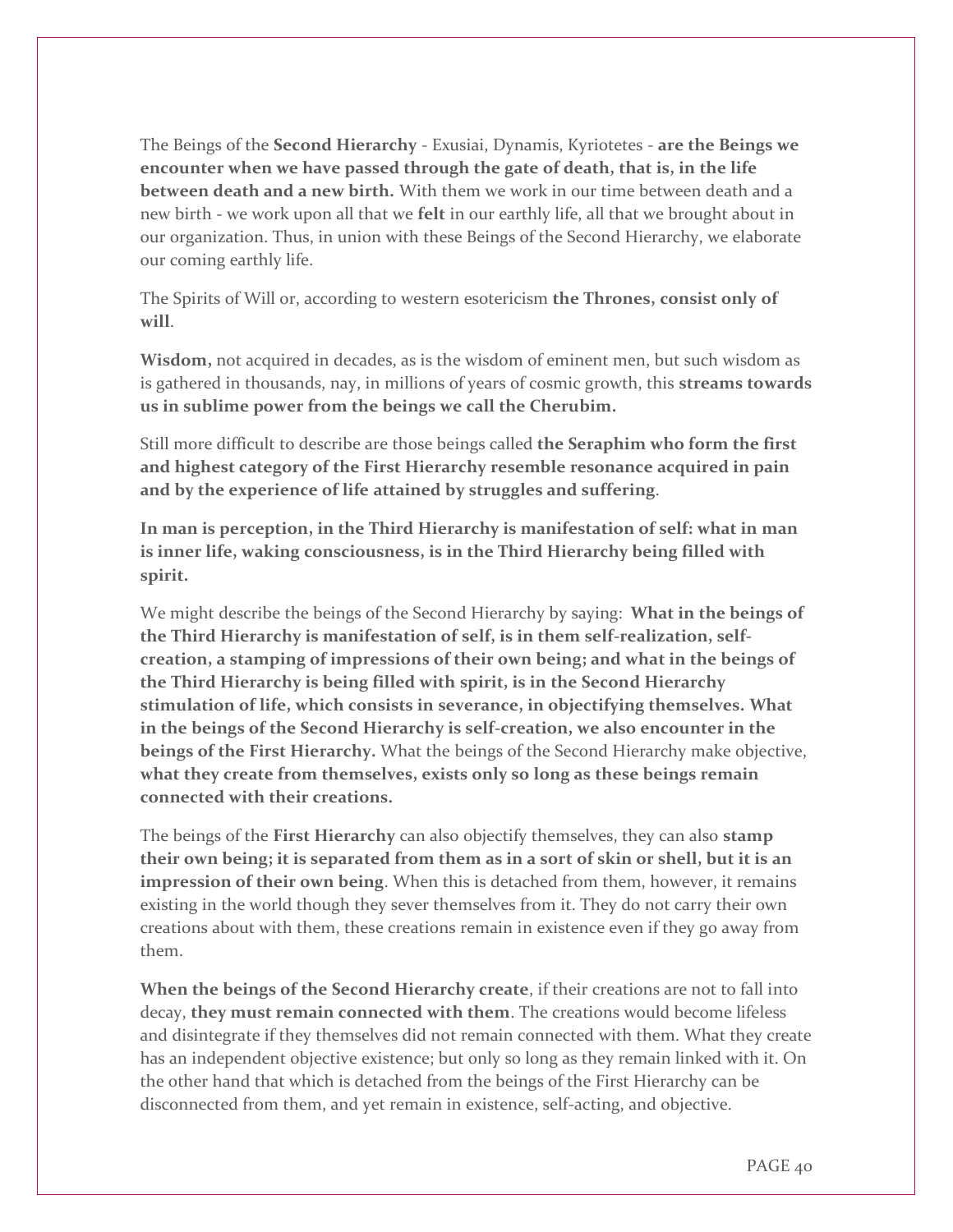The Beings of the **Second Hierarchy** - Exusiai, Dynamis, Kyriotetes - **are the Beings we encounter when we have passed through the gate of death, that is, in the life between death and a new birth.** With them we work in our time between death and a new birth - we work upon all that we **felt** in our earthly life, all that we brought about in our organization. Thus, in union with these Beings of the Second Hierarchy, we elaborate our coming earthly life.

The Spirits of Will or, according to western esotericism **the Thrones, consist only of will**.

**Wisdom,** not acquired in decades, as is the wisdom of eminent men, but such wisdom as is gathered in thousands, nay, in millions of years of cosmic growth, this **streams towards us in sublime power from the beings we call the Cherubim.**

Still more difficult to describe are those beings called **the Seraphim who form the first and highest category of the First Hierarchy resemble resonance acquired in pain and by the experience of life attained by struggles and suffering**.

**In man is perception, in the Third Hierarchy is manifestation of self: what in man is inner life, waking consciousness, is in the Third Hierarchy being filled with spirit.**

We might describe the beings of the Second Hierarchy by saying: **What in the beings of the Third Hierarchy is manifestation of self, is in them self-realization, self-creation, a stamping of impressions of their own being; and what in the beings of the Third Hierarchy is being filled with spirit, is in the Second Hierarchy stimulation of life, which consists in severance, in objectifying themselves. What in the beings of the Second Hierarchy is self-creation, we also encounter in the beings of the First Hierarchy.** What the beings of the Second Hierarchy make objective, **what they create from themselves, exists only so long as these beings remain connected with their creations.**

The beings of the **First Hierarchy** can also objectify themselves, they can also **stamp their own being; it is separated from them as in a sort of skin or shell, but it is an impression of their own being**. When this is detached from them, however, it remains existing in the world though they sever themselves from it. They do not carry their own creations about with them, these creations remain in existence even if they go away from them.

**When the beings of the Second Hierarchy create**, if their creations are not to fall into decay, **they must remain connected with them**. The creations would become lifeless and disintegrate if they themselves did not remain connected with them. What they create has an independent objective existence; but only so long as they remain linked with it. On the other hand that which is detached from the beings of the First Hierarchy can be disconnected from them, and yet remain in existence, self-acting, and objective.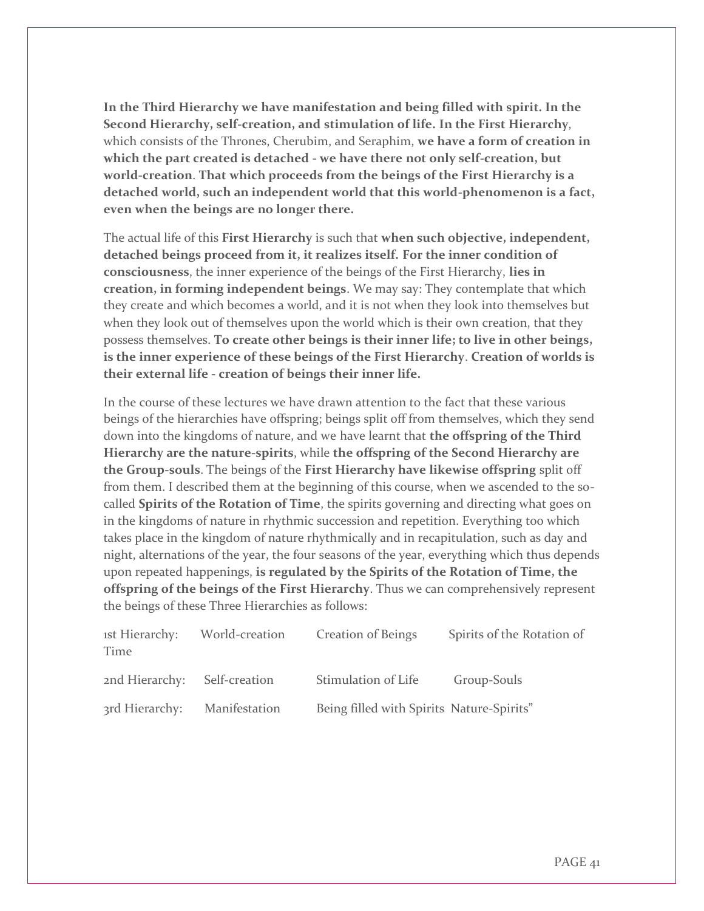**In the Third Hierarchy we have manifestation and being filled with spirit. In the Second Hierarchy, self-creation, and stimulation of life. In the First Hierarchy**, which consists of the Thrones, Cherubim, and Seraphim, **we have a form of creation in which the part created is detached - we have there not only self-creation, but world-creation**. **That which proceeds from the beings of the First Hierarchy is a detached world, such an independent world that this world-phenomenon is a fact, even when the beings are no longer there.**

The actual life of this **First Hierarchy** is such that **when such objective, independent, detached beings proceed from it, it realizes itself. For the inner condition of consciousness**, the inner experience of the beings of the First Hierarchy, **lies in creation, in forming independent beings**. We may say: They contemplate that which they create and which becomes a world, and it is not when they look into themselves but when they look out of themselves upon the world which is their own creation, that they possess themselves. **To create other beings is their inner life; to live in other beings, is the inner experience of these beings of the First Hierarchy**. **Creation of worlds is their external life - creation of beings their inner life.**

In the course of these lectures we have drawn attention to the fact that these various beings of the hierarchies have offspring; beings split off from themselves, which they send down into the kingdoms of nature, and we have learnt that **the offspring of the Third Hierarchy are the nature-spirits**, while **the offspring of the Second Hierarchy are the Group-souls**. The beings of the **First Hierarchy have likewise offspring** split off from them. I described them at the beginning of this course, when we ascended to the so-called **Spirits of the Rotation of Time**, the spirits governing and directing what goes on in the kingdoms of nature in rhythmic succession and repetition. Everything too which takes place in the kingdom of nature rhythmically and in recapitulation, such as day and night, alternations of the year, the four seasons of the year, everything which thus depends upon repeated happenings, **is regulated by the Spirits of the Rotation of Time, the offspring of the beings of the First Hierarchy**. Thus we can comprehensively represent the beings of these Three Hierarchies as follows:

| | | | |
|---|---|---|---|
| 1st Hierarchy: | World-creation | Creation of Beings | Spirits of the Rotation of Time |
| 2nd Hierarchy: | Self-creation | Stimulation of Life | Group-Souls |
| 3rd Hierarchy: | Manifestation | Being filled with Spirits | Nature-Spirits" |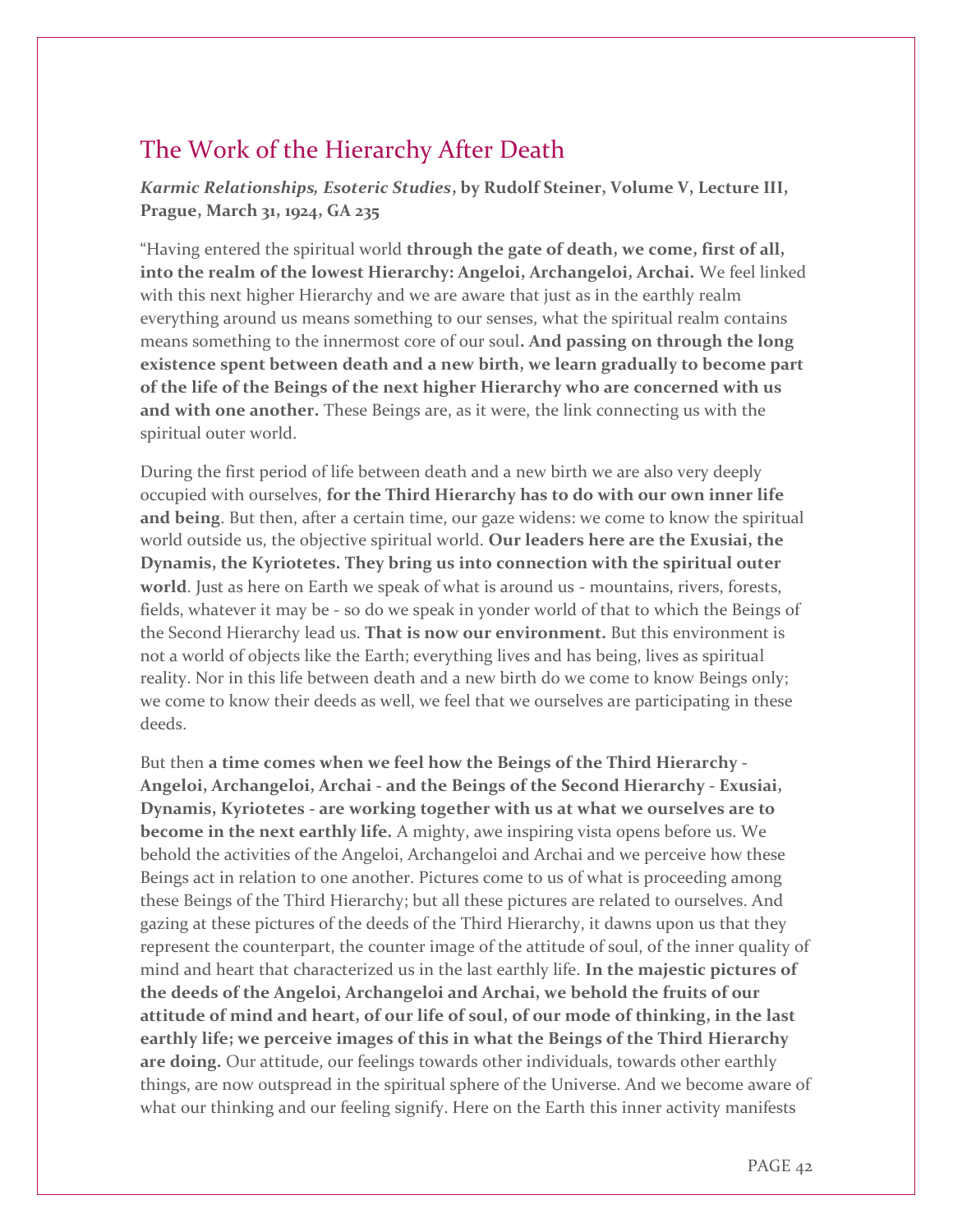## The Work of the Hierarchy After Death

***Karmic Relationships, Esoteric Studies*, by Rudolf Steiner, Volume V, Lecture III, Prague, March 31, 1924, GA 235**

"Having entered the spiritual world **through the gate of death, we come, first of all, into the realm of the lowest Hierarchy: Angeloi, Archangeloi, Archai.** We feel linked with this next higher Hierarchy and we are aware that just as in the earthly realm everything around us means something to our senses, what the spiritual realm contains means something to the innermost core of our soul**. And passing on through the long existence spent between death and a new birth, we learn gradually to become part of the life of the Beings of the next higher Hierarchy who are concerned with us and with one another.** These Beings are, as it were, the link connecting us with the spiritual outer world.

During the first period of life between death and a new birth we are also very deeply occupied with ourselves, **for the Third Hierarchy has to do with our own inner life and being**. But then, after a certain time, our gaze widens: we come to know the spiritual world outside us, the objective spiritual world. **Our leaders here are the Exusiai, the Dynamis, the Kyriotetes. They bring us into connection with the spiritual outer world**. Just as here on Earth we speak of what is around us - mountains, rivers, forests, fields, whatever it may be - so do we speak in yonder world of that to which the Beings of the Second Hierarchy lead us. **That is now our environment.** But this environment is not a world of objects like the Earth; everything lives and has being, lives as spiritual reality. Nor in this life between death and a new birth do we come to know Beings only; we come to know their deeds as well, we feel that we ourselves are participating in these deeds.

But then **a time comes when we feel how the Beings of the Third Hierarchy - Angeloi, Archangeloi, Archai - and the Beings of the Second Hierarchy - Exusiai, Dynamis, Kyriotetes - are working together with us at what we ourselves are to become in the next earthly life.** A mighty, awe inspiring vista opens before us. We behold the activities of the Angeloi, Archangeloi and Archai and we perceive how these Beings act in relation to one another. Pictures come to us of what is proceeding among these Beings of the Third Hierarchy; but all these pictures are related to ourselves. And gazing at these pictures of the deeds of the Third Hierarchy, it dawns upon us that they represent the counterpart, the counter image of the attitude of soul, of the inner quality of mind and heart that characterized us in the last earthly life. **In the majestic pictures of the deeds of the Angeloi, Archangeloi and Archai, we behold the fruits of our attitude of mind and heart, of our life of soul, of our mode of thinking, in the last earthly life; we perceive images of this in what the Beings of the Third Hierarchy are doing.** Our attitude, our feelings towards other individuals, towards other earthly things, are now outspread in the spiritual sphere of the Universe. And we become aware of what our thinking and our feeling signify. Here on the Earth this inner activity manifests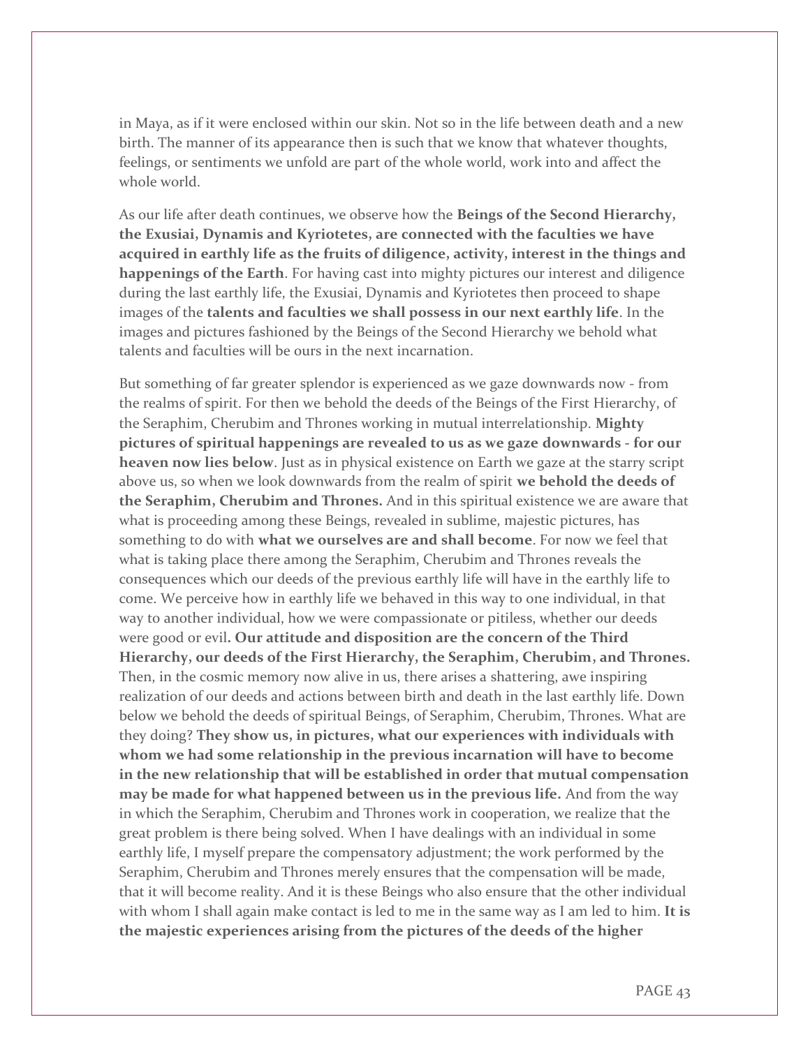in Maya, as if it were enclosed within our skin. Not so in the life between death and a new birth. The manner of its appearance then is such that we know that whatever thoughts, feelings, or sentiments we unfold are part of the whole world, work into and affect the whole world.

As our life after death continues, we observe how the **Beings of the Second Hierarchy, the Exusiai, Dynamis and Kyriotetes, are connected with the faculties we have acquired in earthly life as the fruits of diligence, activity, interest in the things and happenings of the Earth**. For having cast into mighty pictures our interest and diligence during the last earthly life, the Exusiai, Dynamis and Kyriotetes then proceed to shape images of the **talents and faculties we shall possess in our next earthly life**. In the images and pictures fashioned by the Beings of the Second Hierarchy we behold what talents and faculties will be ours in the next incarnation.

But something of far greater splendor is experienced as we gaze downwards now - from the realms of spirit. For then we behold the deeds of the Beings of the First Hierarchy, of the Seraphim, Cherubim and Thrones working in mutual interrelationship. **Mighty pictures of spiritual happenings are revealed to us as we gaze downwards - for our heaven now lies below**. Just as in physical existence on Earth we gaze at the starry script above us, so when we look downwards from the realm of spirit **we behold the deeds of the Seraphim, Cherubim and Thrones.** And in this spiritual existence we are aware that what is proceeding among these Beings, revealed in sublime, majestic pictures, has something to do with **what we ourselves are and shall become**. For now we feel that what is taking place there among the Seraphim, Cherubim and Thrones reveals the consequences which our deeds of the previous earthly life will have in the earthly life to come. We perceive how in earthly life we behaved in this way to one individual, in that way to another individual, how we were compassionate or pitiless, whether our deeds were good or evil**. Our attitude and disposition are the concern of the Third Hierarchy, our deeds of the First Hierarchy, the Seraphim, Cherubim, and Thrones.** Then, in the cosmic memory now alive in us, there arises a shattering, awe inspiring realization of our deeds and actions between birth and death in the last earthly life. Down below we behold the deeds of spiritual Beings, of Seraphim, Cherubim, Thrones. What are they doing? **They show us, in pictures, what our experiences with individuals with whom we had some relationship in the previous incarnation will have to become in the new relationship that will be established in order that mutual compensation may be made for what happened between us in the previous life.** And from the way in which the Seraphim, Cherubim and Thrones work in cooperation, we realize that the great problem is there being solved. When I have dealings with an individual in some earthly life, I myself prepare the compensatory adjustment; the work performed by the Seraphim, Cherubim and Thrones merely ensures that the compensation will be made, that it will become reality. And it is these Beings who also ensure that the other individual with whom I shall again make contact is led to me in the same way as I am led to him. **It is the majestic experiences arising from the pictures of the deeds of the higher**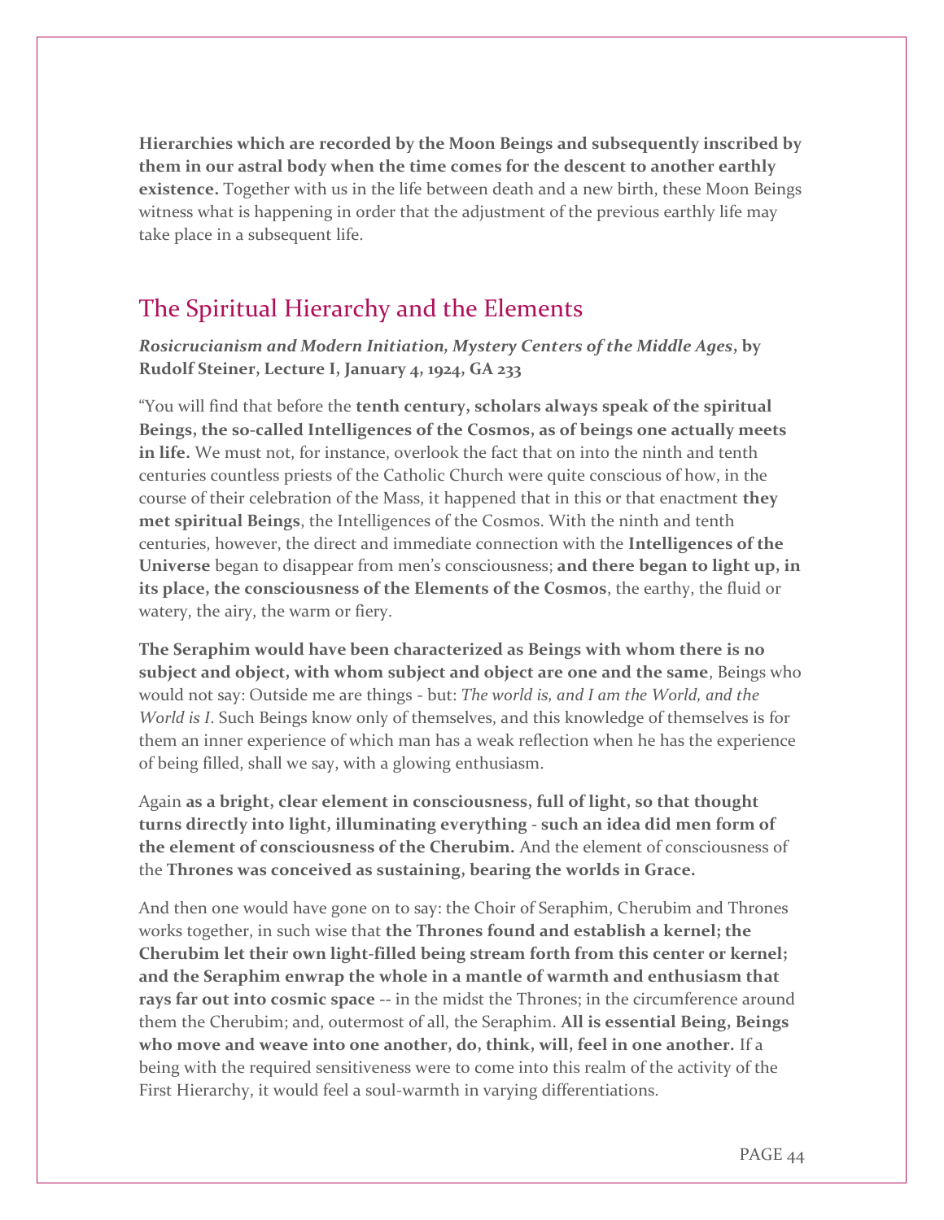**Hierarchies which are recorded by the Moon Beings and subsequently inscribed by them in our astral body when the time comes for the descent to another earthly existence.** Together with us in the life between death and a new birth, these Moon Beings witness what is happening in order that the adjustment of the previous earthly life may take place in a subsequent life.

## The Spiritual Hierarchy and the Elements

***Rosicrucianism and Modern Initiation, Mystery Centers of the Middle Ages*, by Rudolf Steiner, Lecture I, January 4, 1924, GA 233**

"You will find that before the **tenth century, scholars always speak of the spiritual Beings, the so-called Intelligences of the Cosmos, as of beings one actually meets in life.** We must not, for instance, overlook the fact that on into the ninth and tenth centuries countless priests of the Catholic Church were quite conscious of how, in the course of their celebration of the Mass, it happened that in this or that enactment **they met spiritual Beings**, the Intelligences of the Cosmos. With the ninth and tenth centuries, however, the direct and immediate connection with the **Intelligences of the Universe** began to disappear from men's consciousness; **and there began to light up, in its place, the consciousness of the Elements of the Cosmos**, the earthy, the fluid or watery, the airy, the warm or fiery.

**The Seraphim would have been characterized as Beings with whom there is no subject and object, with whom subject and object are one and the same**, Beings who would not say: Outside me are things - but: *The world is, and I am the World, and the World is I*. Such Beings know only of themselves, and this knowledge of themselves is for them an inner experience of which man has a weak reflection when he has the experience of being filled, shall we say, with a glowing enthusiasm.

Again **as a bright, clear element in consciousness, full of light, so that thought turns directly into light, illuminating everything - such an idea did men form of the element of consciousness of the Cherubim.** And the element of consciousness of the **Thrones was conceived as sustaining, bearing the worlds in Grace.**

And then one would have gone on to say: the Choir of Seraphim, Cherubim and Thrones works together, in such wise that **the Thrones found and establish a kernel; the Cherubim let their own light-filled being stream forth from this center or kernel; and the Seraphim enwrap the whole in a mantle of warmth and enthusiasm that rays far out into cosmic space** -- in the midst the Thrones; in the circumference around them the Cherubim; and, outermost of all, the Seraphim. **All is essential Being, Beings who move and weave into one another, do, think, will, feel in one another.** If a being with the required sensitiveness were to come into this realm of the activity of the First Hierarchy, it would feel a soul-warmth in varying differentiations.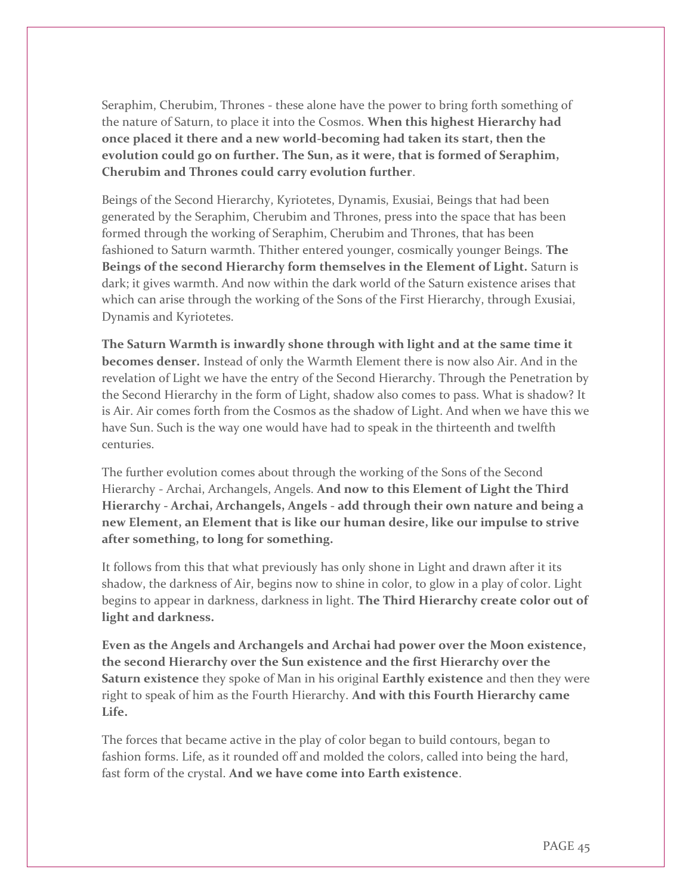Seraphim, Cherubim, Thrones - these alone have the power to bring forth something of the nature of Saturn, to place it into the Cosmos. **When this highest Hierarchy had once placed it there and a new world-becoming had taken its start, then the evolution could go on further. The Sun, as it were, that is formed of Seraphim, Cherubim and Thrones could carry evolution further**.

Beings of the Second Hierarchy, Kyriotetes, Dynamis, Exusiai, Beings that had been generated by the Seraphim, Cherubim and Thrones, press into the space that has been formed through the working of Seraphim, Cherubim and Thrones, that has been fashioned to Saturn warmth. Thither entered younger, cosmically younger Beings. **The Beings of the second Hierarchy form themselves in the Element of Light.** Saturn is dark; it gives warmth. And now within the dark world of the Saturn existence arises that which can arise through the working of the Sons of the First Hierarchy, through Exusiai, Dynamis and Kyriotetes.

**The Saturn Warmth is inwardly shone through with light and at the same time it becomes denser.** Instead of only the Warmth Element there is now also Air. And in the revelation of Light we have the entry of the Second Hierarchy. Through the Penetration by the Second Hierarchy in the form of Light, shadow also comes to pass. What is shadow? It is Air. Air comes forth from the Cosmos as the shadow of Light. And when we have this we have Sun. Such is the way one would have had to speak in the thirteenth and twelfth centuries.

The further evolution comes about through the working of the Sons of the Second Hierarchy - Archai, Archangels, Angels. **And now to this Element of Light the Third Hierarchy - Archai, Archangels, Angels - add through their own nature and being a new Element, an Element that is like our human desire, like our impulse to strive after something, to long for something.**

It follows from this that what previously has only shone in Light and drawn after it its shadow, the darkness of Air, begins now to shine in color, to glow in a play of color. Light begins to appear in darkness, darkness in light. **The Third Hierarchy create color out of light and darkness.**

**Even as the Angels and Archangels and Archai had power over the Moon existence, the second Hierarchy over the Sun existence and the first Hierarchy over the Saturn existence** they spoke of Man in his original **Earthly existence** and then they were right to speak of him as the Fourth Hierarchy. **And with this Fourth Hierarchy came Life.**

The forces that became active in the play of color began to build contours, began to fashion forms. Life, as it rounded off and molded the colors, called into being the hard, fast form of the crystal. **And we have come into Earth existence**.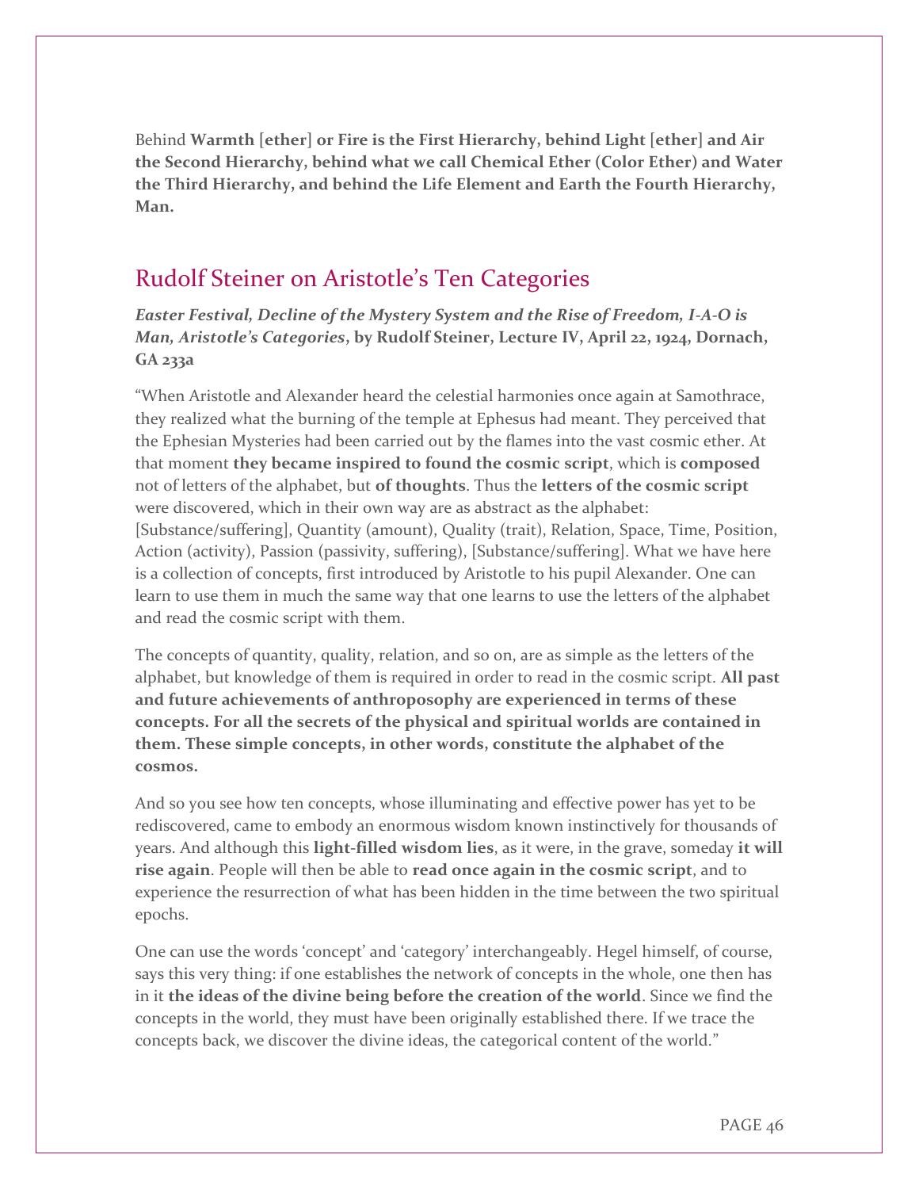Behind **Warmth [ether] or Fire is the First Hierarchy, behind Light [ether] and Air the Second Hierarchy, behind what we call Chemical Ether (Color Ether) and Water the Third Hierarchy, and behind the Life Element and Earth the Fourth Hierarchy, Man.**

## Rudolf Steiner on Aristotle's Ten Categories

***Easter Festival, Decline of the Mystery System and the Rise of Freedom, I-A-O is Man, Aristotle's Categories*, by Rudolf Steiner, Lecture IV, April 22, 1924, Dornach, GA 233a**

"When Aristotle and Alexander heard the celestial harmonies once again at Samothrace, they realized what the burning of the temple at Ephesus had meant. They perceived that the Ephesian Mysteries had been carried out by the flames into the vast cosmic ether. At that moment **they became inspired to found the cosmic script**, which is **composed** not of letters of the alphabet, but **of thoughts**. Thus the **letters of the cosmic script** were discovered, which in their own way are as abstract as the alphabet: [Substance/suffering], Quantity (amount), Quality (trait), Relation, Space, Time, Position, Action (activity), Passion (passivity, suffering), [Substance/suffering]. What we have here is a collection of concepts, first introduced by Aristotle to his pupil Alexander. One can learn to use them in much the same way that one learns to use the letters of the alphabet and read the cosmic script with them.

The concepts of quantity, quality, relation, and so on, are as simple as the letters of the alphabet, but knowledge of them is required in order to read in the cosmic script. **All past and future achievements of anthroposophy are experienced in terms of these concepts. For all the secrets of the physical and spiritual worlds are contained in them. These simple concepts, in other words, constitute the alphabet of the cosmos.**

And so you see how ten concepts, whose illuminating and effective power has yet to be rediscovered, came to embody an enormous wisdom known instinctively for thousands of years. And although this **light-filled wisdom lies**, as it were, in the grave, someday **it will rise again**. People will then be able to **read once again in the cosmic script**, and to experience the resurrection of what has been hidden in the time between the two spiritual epochs.

One can use the words 'concept' and 'category' interchangeably. Hegel himself, of course, says this very thing: if one establishes the network of concepts in the whole, one then has in it **the ideas of the divine being before the creation of the world**. Since we find the concepts in the world, they must have been originally established there. If we trace the concepts back, we discover the divine ideas, the categorical content of the world."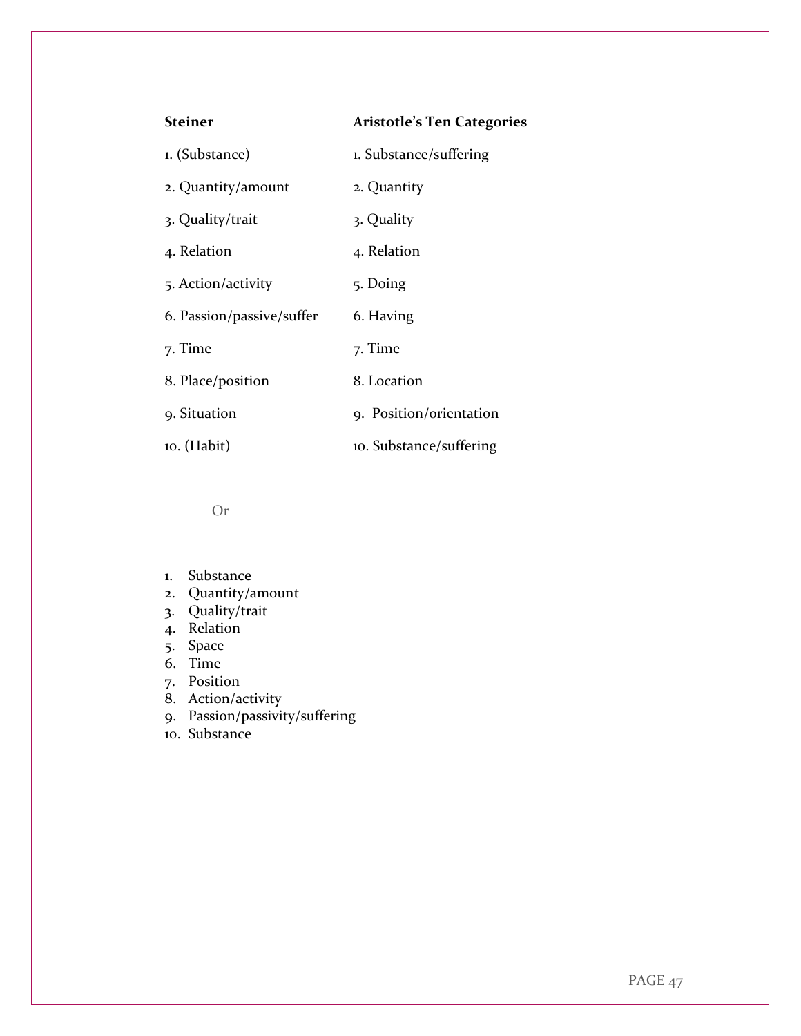| Steiner | Aristotle's Ten Categories |
| --- | --- |
| 1. (Substance) | 1. Substance/suffering |
| 2. Quantity/amount | 2. Quantity |
| 3. Quality/trait | 3. Quality |
| 4. Relation | 4. Relation |
| 5. Action/activity | 5. Doing |
| 6. Passion/passive/suffer | 6. Having |
| 7. Time | 7. Time |
| 8. Place/position | 8. Location |
| 9. Situation | 9. Position/orientation |
| 10. (Habit) | 10. Substance/suffering |

Or

1. Substance
2. Quantity/amount
3. Quality/trait
4. Relation
5. Space
6. Time
7. Position
8. Action/activity
9. Passion/passivity/suffering
10. Substance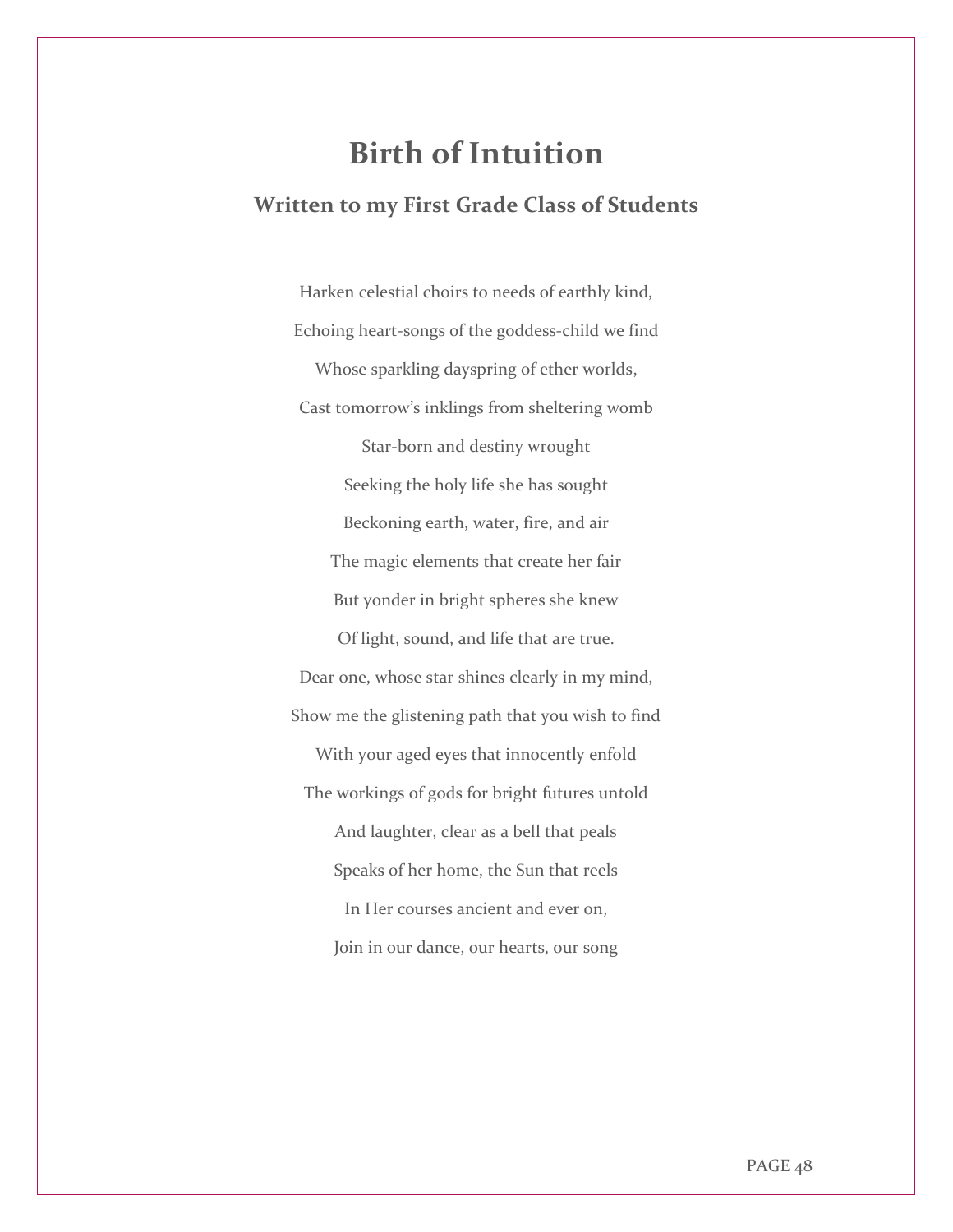# Birth of Intuition

## Written to my First Grade Class of Students

Harken celestial choirs to needs of earthly kind,

Echoing heart-songs of the goddess-child we find

Whose sparkling dayspring of ether worlds,

Cast tomorrow's inklings from sheltering womb

Star-born and destiny wrought

Seeking the holy life she has sought

Beckoning earth, water, fire, and air

The magic elements that create her fair

But yonder in bright spheres she knew

Of light, sound, and life that are true.

Dear one, whose star shines clearly in my mind,

Show me the glistening path that you wish to find

With your aged eyes that innocently enfold

The workings of gods for bright futures untold

And laughter, clear as a bell that peals

Speaks of her home, the Sun that reels

In Her courses ancient and ever on,

Join in our dance, our hearts, our song